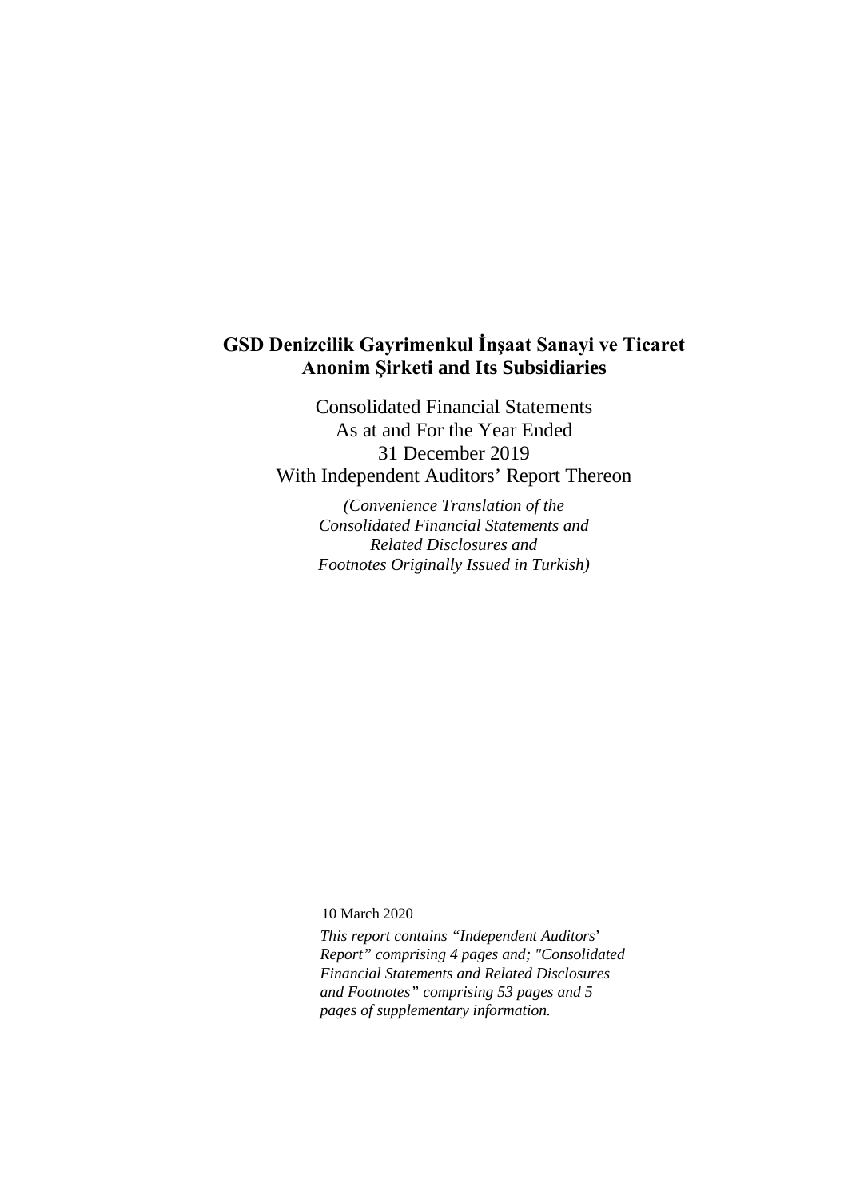# GSD Denizcilik Gayrimenkul İnşaat Sanayi ve Ticaret Anonim Şirketi and Its Subsidiaries

Consolidated Financial Statements
As at and For the Year Ended
31 December 2019
With Independent Auditors' Report Thereon

*(Convenience Translation of the Consolidated Financial Statements and Related Disclosures and Footnotes Originally Issued in Turkish)*

10 March 2020

*This report contains "Independent Auditors' Report" comprising 4 pages and; "Consolidated Financial Statements and Related Disclosures and Footnotes" comprising 53 pages and 5 pages of supplementary information.*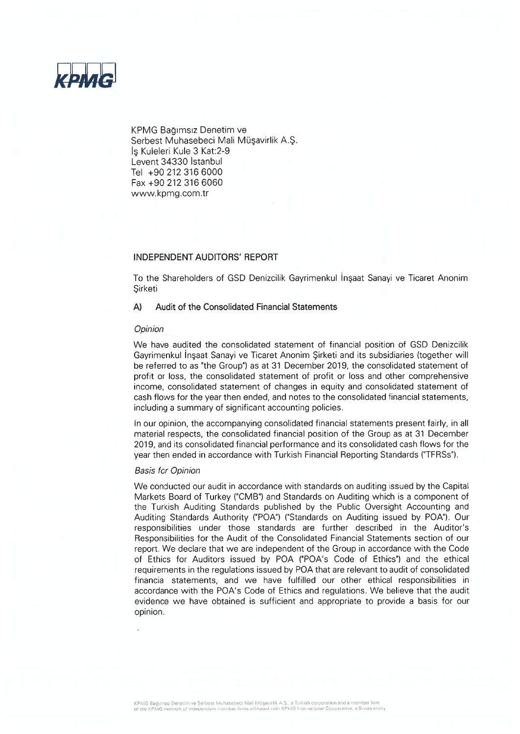KPMG Bağımsız Denetim ve
Serbest Muhasebeci Mali Müşavirlik A.Ş.
İş Kuleleri Kule 3 Kat:2-9
Levent 34330 İstanbul
Tel +90 212 316 6000
Fax +90 212 316 6060
www.kpmg.com.tr

## INDEPENDENT AUDITORS' REPORT

To the Shareholders of GSD Denizcilik Gayrimenkul İnşaat Sanayi ve Ticaret Anonim Şirketi

### A) Audit of the Consolidated Financial Statements

*Opinion*

We have audited the consolidated statement of financial position of GSD Denizcilik Gayrimenkul İnşaat Sanayi ve Ticaret Anonim Şirketi and its subsidiaries (together will be referred to as "the Group") as at 31 December 2019, the consolidated statement of profit or loss, the consolidated statement of profit or loss and other comprehensive income, consolidated statement of changes in equity and consolidated statement of cash flows for the year then ended, and notes to the consolidated financial statements, including a summary of significant accounting policies.

In our opinion, the accompanying consolidated financial statements present fairly, in all material respects, the consolidated financial position of the Group as at 31 December 2019, and its consolidated financial performance and its consolidated cash flows for the year then ended in accordance with Turkish Financial Reporting Standards ("TFRSs").

*Basis for Opinion*

We conducted our audit in accordance with standards on auditing issued by the Capital Markets Board of Turkey ("CMB") and Standards on Auditing which is a component of the Turkish Auditing Standards published by the Public Oversight Accounting and Auditing Standards Authority ("POA") ("Standards on Auditing issued by POA"). Our responsibilities under those standards are further described in the Auditor's Responsibilities for the Audit of the Consolidated Financial Statements section of our report. We declare that we are independent of the Group in accordance with the Code of Ethics for Auditors issued by POA ("POA's Code of Ethics") and the ethical requirements in the regulations issued by POA that are relevant to audit of consolidated financial statements, and we have fulfilled our other ethical responsibilities in accordance with the POA's Code of Ethics and regulations. We believe that the audit evidence we have obtained is sufficient and appropriate to provide a basis for our opinion.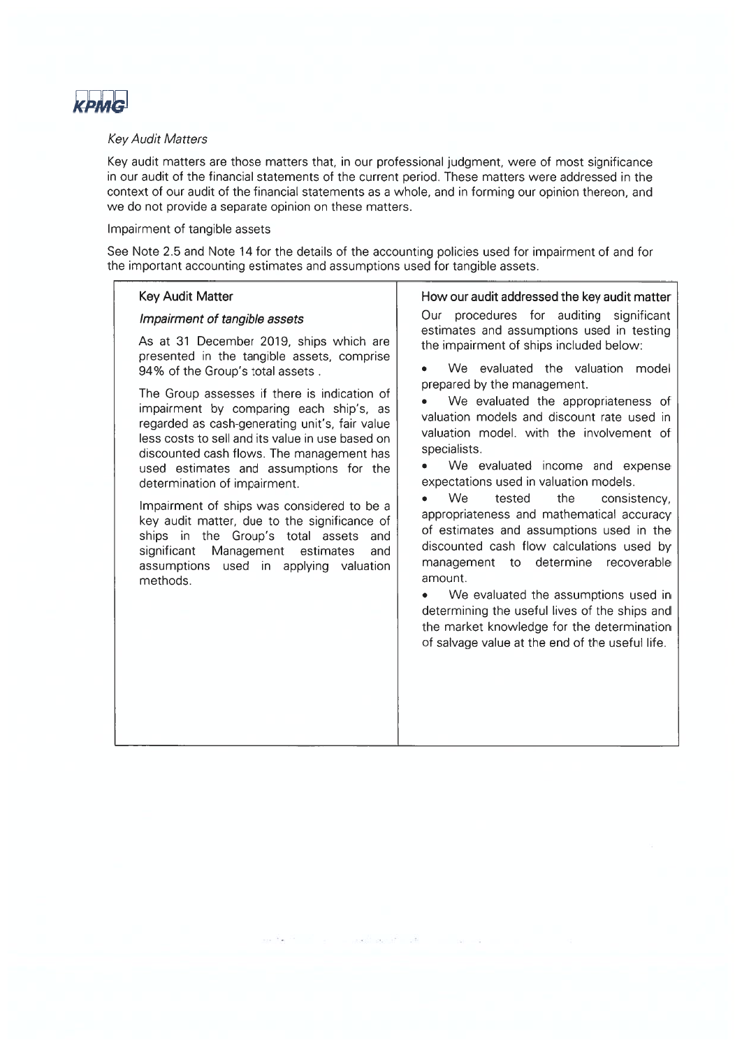*Key Audit Matters*

Key audit matters are those matters that, in our professional judgment, were of most significance in our audit of the financial statements of the current period. These matters were addressed in the context of our audit of the financial statements as a whole, and in forming our opinion thereon, and we do not provide a separate opinion on these matters.

Impairment of tangible assets

See Note 2.5 and Note 14 for the details of the accounting policies used for impairment of and for the important accounting estimates and assumptions used for tangible assets.

| Key Audit Matter | How our audit addressed the key audit matter |
|---|---|
| ***Impairment of tangible assets***<br><br>As at 31 December 2019, ships which are presented in the tangible assets, comprise 94% of the Group's total assets .<br><br>The Group assesses if there is indication of impairment by comparing each ship's, as regarded as cash-generating unit's, fair value less costs to sell and its value in use based on discounted cash flows. The management has used estimates and assumptions for the determination of impairment.<br><br>Impairment of ships was considered to be a key audit matter, due to the significance of ships in the Group's total assets and significant Management estimates and assumptions used in applying valuation methods. | Our procedures for auditing significant estimates and assumptions used in testing the impairment of ships included below:<br><br>• We evaluated the valuation model prepared by the management.<br>• We evaluated the appropriateness of valuation models and discount rate used in valuation model. with the involvement of specialists.<br>• We evaluated income and expense expectations used in valuation models.<br>• We tested the consistency, appropriateness and mathematical accuracy of estimates and assumptions used in the discounted cash flow calculations used by management to determine recoverable amount.<br>• We evaluated the assumptions used in determining the useful lives of the ships and the market knowledge for the determination of salvage value at the end of the useful life. |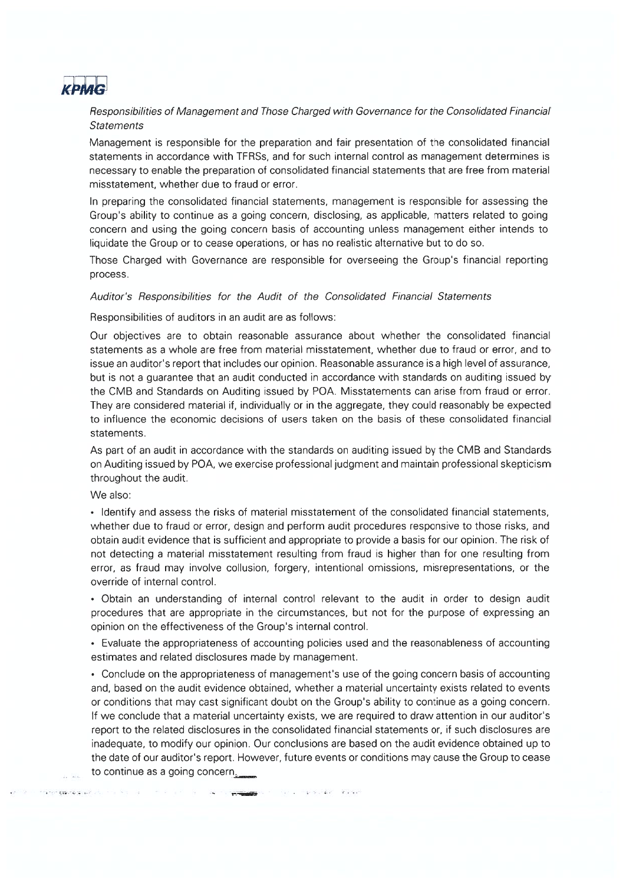*Responsibilities of Management and Those Charged with Governance for the Consolidated Financial Statements*

Management is responsible for the preparation and fair presentation of the consolidated financial statements in accordance with TFRSs, and for such internal control as management determines is necessary to enable the preparation of consolidated financial statements that are free from material misstatement, whether due to fraud or error.

In preparing the consolidated financial statements, management is responsible for assessing the Group's ability to continue as a going concern, disclosing, as applicable, matters related to going concern and using the going concern basis of accounting unless management either intends to liquidate the Group or to cease operations, or has no realistic alternative but to do so.

Those Charged with Governance are responsible for overseeing the Group's financial reporting process.

*Auditor's Responsibilities for the Audit of the Consolidated Financial Statements*

Responsibilities of auditors in an audit are as follows:

Our objectives are to obtain reasonable assurance about whether the consolidated financial statements as a whole are free from material misstatement, whether due to fraud or error, and to issue an auditor's report that includes our opinion. Reasonable assurance is a high level of assurance, but is not a guarantee that an audit conducted in accordance with standards on auditing issued by the CMB and Standards on Auditing issued by POA. Misstatements can arise from fraud or error. They are considered material if, individually or in the aggregate, they could reasonably be expected to influence the economic decisions of users taken on the basis of these consolidated financial statements.

As part of an audit in accordance with the standards on auditing issued by the CMB and Standards on Auditing issued by POA, we exercise professional judgment and maintain professional skepticism throughout the audit.

We also:

- Identify and assess the risks of material misstatement of the consolidated financial statements, whether due to fraud or error, design and perform audit procedures responsive to those risks, and obtain audit evidence that is sufficient and appropriate to provide a basis for our opinion. The risk of not detecting a material misstatement resulting from fraud is higher than for one resulting from error, as fraud may involve collusion, forgery, intentional omissions, misrepresentations, or the override of internal control.
- Obtain an understanding of internal control relevant to the audit in order to design audit procedures that are appropriate in the circumstances, but not for the purpose of expressing an opinion on the effectiveness of the Group's internal control.
- Evaluate the appropriateness of accounting policies used and the reasonableness of accounting estimates and related disclosures made by management.
- Conclude on the appropriateness of management's use of the going concern basis of accounting and, based on the audit evidence obtained, whether a material uncertainty exists related to events or conditions that may cast significant doubt on the Group's ability to continue as a going concern. If we conclude that a material uncertainty exists, we are required to draw attention in our auditor's report to the related disclosures in the consolidated financial statements or, if such disclosures are inadequate, to modify our opinion. Our conclusions are based on the audit evidence obtained up to the date of our auditor's report. However, future events or conditions may cause the Group to cease to continue as a going concern.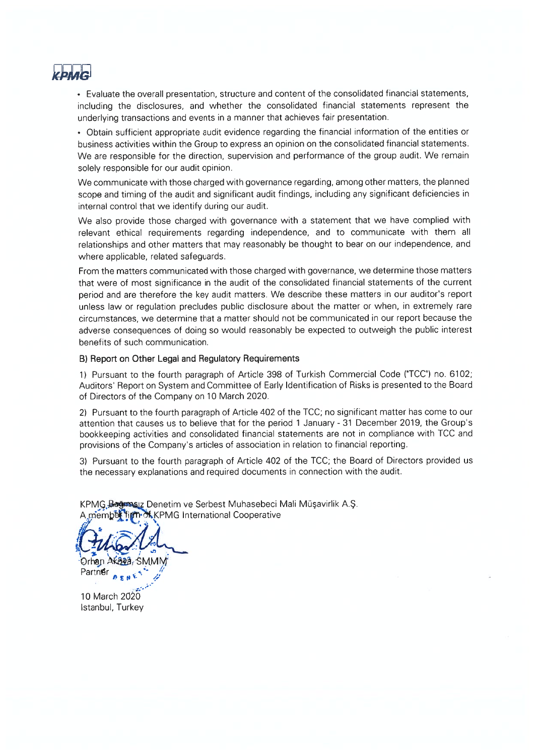- Evaluate the overall presentation, structure and content of the consolidated financial statements, including the disclosures, and whether the consolidated financial statements represent the underlying transactions and events in a manner that achieves fair presentation.
- Obtain sufficient appropriate audit evidence regarding the financial information of the entities or business activities within the Group to express an opinion on the consolidated financial statements. We are responsible for the direction, supervision and performance of the group audit. We remain solely responsible for our audit opinion.

We communicate with those charged with governance regarding, among other matters, the planned scope and timing of the audit and significant audit findings, including any significant deficiencies in internal control that we identify during our audit.

We also provide those charged with governance with a statement that we have complied with relevant ethical requirements regarding independence, and to communicate with them all relationships and other matters that may reasonably be thought to bear on our independence, and where applicable, related safeguards.

From the matters communicated with those charged with governance, we determine those matters that were of most significance in the audit of the consolidated financial statements of the current period and are therefore the key audit matters. We describe these matters in our auditor's report unless law or regulation precludes public disclosure about the matter or when, in extremely rare circumstances, we determine that a matter should not be communicated in our report because the adverse consequences of doing so would reasonably be expected to outweigh the public interest benefits of such communication.

### B) Report on Other Legal and Regulatory Requirements

1) Pursuant to the fourth paragraph of Article 398 of Turkish Commercial Code ("TCC") no. 6102; Auditors' Report on System and Committee of Early Identification of Risks is presented to the Board of Directors of the Company on 10 March 2020.

2) Pursuant to the fourth paragraph of Article 402 of the TCC; no significant matter has come to our attention that causes us to believe that for the period 1 January - 31 December 2019, the Group's bookkeeping activities and consolidated financial statements are not in compliance with TCC and provisions of the Company's articles of association in relation to financial reporting.

3) Pursuant to the fourth paragraph of Article 402 of the TCC; the Board of Directors provided us the necessary explanations and required documents in connection with the audit.

KPMG Bağımsız Denetim ve Serbest Muhasebeci Mali Müşavirlik A.Ş.
A member firm of KPMG International Cooperative

Orhan Akova, SMMM
Partner

10 March 2020
Istanbul, Turkey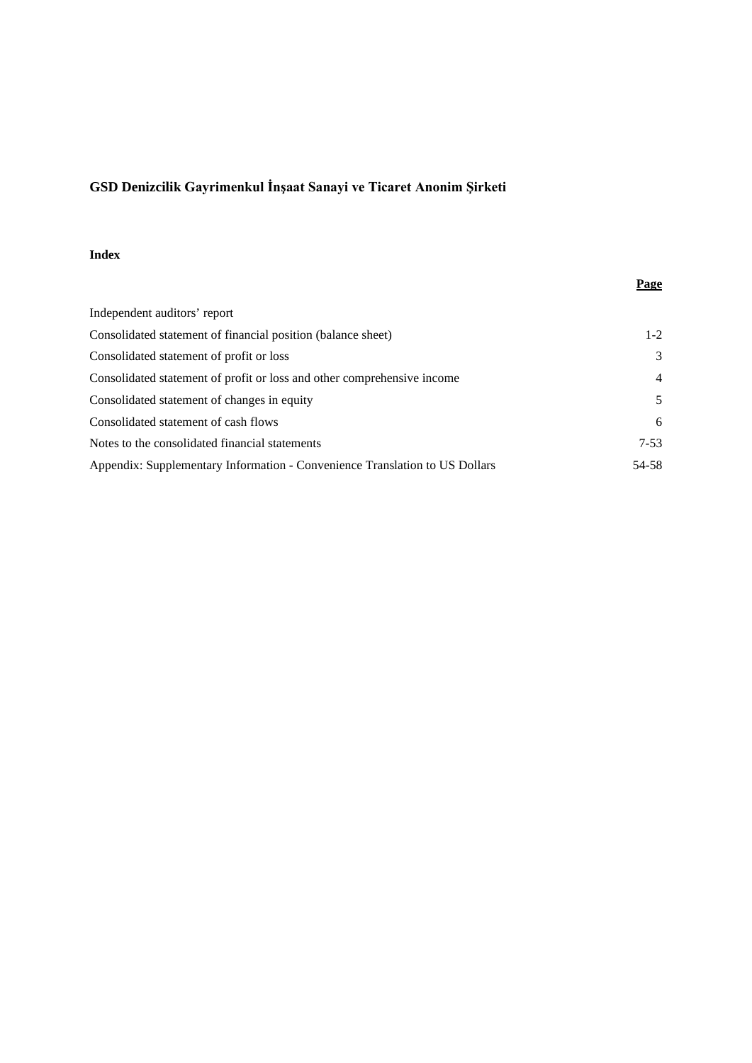**GSD Denizcilik Gayrimenkul İnşaat Sanayi ve Ticaret Anonim Şirketi**

**Index**

| | **Page** |
|---|---|
| Independent auditors' report | |
| Consolidated statement of financial position (balance sheet) | 1-2 |
| Consolidated statement of profit or loss | 3 |
| Consolidated statement of profit or loss and other comprehensive income | 4 |
| Consolidated statement of changes in equity | 5 |
| Consolidated statement of cash flows | 6 |
| Notes to the consolidated financial statements | 7-53 |
| Appendix: Supplementary Information - Convenience Translation to US Dollars | 54-58 |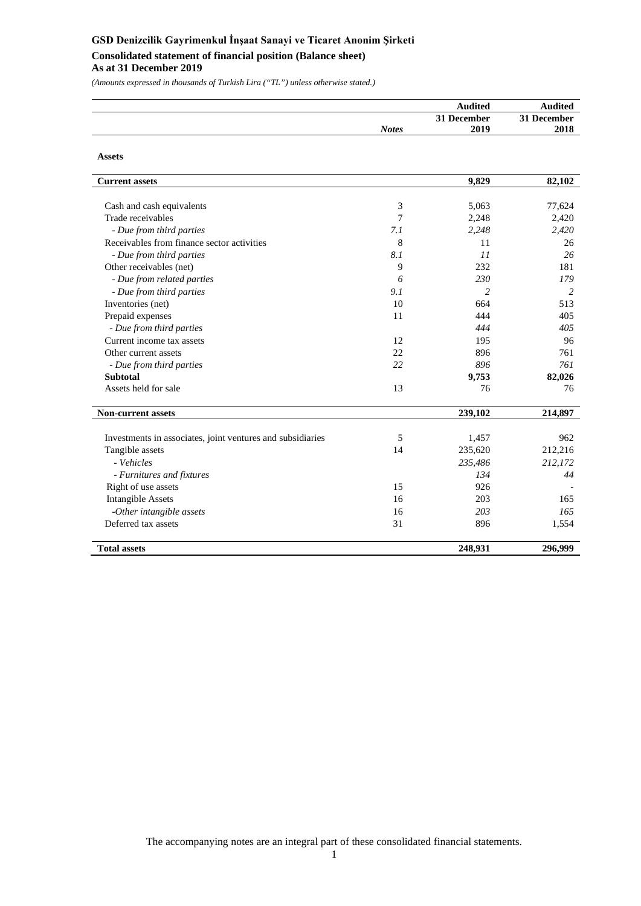# GSD Denizcilik Gayrimenkul İnşaat Sanayi ve Ticaret Anonim Şirketi

## Consolidated statement of financial position (Balance sheet)
## As at 31 December 2019

*(Amounts expressed in thousands of Turkish Lira ("TL") unless otherwise stated.)*

| | Notes | Audited 31 December 2019 | Audited 31 December 2018 |
|---|---|---|---|
| **Assets** | | | |
| **Current assets** | | **9,829** | **82,102** |
| Cash and cash equivalents | 3 | 5,063 | 77,624 |
| Trade receivables | 7 | 2,248 | 2,420 |
| *- Due from third parties* | *7.1* | *2,248* | *2,420* |
| Receivables from finance sector activities | 8 | 11 | 26 |
| *- Due from third parties* | *8.1* | *11* | *26* |
| Other receivables (net) | 9 | 232 | 181 |
| *- Due from related parties* | *6* | *230* | *179* |
| *- Due from third parties* | *9.1* | *2* | *2* |
| Inventories (net) | 10 | 664 | 513 |
| Prepaid expenses | 11 | 444 | 405 |
| *- Due from third parties* | | *444* | *405* |
| Current income tax assets | 12 | 195 | 96 |
| Other current assets | 22 | 896 | 761 |
| *- Due from third parties* | *22* | *896* | *761* |
| **Subtotal** | | **9,753** | **82,026** |
| Assets held for sale | 13 | 76 | 76 |
| **Non-current assets** | | **239,102** | **214,897** |
| Investments in associates, joint ventures and subsidiaries | 5 | 1,457 | 962 |
| Tangible assets | 14 | 235,620 | 212,216 |
| *- Vehicles* | | *235,486* | *212,172* |
| *- Furnitures and fixtures* | | *134* | *44* |
| Right of use assets | 15 | 926 | - |
| Intangible Assets | 16 | 203 | 165 |
| *-Other intangible assets* | *16* | *203* | *165* |
| Deferred tax assets | 31 | 896 | 1,554 |
| **Total assets** | | **248,931** | **296,999** |

The accompanying notes are an integral part of these consolidated financial statements.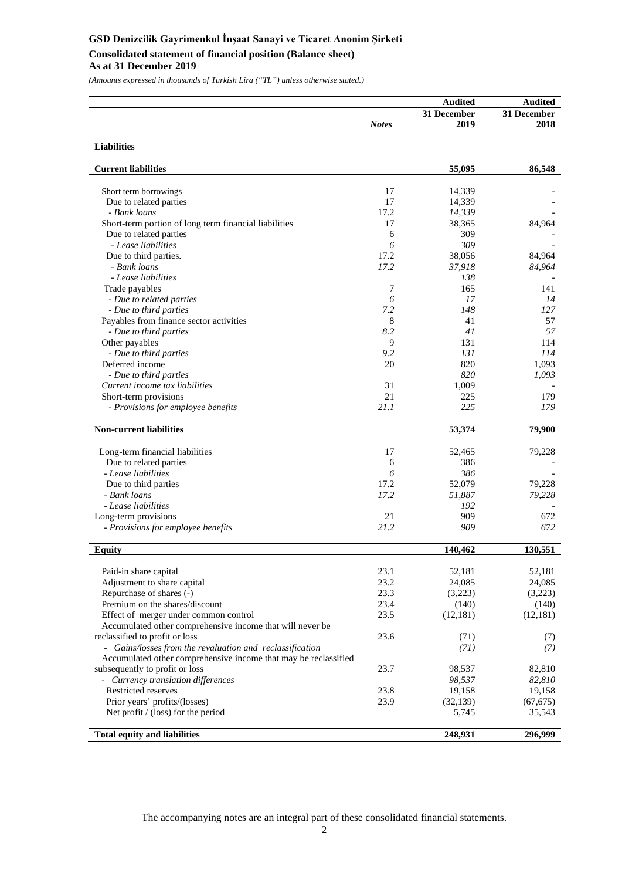**GSD Denizcilik Gayrimenkul İnşaat Sanayi ve Ticaret Anonim Şirketi**

**Consolidated statement of financial position (Balance sheet)**
**As at 31 December 2019**

*(Amounts expressed in thousands of Turkish Lira ("TL") unless otherwise stated.)*

| | Notes | Audited 31 December 2019 | Audited 31 December 2018 |
|---|---|---|---|
| **Liabilities** | | | |
| **Current liabilities** | | **55,095** | **86,548** |
| Short term borrowings | 17 | 14,339 | - |
| Due to related parties | 17 | 14,339 | - |
| *- Bank loans* | 17.2 | *14,339* | - |
| Short-term portion of long term financial liabilities | 17 | 38,365 | 84,964 |
| Due to related parties | 6 | 309 | - |
| *- Lease liabilities* | *6* | *309* | - |
| Due to third parties. | 17.2 | 38,056 | 84,964 |
| *- Bank loans* | *17.2* | *37,918* | *84,964* |
| *- Lease liabilities* | | *138* | - |
| Trade payables | 7 | 165 | 141 |
| *- Due to related parties* | *6* | *17* | *14* |
| *- Due to third parties* | *7.2* | *148* | *127* |
| Payables from finance sector activities | 8 | 41 | 57 |
| *- Due to third parties* | *8.2* | *41* | *57* |
| Other payables | 9 | 131 | 114 |
| *- Due to third parties* | *9.2* | *131* | *114* |
| Deferred income | 20 | 820 | 1,093 |
| *- Due to third parties* | | *820* | *1,093* |
| *Current income tax liabilities* | 31 | 1,009 | - |
| Short-term provisions | 21 | 225 | 179 |
| *- Provisions for employee benefits* | *21.1* | *225* | *179* |
| **Non-current liabilities** | | **53,374** | **79,900** |
| Long-term financial liabilities | 17 | 52,465 | 79,228 |
| Due to related parties | 6 | 386 | - |
| *- Lease liabilities* | *6* | *386* | - |
| Due to third parties | 17.2 | 52,079 | 79,228 |
| *- Bank loans* | *17.2* | *51,887* | *79,228* |
| *- Lease liabilities* | | *192* | - |
| Long-term provisions | 21 | 909 | 672 |
| *- Provisions for employee benefits* | *21.2* | *909* | *672* |
| **Equity** | | **140,462** | **130,551** |
| Paid-in share capital | 23.1 | 52,181 | 52,181 |
| Adjustment to share capital | 23.2 | 24,085 | 24,085 |
| Repurchase of shares (-) | 23.3 | (3,223) | (3,223) |
| Premium on the shares/discount | 23.4 | (140) | (140) |
| Effect of merger under common control | 23.5 | (12,181) | (12,181) |
| Accumulated other comprehensive income that will never be reclassified to profit or loss | 23.6 | (71) | (7) |
| *- Gains/losses from the revaluation and reclassification* | | *(71)* | *(7)* |
| Accumulated other comprehensive income that may be reclassified subsequently to profit or loss | 23.7 | 98,537 | 82,810 |
| *- Currency translation differences* | | *98,537* | *82,810* |
| Restricted reserves | 23.8 | 19,158 | 19,158 |
| Prior years' profits/(losses) | 23.9 | (32,139) | (67,675) |
| Net profit / (loss) for the period | | 5,745 | 35,543 |
| **Total equity and liabilities** | | **248,931** | **296,999** |

The accompanying notes are an integral part of these consolidated financial statements.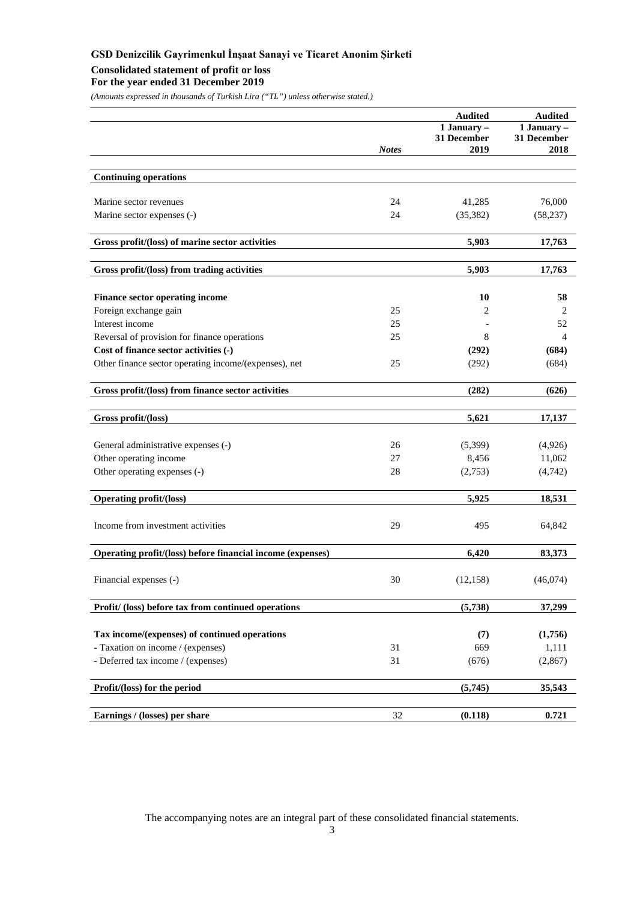# GSD Denizcilik Gayrimenkul İnşaat Sanayi ve Ticaret Anonim Şirketi

## Consolidated statement of profit or loss

### For the year ended 31 December 2019

*(Amounts expressed in thousands of Turkish Lira ("TL") unless otherwise stated.)*

| | Notes | Audited 1 January – 31 December 2019 | Audited 1 January – 31 December 2018 |
|---|---|---|---|
| **Continuing operations** | | | |
| Marine sector revenues | 24 | 41,285 | 76,000 |
| Marine sector expenses (-) | 24 | (35,382) | (58,237) |
| **Gross profit/(loss) of marine sector activities** | | **5,903** | **17,763** |
| **Gross profit/(loss) from trading activities** | | **5,903** | **17,763** |
| **Finance sector operating income** | | **10** | **58** |
| Foreign exchange gain | 25 | 2 | 2 |
| Interest income | 25 | - | 52 |
| Reversal of provision for finance operations | 25 | 8 | 4 |
| **Cost of finance sector activities (-)** | | **(292)** | **(684)** |
| Other finance sector operating income/(expenses), net | 25 | (292) | (684) |
| **Gross profit/(loss) from finance sector activities** | | **(282)** | **(626)** |
| **Gross profit/(loss)** | | **5,621** | **17,137** |
| General administrative expenses (-) | 26 | (5,399) | (4,926) |
| Other operating income | 27 | 8,456 | 11,062 |
| Other operating expenses (-) | 28 | (2,753) | (4,742) |
| **Operating profit/(loss)** | | **5,925** | **18,531** |
| Income from investment activities | 29 | 495 | 64,842 |
| **Operating profit/(loss) before financial income (expenses)** | | **6,420** | **83,373** |
| Financial expenses (-) | 30 | (12,158) | (46,074) |
| **Profit/ (loss) before tax from continued operations** | | **(5,738)** | **37,299** |
| **Tax income/(expenses) of continued operations** | | **(7)** | **(1,756)** |
| - Taxation on income / (expenses) | 31 | 669 | 1,111 |
| - Deferred tax income / (expenses) | 31 | (676) | (2,867) |
| **Profit/(loss) for the period** | | **(5,745)** | **35,543** |
| **Earnings / (losses) per share** | 32 | **(0.118)** | **0.721** |

The accompanying notes are an integral part of these consolidated financial statements.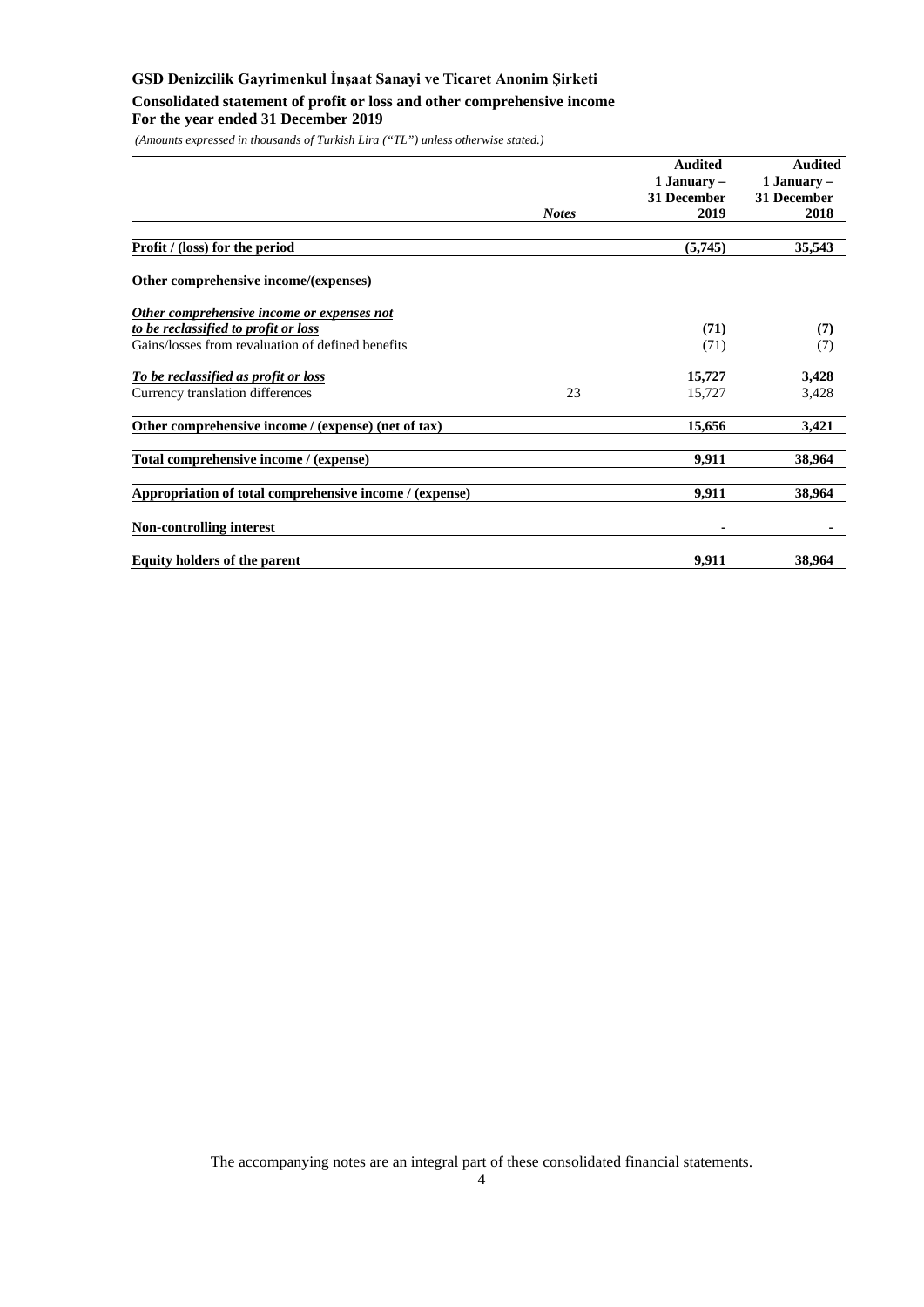**GSD Denizcilik Gayrimenkul İnşaat Sanayi ve Ticaret Anonim Şirketi**

**Consolidated statement of profit or loss and other comprehensive income**
**For the year ended 31 December 2019**

*(Amounts expressed in thousands of Turkish Lira ("TL") unless otherwise stated.)*

| | *Notes* | **Audited 1 January – 31 December 2019** | **Audited 1 January – 31 December 2018** |
|---|---|---|---|
| **Profit / (loss) for the period** | | **(5,745)** | **35,543** |
| **Other comprehensive income/(expenses)** | | | |
| ***Other comprehensive income or expenses not to be reclassified to profit or loss*** | | **(71)** | **(7)** |
| Gains/losses from revaluation of defined benefits | | (71) | (7) |
| ***To be reclassified as profit or loss*** | | **15,727** | **3,428** |
| Currency translation differences | 23 | 15,727 | 3,428 |
| **Other comprehensive income / (expense) (net of tax)** | | **15,656** | **3,421** |
| **Total comprehensive income / (expense)** | | **9,911** | **38,964** |
| **Appropriation of total comprehensive income / (expense)** | | **9,911** | **38,964** |
| **Non-controlling interest** | | **-** | **-** |
| **Equity holders of the parent** | | **9,911** | **38,964** |

The accompanying notes are an integral part of these consolidated financial statements.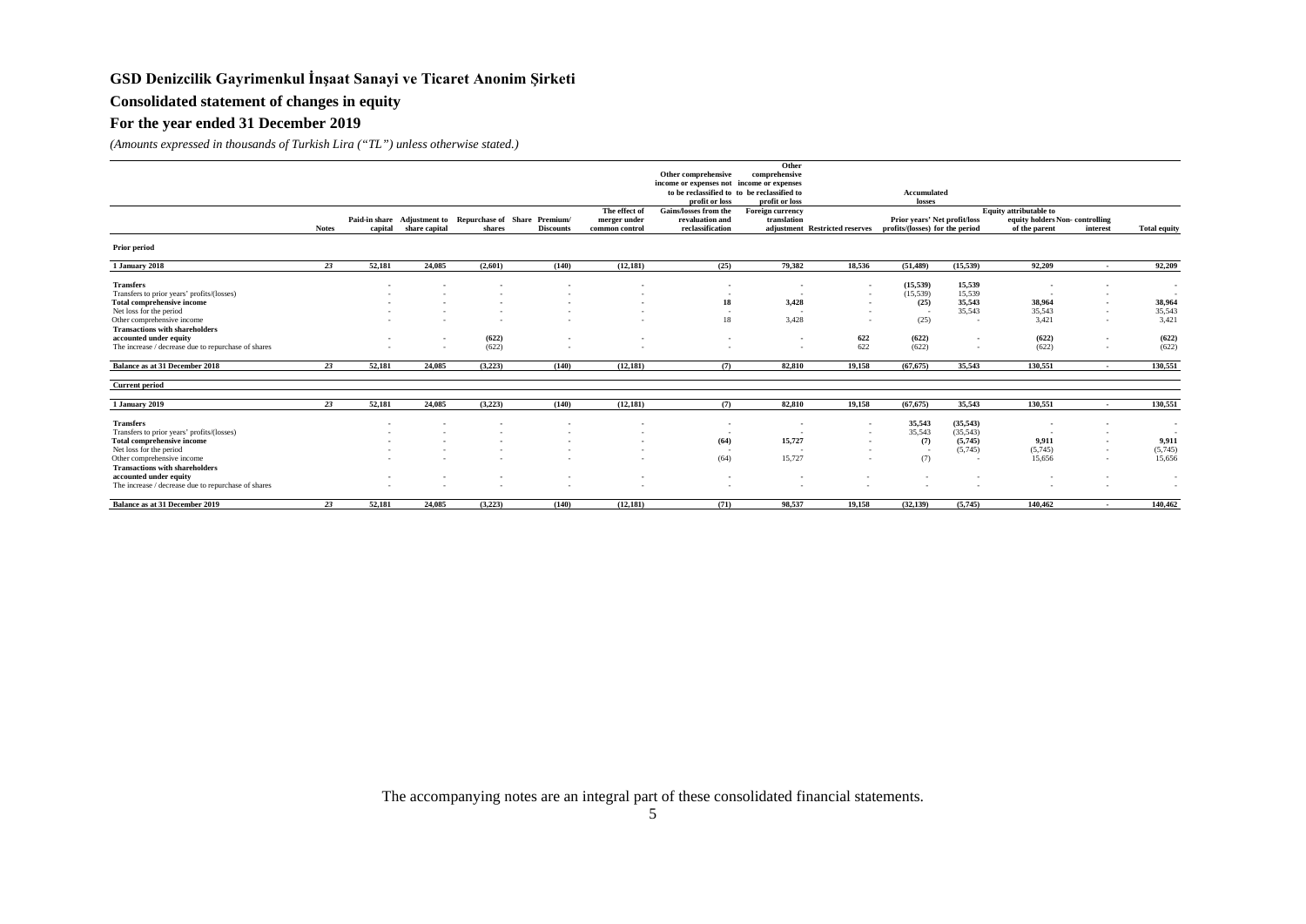# GSD Denizcilik Gayrimenkul İnşaat Sanayi ve Ticaret Anonim Şirketi

## Consolidated statement of changes in equity

## For the year ended 31 December 2019

*(Amounts expressed in thousands of Turkish Lira ("TL") unless otherwise stated.)*

| | | | | | | | Other comprehensive income or expenses not to be reclassified to profit or loss | Other comprehensive income or expenses to be reclassified to profit or loss | | Accumulated losses | | | | |
|---|---|---|---|---|---|---|---|---|---|---|---|---|---|---|
| | Notes | Paid-in share capital | Adjustment to share capital | Repurchase of shares | Share Premium/ Discounts | The effect of merger under common control | Gains/losses from the revaluation and reclassification | Foreign currency translation adjustment | Restricted reserves | Prior years' profits/(losses) | Net profit/loss for the period | Equity attributable to equity holders of the parent | Non- controlling interest | Total equity |
| **Prior period** | | | | | | | | | | | | | | |
| **1 January 2018** | *23* | **52,181** | **24,085** | **(2,601)** | **(140)** | **(12,181)** | **(25)** | **79,382** | **18,536** | **(51,489)** | **(15,539)** | **92,209** | **-** | **92,209** |
| **Transfers** | | - | - | - | - | - | - | - | - | **(15,539)** | **15,539** | - | - | - |
| Transfers to prior years' profits/(losses) | | - | - | - | - | - | - | - | - | (15,539) | 15,539 | - | - | - |
| **Total comprehensive income** | | - | - | - | - | - | **18** | **3,428** | - | **(25)** | **35,543** | **38,964** | - | **38,964** |
| Net loss for the period | | - | - | - | - | - | - | - | - | - | 35,543 | 35,543 | - | 35,543 |
| Other comprehensive income | | - | - | - | - | - | 18 | 3,428 | - | (25) | - | 3,421 | - | 3,421 |
| **Transactions with shareholders accounted under equity** | | - | - | **(622)** | - | - | - | - | **622** | **(622)** | - | **(622)** | - | **(622)** |
| The increase / decrease due to repurchase of shares | | - | - | (622) | - | - | - | - | 622 | (622) | - | (622) | - | (622) |
| **Balance as at 31 December 2018** | *23* | **52,181** | **24,085** | **(3,223)** | **(140)** | **(12,181)** | **(7)** | **82,810** | **19,158** | **(67,675)** | **35,543** | **130,551** | **-** | **130,551** |
| **Current period** | | | | | | | | | | | | | | |
| **1 January 2019** | *23* | **52,181** | **24,085** | **(3,223)** | **(140)** | **(12,181)** | **(7)** | **82,810** | **19,158** | **(67,675)** | **35,543** | **130,551** | **-** | **130,551** |
| **Transfers** | | - | - | - | - | - | - | - | - | **35,543** | **(35,543)** | - | - | - |
| Transfers to prior years' profits/(losses) | | - | - | - | - | - | - | - | - | 35,543 | (35,543) | - | - | - |
| **Total comprehensive income** | | - | - | - | - | - | **(64)** | **15,727** | - | **(7)** | **(5,745)** | **9,911** | - | **9,911** |
| Net loss for the period | | - | - | - | - | - | - | - | - | - | (5,745) | (5,745) | - | (5,745) |
| Other comprehensive income | | - | - | - | - | - | (64) | 15,727 | - | (7) | - | 15,656 | - | 15,656 |
| **Transactions with shareholders accounted under equity** | | - | - | - | - | - | - | - | - | - | - | - | - | - |
| The increase / decrease due to repurchase of shares | | - | - | - | - | - | - | - | - | - | - | - | - | - |
| **Balance as at 31 December 2019** | *23* | **52,181** | **24,085** | **(3,223)** | **(140)** | **(12,181)** | **(71)** | **98,537** | **19,158** | **(32,139)** | **(5,745)** | **140,462** | **-** | **140,462** |

The accompanying notes are an integral part of these consolidated financial statements.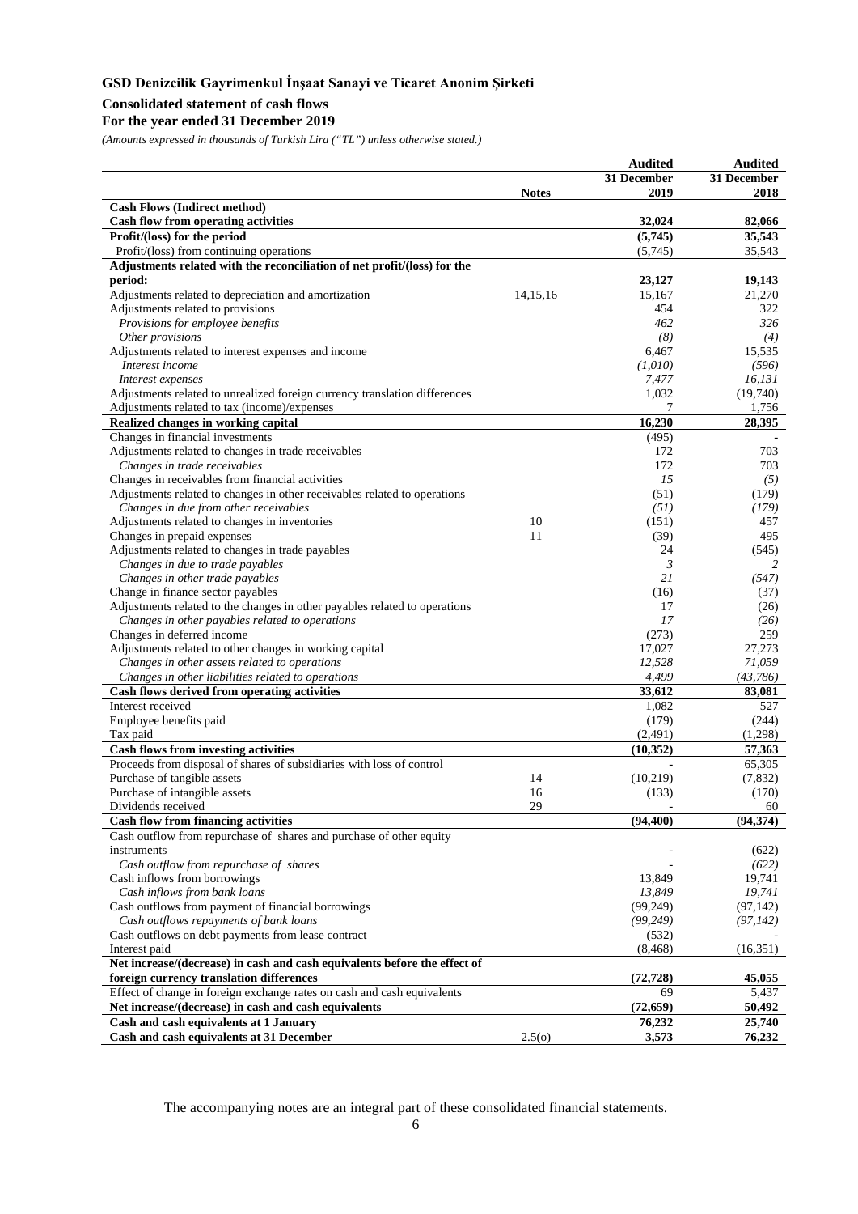**GSD Denizcilik Gayrimenkul İnşaat Sanayi ve Ticaret Anonim Şirketi**

**Consolidated statement of cash flows**

**For the year ended 31 December 2019**

*(Amounts expressed in thousands of Turkish Lira ("TL") unless otherwise stated.)*

| | Notes | Audited 31 December 2019 | Audited 31 December 2018 |
|---|---|---|---|
| **Cash Flows (Indirect method)** | | | |
| **Cash flow from operating activities** | | **32,024** | **82,066** |
| **Profit/(loss) for the period** | | **(5,745)** | **35,543** |
| Profit/(loss) from continuing operations | | (5,745) | 35,543 |
| **Adjustments related with the reconciliation of net profit/(loss) for the period:** | | **23,127** | **19,143** |
| Adjustments related to depreciation and amortization | 14,15,16 | 15,167 | 21,270 |
| Adjustments related to provisions | | 454 | 322 |
| *Provisions for employee benefits* | | *462* | *326* |
| *Other provisions* | | *(8)* | *(4)* |
| Adjustments related to interest expenses and income | | 6,467 | 15,535 |
| *Interest income* | | *(1,010)* | *(596)* |
| *Interest expenses* | | *7,477* | *16,131* |
| Adjustments related to unrealized foreign currency translation differences | | 1,032 | (19,740) |
| Adjustments related to tax (income)/expenses | | 7 | 1,756 |
| **Realized changes in working capital** | | **16,230** | **28,395** |
| Changes in financial investments | | (495) | - |
| Adjustments related to changes in trade receivables | | 172 | 703 |
| *Changes in trade receivables* | | *172* | *703* |
| Changes in receivables from financial activities | | *15* | *(5)* |
| Adjustments related to changes in other receivables related to operations | | (51) | (179) |
| *Changes in due from other receivables* | | *(51)* | *(179)* |
| Adjustments related to changes in inventories | 10 | (151) | 457 |
| Changes in prepaid expenses | 11 | (39) | 495 |
| Adjustments related to changes in trade payables | | 24 | (545) |
| *Changes in due to trade payables* | | *3* | *2* |
| *Changes in other trade payables* | | *21* | *(547)* |
| Change in finance sector payables | | (16) | (37) |
| Adjustments related to the changes in other payables related to operations | | 17 | (26) |
| *Changes in other payables related to operations* | | *17* | *(26)* |
| Changes in deferred income | | (273) | 259 |
| Adjustments related to other changes in working capital | | 17,027 | 27,273 |
| *Changes in other assets related to operations* | | *12,528* | *71,059* |
| *Changes in other liabilities related to operations* | | *4,499* | *(43,786)* |
| **Cash flows derived from operating activities** | | **33,612** | **83,081** |
| Interest received | | 1,082 | 527 |
| Employee benefits paid | | (179) | (244) |
| Tax paid | | (2,491) | (1,298) |
| **Cash flows from investing activities** | | **(10,352)** | **57,363** |
| Proceeds from disposal of shares of subsidiaries with loss of control | | - | 65,305 |
| Purchase of tangible assets | 14 | (10,219) | (7,832) |
| Purchase of intangible assets | 16 | (133) | (170) |
| Dividends received | 29 | - | 60 |
| **Cash flow from financing activities** | | **(94,400)** | **(94,374)** |
| Cash outflow from repurchase of shares and purchase of other equity instruments | | - | (622) |
| *Cash outflow from repurchase of shares* | | - | *(622)* |
| Cash inflows from borrowings | | 13,849 | 19,741 |
| *Cash inflows from bank loans* | | *13,849* | *19,741* |
| Cash outflows from payment of financial borrowings | | (99,249) | (97,142) |
| *Cash outflows repayments of bank loans* | | *(99,249)* | *(97,142)* |
| Cash outflows on debt payments from lease contract | | (532) | - |
| Interest paid | | (8,468) | (16,351) |
| **Net increase/(decrease) in cash and cash equivalents before the effect of foreign currency translation differences** | | **(72,728)** | **45,055** |
| Effect of change in foreign exchange rates on cash and cash equivalents | | 69 | 5,437 |
| **Net increase/(decrease) in cash and cash equivalents** | | **(72,659)** | **50,492** |
| **Cash and cash equivalents at 1 January** | | **76,232** | **25,740** |
| **Cash and cash equivalents at 31 December** | 2.5(o) | **3,573** | **76,232** |

The accompanying notes are an integral part of these consolidated financial statements.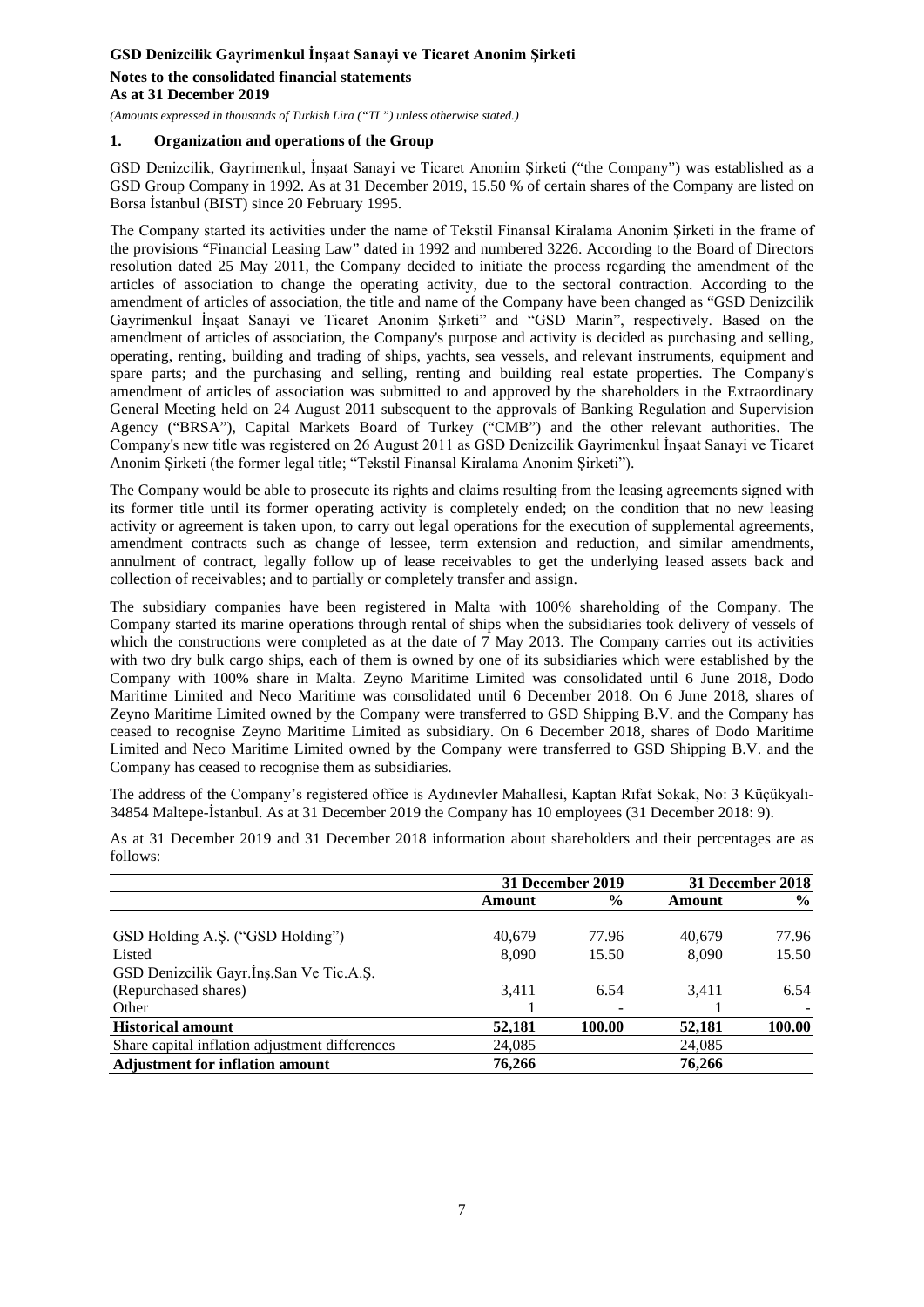## 1. Organization and operations of the Group

GSD Denizcilik, Gayrimenkul, İnşaat Sanayi ve Ticaret Anonim Şirketi ("the Company") was established as a GSD Group Company in 1992. As at 31 December 2019, 15.50 % of certain shares of the Company are listed on Borsa İstanbul (BIST) since 20 February 1995.

The Company started its activities under the name of Tekstil Finansal Kiralama Anonim Şirketi in the frame of the provisions "Financial Leasing Law" dated in 1992 and numbered 3226. According to the Board of Directors resolution dated 25 May 2011, the Company decided to initiate the process regarding the amendment of the articles of association to change the operating activity, due to the sectoral contraction. According to the amendment of articles of association, the title and name of the Company have been changed as "GSD Denizcilik Gayrimenkul İnşaat Sanayi ve Ticaret Anonim Şirketi" and "GSD Marin", respectively. Based on the amendment of articles of association, the Company's purpose and activity is decided as purchasing and selling, operating, renting, building and trading of ships, yachts, sea vessels, and relevant instruments, equipment and spare parts; and the purchasing and selling, renting and building real estate properties. The Company's amendment of articles of association was submitted to and approved by the shareholders in the Extraordinary General Meeting held on 24 August 2011 subsequent to the approvals of Banking Regulation and Supervision Agency ("BRSA"), Capital Markets Board of Turkey ("CMB") and the other relevant authorities. The Company's new title was registered on 26 August 2011 as GSD Denizcilik Gayrimenkul İnşaat Sanayi ve Ticaret Anonim Şirketi (the former legal title; "Tekstil Finansal Kiralama Anonim Şirketi").

The Company would be able to prosecute its rights and claims resulting from the leasing agreements signed with its former title until its former operating activity is completely ended; on the condition that no new leasing activity or agreement is taken upon, to carry out legal operations for the execution of supplemental agreements, amendment contracts such as change of lessee, term extension and reduction, and similar amendments, annulment of contract, legally follow up of lease receivables to get the underlying leased assets back and collection of receivables; and to partially or completely transfer and assign.

The subsidiary companies have been registered in Malta with 100% shareholding of the Company. The Company started its marine operations through rental of ships when the subsidiaries took delivery of vessels of which the constructions were completed as at the date of 7 May 2013. The Company carries out its activities with two dry bulk cargo ships, each of them is owned by one of its subsidiaries which were established by the Company with 100% share in Malta. Zeyno Maritime Limited was consolidated until 6 June 2018, Dodo Maritime Limited and Neco Maritime was consolidated until 6 December 2018. On 6 June 2018, shares of Zeyno Maritime Limited owned by the Company were transferred to GSD Shipping B.V. and the Company has ceased to recognise Zeyno Maritime Limited as subsidiary. On 6 December 2018, shares of Dodo Maritime Limited and Neco Maritime Limited owned by the Company were transferred to GSD Shipping B.V. and the Company has ceased to recognise them as subsidiaries.

The address of the Company's registered office is Aydınevler Mahallesi, Kaptan Rıfat Sokak, No: 3 Küçükyalı-34854 Maltepe-İstanbul. As at 31 December 2019 the Company has 10 employees (31 December 2018: 9).

As at 31 December 2019 and 31 December 2018 information about shareholders and their percentages are as follows:

| | 31 December 2019 | | 31 December 2018 | |
|---|---|---|---|---|
| | **Amount** | **%** | **Amount** | **%** |
| GSD Holding A.Ş. ("GSD Holding") | 40,679 | 77.96 | 40,679 | 77.96 |
| Listed | 8,090 | 15.50 | 8,090 | 15.50 |
| GSD Denizcilik Gayr.İnş.San Ve Tic.A.Ş. (Repurchased shares) | 3,411 | 6.54 | 3,411 | 6.54 |
| Other | 1 | - | 1 | - |
| **Historical amount** | **52,181** | **100.00** | **52,181** | **100.00** |
| Share capital inflation adjustment differences | 24,085 | | 24,085 | |
| **Adjustment for inflation amount** | **76,266** | | **76,266** | |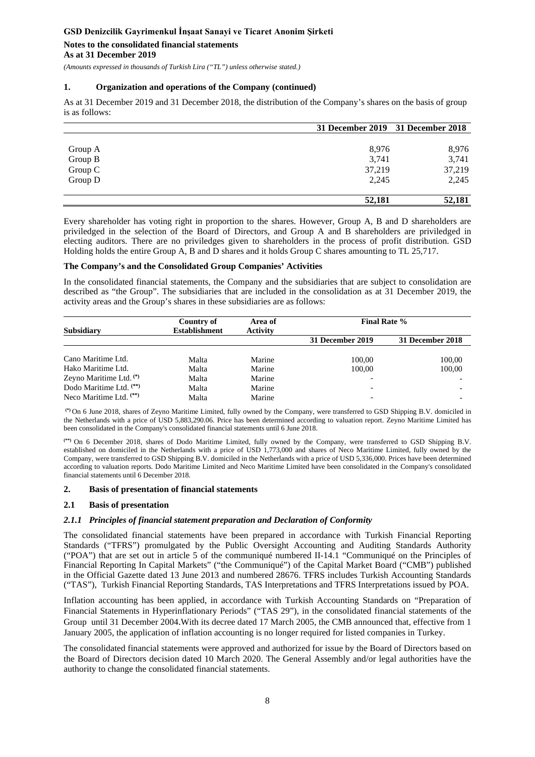## 1. Organization and operations of the Company (continued)

As at 31 December 2019 and 31 December 2018, the distribution of the Company's shares on the basis of group is as follows:

| | 31 December 2019 | 31 December 2018 |
|---|---|---|
| Group A | 8,976 | 8,976 |
| Group B | 3,741 | 3,741 |
| Group C | 37,219 | 37,219 |
| Group D | 2,245 | 2,245 |
| | **52,181** | **52,181** |

Every shareholder has voting right in proportion to the shares. However, Group A, B and D shareholders are priviledged in the selection of the Board of Directors, and Group A and B shareholders are priviledged in electing auditors. There are no priviledges given to shareholders in the process of profit distribution. GSD Holding holds the entire Group A, B and D shares and it holds Group C shares amounting to TL 25,717.

**The Company's and the Consolidated Group Companies' Activities**

In the consolidated financial statements, the Company and the subsidiaries that are subject to consolidation are described as "the Group". The subsidiaries that are included in the consolidation as at 31 December 2019, the activity areas and the Group's shares in these subsidiaries are as follows:

| Subsidiary | Country of Establishment | Area of Activity | Final Rate % | |
|---|---|---|---|---|
| | | | 31 December 2019 | 31 December 2018 |
| Cano Maritime Ltd. | Malta | Marine | 100,00 | 100,00 |
| Hako Maritime Ltd. | Malta | Marine | 100,00 | 100,00 |
| Zeyno Maritime Ltd. (*) | Malta | Marine | - | - |
| Dodo Maritime Ltd. (**) | Malta | Marine | - | - |
| Neco Maritime Ltd. (**) | Malta | Marine | - | - |

(*) On 6 June 2018, shares of Zeyno Maritime Limited, fully owned by the Company, were transferred to GSD Shipping B.V. domiciled in the Netherlands with a price of USD 5,883,290.06. Price has been determined according to valuation report. Zeyno Maritime Limited has been consolidated in the Company's consolidated financial statements until 6 June 2018.

(**) On 6 December 2018, shares of Dodo Maritime Limited, fully owned by the Company, were transferred to GSD Shipping B.V. established on domiciled in the Netherlands with a price of USD 1,773,000 and shares of Neco Maritime Limited, fully owned by the Company, were transferred to GSD Shipping B.V. domiciled in the Netherlands with a price of USD 5,336,000. Prices have been determined according to valuation reports. Dodo Maritime Limited and Neco Maritime Limited have been consolidated in the Company's consolidated financial statements until 6 December 2018.

## 2. Basis of presentation of financial statements

### 2.1 Basis of presentation

#### *2.1.1 Principles of financial statement preparation and Declaration of Conformity*

The consolidated financial statements have been prepared in accordance with Turkish Financial Reporting Standards ("TFRS") promulgated by the Public Oversight Accounting and Auditing Standards Authority ("POA") that are set out in article 5 of the communiqué numbered II-14.1 "Communiqué on the Principles of Financial Reporting In Capital Markets" ("the Communiqué") of the Capital Market Board ("CMB") published in the Official Gazette dated 13 June 2013 and numbered 28676. TFRS includes Turkish Accounting Standards ("TAS"), Turkish Financial Reporting Standards, TAS Interpretations and TFRS Interpretations issued by POA.

Inflation accounting has been applied, in accordance with Turkish Accounting Standards on "Preparation of Financial Statements in Hyperinflationary Periods" ("TAS 29"), in the consolidated financial statements of the Group until 31 December 2004.With its decree dated 17 March 2005, the CMB announced that, effective from 1 January 2005, the application of inflation accounting is no longer required for listed companies in Turkey.

The consolidated financial statements were approved and authorized for issue by the Board of Directors based on the Board of Directors decision dated 10 March 2020. The General Assembly and/or legal authorities have the authority to change the consolidated financial statements.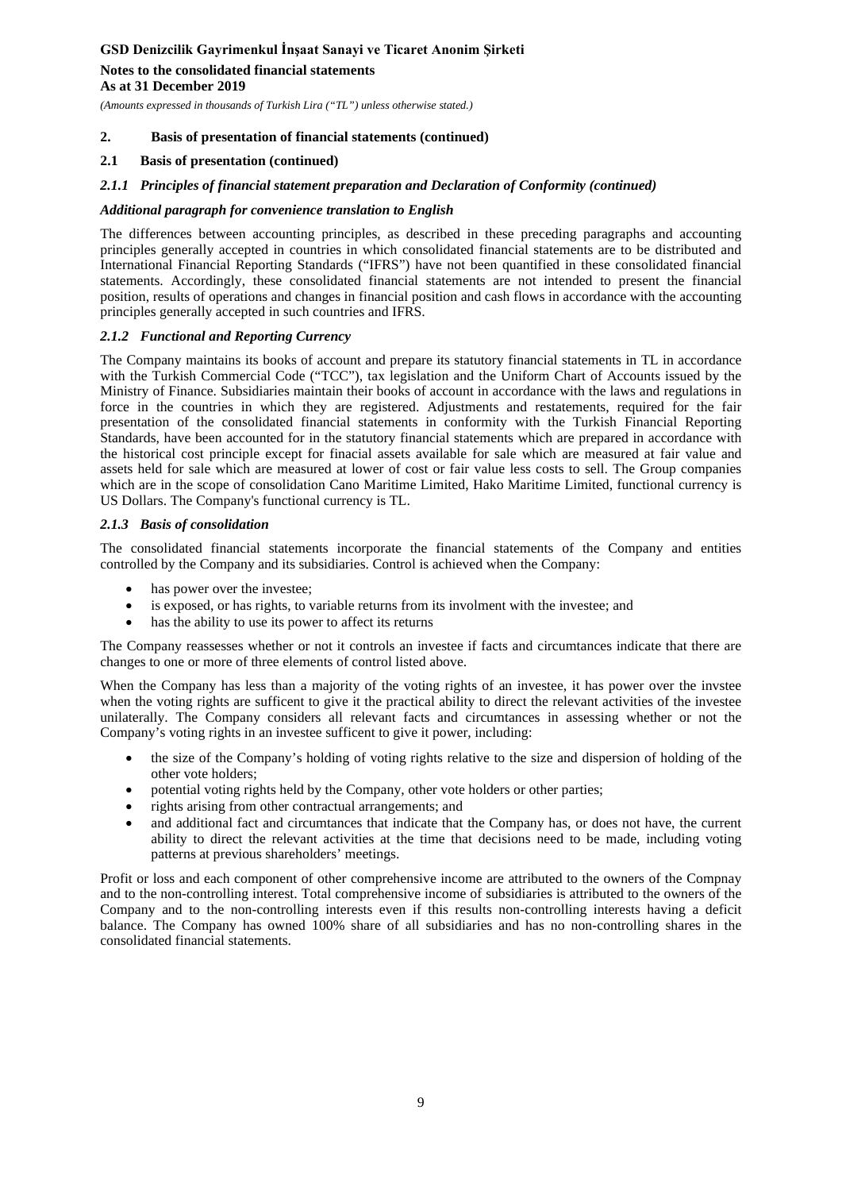## 2. Basis of presentation of financial statements (continued)

### 2.1 Basis of presentation (continued)

#### *2.1.1 Principles of financial statement preparation and Declaration of Conformity (continued)*

***Additional paragraph for convenience translation to English***

The differences between accounting principles, as described in these preceding paragraphs and accounting principles generally accepted in countries in which consolidated financial statements are to be distributed and International Financial Reporting Standards ("IFRS") have not been quantified in these consolidated financial statements. Accordingly, these consolidated financial statements are not intended to present the financial position, results of operations and changes in financial position and cash flows in accordance with the accounting principles generally accepted in such countries and IFRS.

#### *2.1.2 Functional and Reporting Currency*

The Company maintains its books of account and prepare its statutory financial statements in TL in accordance with the Turkish Commercial Code ("TCC"), tax legislation and the Uniform Chart of Accounts issued by the Ministry of Finance. Subsidiaries maintain their books of account in accordance with the laws and regulations in force in the countries in which they are registered. Adjustments and restatements, required for the fair presentation of the consolidated financial statements in conformity with the Turkish Financial Reporting Standards, have been accounted for in the statutory financial statements which are prepared in accordance with the historical cost principle except for finacial assets available for sale which are measured at fair value and assets held for sale which are measured at lower of cost or fair value less costs to sell. The Group companies which are in the scope of consolidation Cano Maritime Limited, Hako Maritime Limited, functional currency is US Dollars. The Company's functional currency is TL.

#### *2.1.3 Basis of consolidation*

The consolidated financial statements incorporate the financial statements of the Company and entities controlled by the Company and its subsidiaries. Control is achieved when the Company:

- has power over the investee;
- is exposed, or has rights, to variable returns from its involment with the investee; and
- has the ability to use its power to affect its returns

The Company reassesses whether or not it controls an investee if facts and circumtances indicate that there are changes to one or more of three elements of control listed above.

When the Company has less than a majority of the voting rights of an investee, it has power over the invstee when the voting rights are sufficent to give it the practical ability to direct the relevant activities of the investee unilaterally. The Company considers all relevant facts and circumtances in assessing whether or not the Company's voting rights in an investee sufficent to give it power, including:

- the size of the Company's holding of voting rights relative to the size and dispersion of holding of the other vote holders;
- potential voting rights held by the Company, other vote holders or other parties;
- rights arising from other contractual arrangements; and
- and additional fact and circumtances that indicate that the Company has, or does not have, the current ability to direct the relevant activities at the time that decisions need to be made, including voting patterns at previous shareholders' meetings.

Profit or loss and each component of other comprehensive income are attributed to the owners of the Compnay and to the non-controlling interest. Total comprehensive income of subsidiaries is attributed to the owners of the Company and to the non-controlling interests even if this results non-controlling interests having a deficit balance. The Company has owned 100% share of all subsidiaries and has no non-controlling shares in the consolidated financial statements.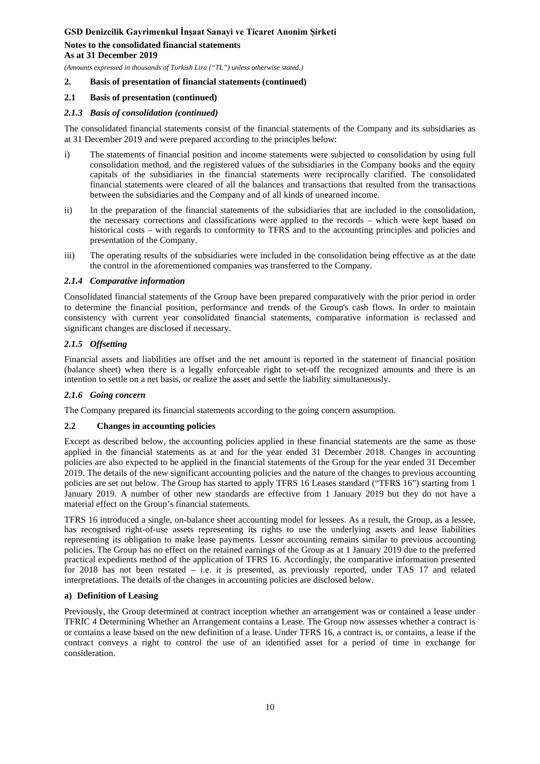## 2. Basis of presentation of financial statements (continued)

### 2.1 Basis of presentation (continued)

#### *2.1.3 Basis of consolidation (continued)*

The consolidated financial statements consist of the financial statements of the Company and its subsidiaries as at 31 December 2019 and were prepared according to the principles below:

i) The statements of financial position and income statements were subjected to consolidation by using full consolidation method, and the registered values of the subsidiaries in the Company books and the equity capitals of the subsidiaries in the financial statements were reciprocally clarified. The consolidated financial statements were cleared of all the balances and transactions that resulted from the transactions between the subsidiaries and the Company and of all kinds of unearned income.

ii) In the preparation of the financial statements of the subsidiaries that are included in the consolidation, the necessary corrections and classifications were applied to the records – which were kept based on historical costs – with regards to conformity to TFRS and to the accounting principles and policies and presentation of the Company.

iii) The operating results of the subsidiaries were included in the consolidation being effective as at the date the control in the aforementioned companies was transferred to the Company.

#### *2.1.4 Comparative information*

Consolidated financial statements of the Group have been prepared comparatively with the prior period in order to determine the financial position, performance and trends of the Group's cash flows. In order to maintain consistency with current year consolidated financial statements, comparative information is reclassed and significant changes are disclosed if necessary.

#### *2.1.5 Offsetting*

Financial assets and liabilities are offset and the net amount is reported in the statement of financial position (balance sheet) when there is a legally enforceable right to set-off the recognized amounts and there is an intention to settle on a net basis, or realize the asset and settle the liability simultaneously.

#### *2.1.6 Going concern*

The Company prepared its financial statements according to the going concern assumption.

### 2.2 Changes in accounting policies

Except as described below, the accounting policies applied in these financial statements are the same as those applied in the financial statements as at and for the year ended 31 December 2018. Changes in accounting policies are also expected to be applied in the financial statements of the Group for the year ended 31 December 2019. The details of the new significant accounting policies and the nature of the changes to previous accounting policies are set out below. The Group has started to apply TFRS 16 Leases standard ("TFRS 16") starting from 1 January 2019. A number of other new standards are effective from 1 January 2019 but they do not have a material effect on the Group's financial statements.

TFRS 16 introduced a single, on-balance sheet accounting model for lessees. As a result, the Group, as a lessee, has recognised right-of-use assets representing its rights to use the underlying assets and lease liabilities representing its obligation to make lease payments. Lessor accounting remains similar to previous accounting policies. The Group has no effect on the retained earnings of the Group as at 1 January 2019 due to the preferred practical expedients method of the application of TFRS 16. Accordingly, the comparative information presented for 2018 has not been restated – i.e. it is presented, as previously reported, under TAS 17 and related interpretations. The details of the changes in accounting policies are disclosed below.

**a) Definition of Leasing**

Previously, the Group determined at contract inception whether an arrangement was or contained a lease under TFRIC 4 Determining Whether an Arrangement contains a Lease. The Group now assesses whether a contract is or contains a lease based on the new definition of a lease. Under TFRS 16, a contract is, or contains, a lease if the contract conveys a right to control the use of an identified asset for a period of time in exchange for consideration.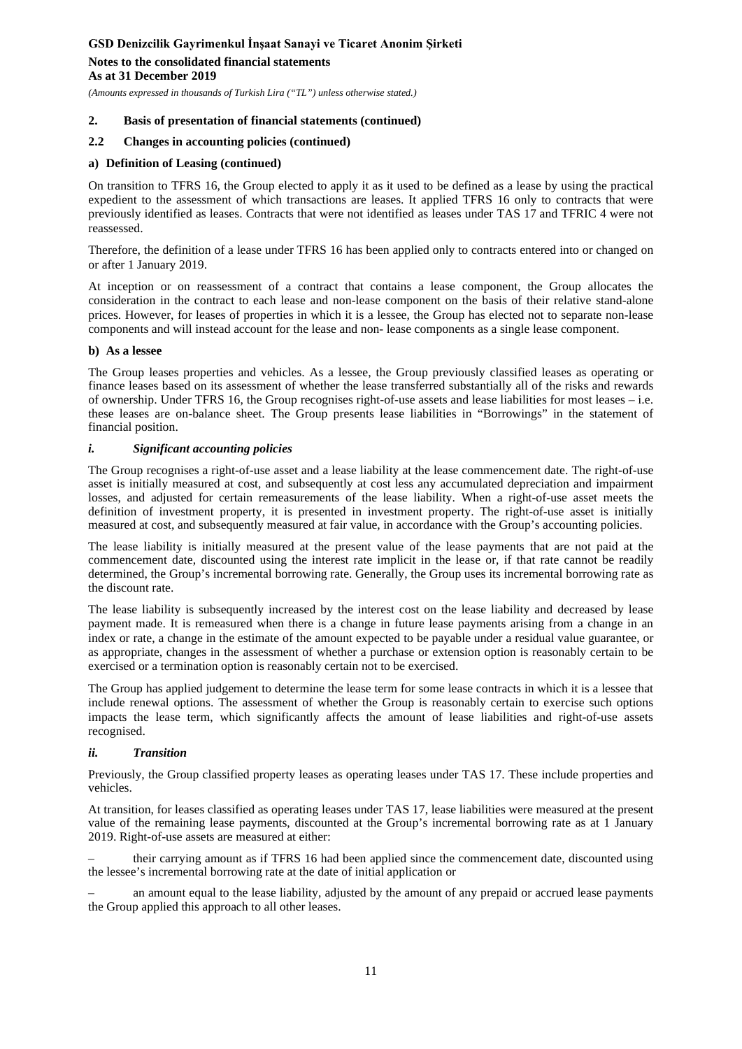## 2. Basis of presentation of financial statements (continued)

### 2.2 Changes in accounting policies (continued)

#### a) Definition of Leasing (continued)

On transition to TFRS 16, the Group elected to apply it as it used to be defined as a lease by using the practical expedient to the assessment of which transactions are leases. It applied TFRS 16 only to contracts that were previously identified as leases. Contracts that were not identified as leases under TAS 17 and TFRIC 4 were not reassessed.

Therefore, the definition of a lease under TFRS 16 has been applied only to contracts entered into or changed on or after 1 January 2019.

At inception or on reassessment of a contract that contains a lease component, the Group allocates the consideration in the contract to each lease and non-lease component on the basis of their relative stand-alone prices. However, for leases of properties in which it is a lessee, the Group has elected not to separate non-lease components and will instead account for the lease and non- lease components as a single lease component.

#### b) As a lessee

The Group leases properties and vehicles. As a lessee, the Group previously classified leases as operating or finance leases based on its assessment of whether the lease transferred substantially all of the risks and rewards of ownership. Under TFRS 16, the Group recognises right-of-use assets and lease liabilities for most leases – i.e. these leases are on-balance sheet. The Group presents lease liabilities in "Borrowings" in the statement of financial position.

##### *i. Significant accounting policies*

The Group recognises a right-of-use asset and a lease liability at the lease commencement date. The right-of-use asset is initially measured at cost, and subsequently at cost less any accumulated depreciation and impairment losses, and adjusted for certain remeasurements of the lease liability. When a right-of-use asset meets the definition of investment property, it is presented in investment property. The right-of-use asset is initially measured at cost, and subsequently measured at fair value, in accordance with the Group's accounting policies.

The lease liability is initially measured at the present value of the lease payments that are not paid at the commencement date, discounted using the interest rate implicit in the lease or, if that rate cannot be readily determined, the Group's incremental borrowing rate. Generally, the Group uses its incremental borrowing rate as the discount rate.

The lease liability is subsequently increased by the interest cost on the lease liability and decreased by lease payment made. It is remeasured when there is a change in future lease payments arising from a change in an index or rate, a change in the estimate of the amount expected to be payable under a residual value guarantee, or as appropriate, changes in the assessment of whether a purchase or extension option is reasonably certain to be exercised or a termination option is reasonably certain not to be exercised.

The Group has applied judgement to determine the lease term for some lease contracts in which it is a lessee that include renewal options. The assessment of whether the Group is reasonably certain to exercise such options impacts the lease term, which significantly affects the amount of lease liabilities and right-of-use assets recognised.

##### *ii. Transition*

Previously, the Group classified property leases as operating leases under TAS 17. These include properties and vehicles.

At transition, for leases classified as operating leases under TAS 17, lease liabilities were measured at the present value of the remaining lease payments, discounted at the Group's incremental borrowing rate as at 1 January 2019. Right-of-use assets are measured at either:

– their carrying amount as if TFRS 16 had been applied since the commencement date, discounted using the lessee's incremental borrowing rate at the date of initial application or

– an amount equal to the lease liability, adjusted by the amount of any prepaid or accrued lease payments the Group applied this approach to all other leases.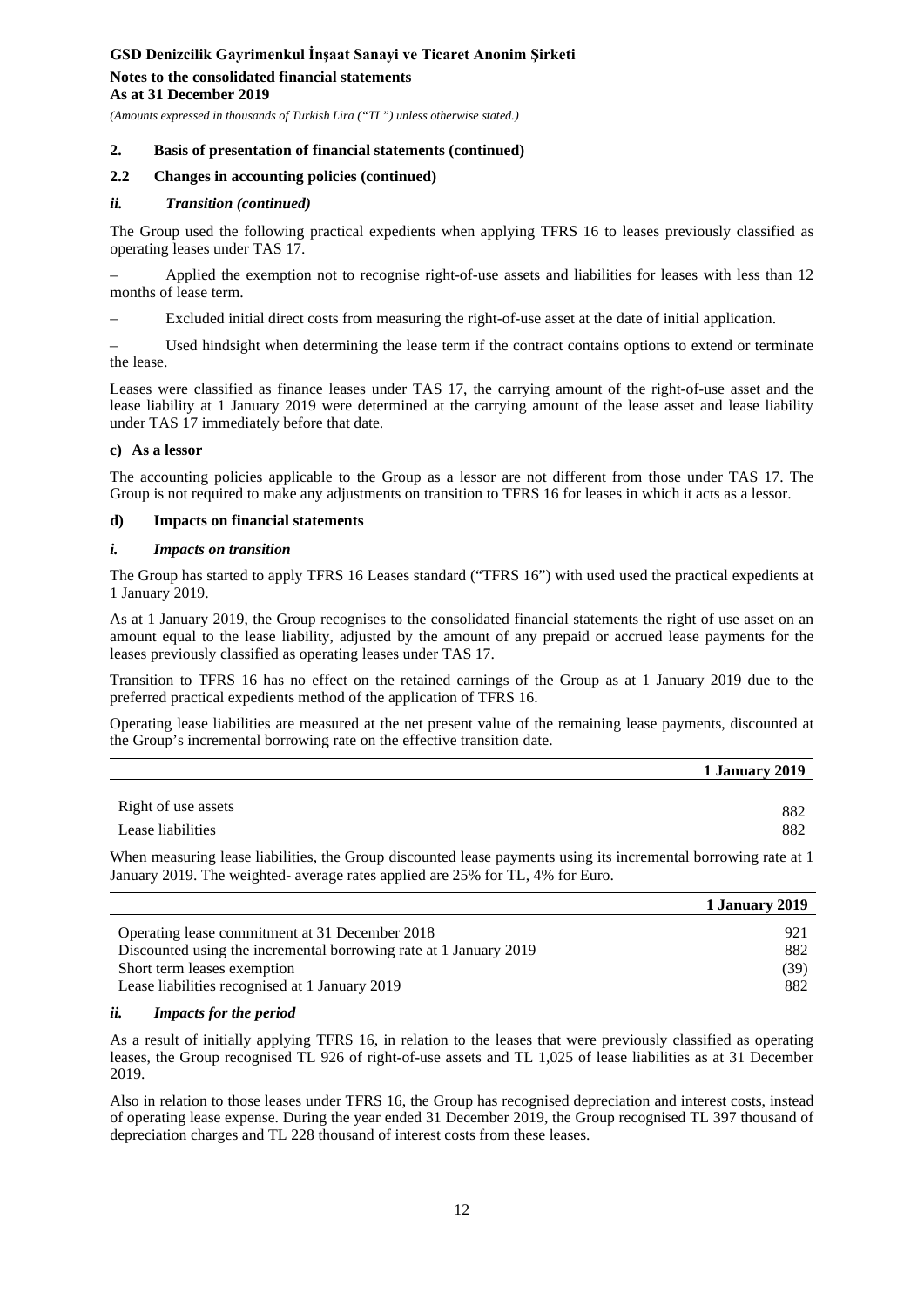**2. Basis of presentation of financial statements (continued)**

**2.2 Changes in accounting policies (continued)**

***ii. Transition (continued)***

The Group used the following practical expedients when applying TFRS 16 to leases previously classified as operating leases under TAS 17.

– Applied the exemption not to recognise right-of-use assets and liabilities for leases with less than 12 months of lease term.

– Excluded initial direct costs from measuring the right-of-use asset at the date of initial application.

– Used hindsight when determining the lease term if the contract contains options to extend or terminate the lease.

Leases were classified as finance leases under TAS 17, the carrying amount of the right-of-use asset and the lease liability at 1 January 2019 were determined at the carrying amount of the lease asset and lease liability under TAS 17 immediately before that date.

**c) As a lessor**

The accounting policies applicable to the Group as a lessor are not different from those under TAS 17. The Group is not required to make any adjustments on transition to TFRS 16 for leases in which it acts as a lessor.

**d) Impacts on financial statements**

***i. Impacts on transition***

The Group has started to apply TFRS 16 Leases standard ("TFRS 16") with used used the practical expedients at 1 January 2019.

As at 1 January 2019, the Group recognises to the consolidated financial statements the right of use asset on an amount equal to the lease liability, adjusted by the amount of any prepaid or accrued lease payments for the leases previously classified as operating leases under TAS 17.

Transition to TFRS 16 has no effect on the retained earnings of the Group as at 1 January 2019 due to the preferred practical expedients method of the application of TFRS 16.

Operating lease liabilities are measured at the net present value of the remaining lease payments, discounted at the Group's incremental borrowing rate on the effective transition date.

| | **1 January 2019** |
|---|---|
| Right of use assets | 882 |
| Lease liabilities | 882 |

When measuring lease liabilities, the Group discounted lease payments using its incremental borrowing rate at 1 January 2019. The weighted- average rates applied are 25% for TL, 4% for Euro.

| | **1 January 2019** |
|---|---|
| Operating lease commitment at 31 December 2018 | 921 |
| Discounted using the incremental borrowing rate at 1 January 2019 | 882 |
| Short term leases exemption | (39) |
| Lease liabilities recognised at 1 January 2019 | 882 |

***ii. Impacts for the period***

As a result of initially applying TFRS 16, in relation to the leases that were previously classified as operating leases, the Group recognised TL 926 of right-of-use assets and TL 1,025 of lease liabilities as at 31 December 2019.

Also in relation to those leases under TFRS 16, the Group has recognised depreciation and interest costs, instead of operating lease expense. During the year ended 31 December 2019, the Group recognised TL 397 thousand of depreciation charges and TL 228 thousand of interest costs from these leases.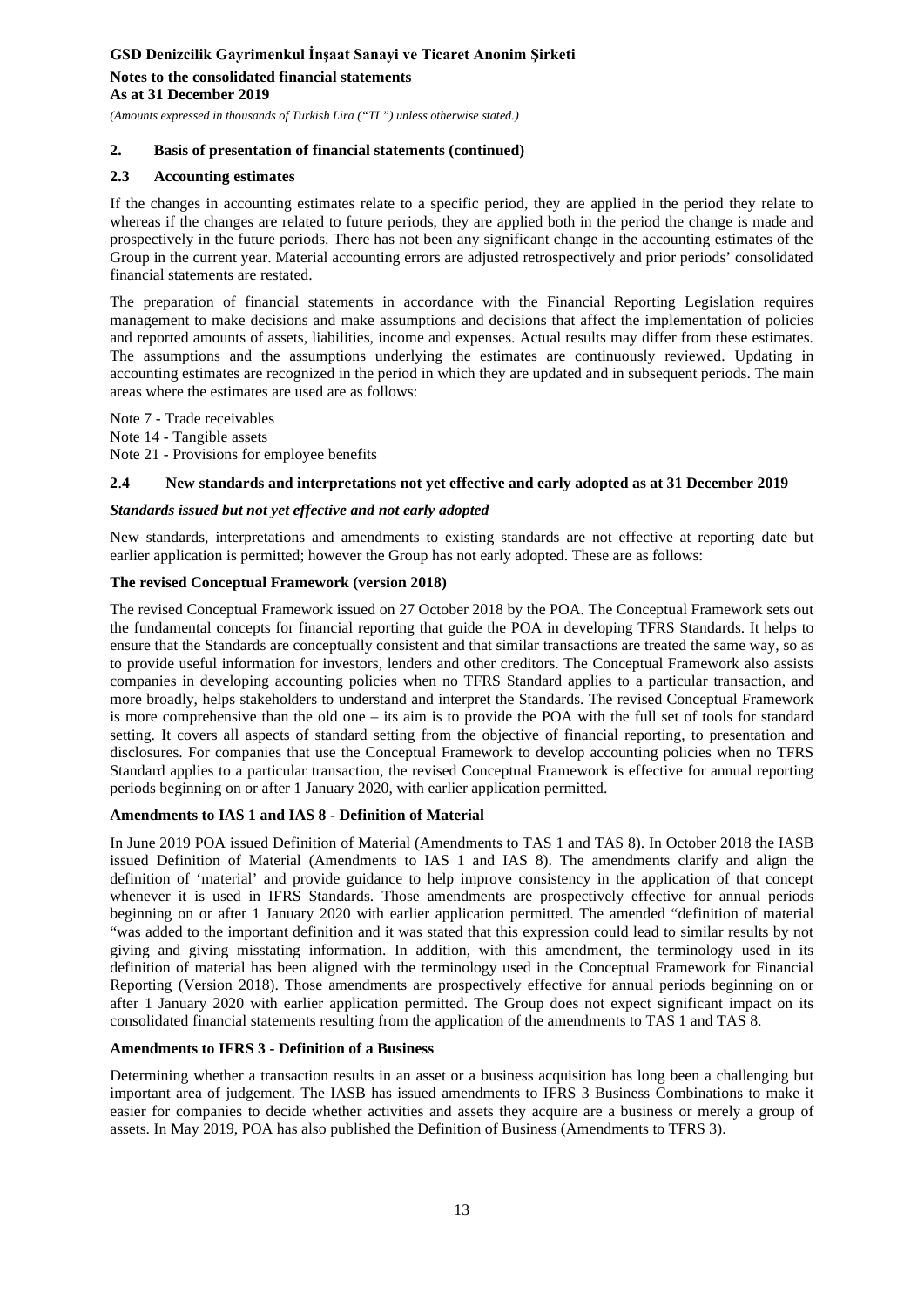## 2. Basis of presentation of financial statements (continued)

### 2.3 Accounting estimates

If the changes in accounting estimates relate to a specific period, they are applied in the period they relate to whereas if the changes are related to future periods, they are applied both in the period the change is made and prospectively in the future periods. There has not been any significant change in the accounting estimates of the Group in the current year. Material accounting errors are adjusted retrospectively and prior periods' consolidated financial statements are restated.

The preparation of financial statements in accordance with the Financial Reporting Legislation requires management to make decisions and make assumptions and decisions that affect the implementation of policies and reported amounts of assets, liabilities, income and expenses. Actual results may differ from these estimates. The assumptions and the assumptions underlying the estimates are continuously reviewed. Updating in accounting estimates are recognized in the period in which they are updated and in subsequent periods. The main areas where the estimates are used are as follows:

Note 7 - Trade receivables
Note 14 - Tangible assets
Note 21 - Provisions for employee benefits

### 2.4 New standards and interpretations not yet effective and early adopted as at 31 December 2019

***Standards issued but not yet effective and not early adopted***

New standards, interpretations and amendments to existing standards are not effective at reporting date but earlier application is permitted; however the Group has not early adopted. These are as follows:

**The revised Conceptual Framework (version 2018)**

The revised Conceptual Framework issued on 27 October 2018 by the POA. The Conceptual Framework sets out the fundamental concepts for financial reporting that guide the POA in developing TFRS Standards. It helps to ensure that the Standards are conceptually consistent and that similar transactions are treated the same way, so as to provide useful information for investors, lenders and other creditors. The Conceptual Framework also assists companies in developing accounting policies when no TFRS Standard applies to a particular transaction, and more broadly, helps stakeholders to understand and interpret the Standards. The revised Conceptual Framework is more comprehensive than the old one – its aim is to provide the POA with the full set of tools for standard setting. It covers all aspects of standard setting from the objective of financial reporting, to presentation and disclosures. For companies that use the Conceptual Framework to develop accounting policies when no TFRS Standard applies to a particular transaction, the revised Conceptual Framework is effective for annual reporting periods beginning on or after 1 January 2020, with earlier application permitted.

**Amendments to IAS 1 and IAS 8 - Definition of Material**

In June 2019 POA issued Definition of Material (Amendments to TAS 1 and TAS 8). In October 2018 the IASB issued Definition of Material (Amendments to IAS 1 and IAS 8). The amendments clarify and align the definition of 'material' and provide guidance to help improve consistency in the application of that concept whenever it is used in IFRS Standards. Those amendments are prospectively effective for annual periods beginning on or after 1 January 2020 with earlier application permitted. The amended "definition of material "was added to the important definition and it was stated that this expression could lead to similar results by not giving and giving misstating information. In addition, with this amendment, the terminology used in its definition of material has been aligned with the terminology used in the Conceptual Framework for Financial Reporting (Version 2018). Those amendments are prospectively effective for annual periods beginning on or after 1 January 2020 with earlier application permitted. The Group does not expect significant impact on its consolidated financial statements resulting from the application of the amendments to TAS 1 and TAS 8.

**Amendments to IFRS 3 - Definition of a Business**

Determining whether a transaction results in an asset or a business acquisition has long been a challenging but important area of judgement. The IASB has issued amendments to IFRS 3 Business Combinations to make it easier for companies to decide whether activities and assets they acquire are a business or merely a group of assets. In May 2019, POA has also published the Definition of Business (Amendments to TFRS 3).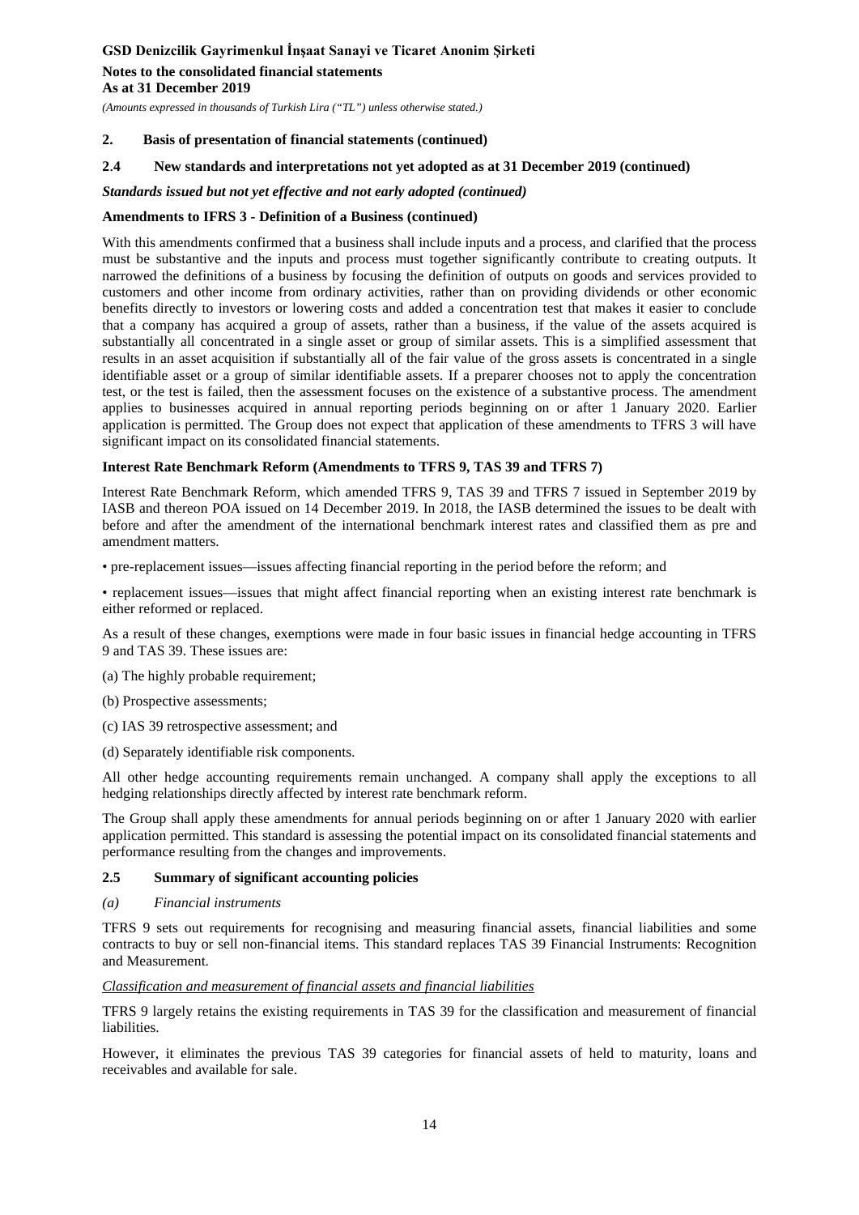## 2. Basis of presentation of financial statements (continued)

### 2.4 New standards and interpretations not yet adopted as at 31 December 2019 (continued)

***Standards issued but not yet effective and not early adopted (continued)***

**Amendments to IFRS 3 - Definition of a Business (continued)**

With this amendments confirmed that a business shall include inputs and a process, and clarified that the process must be substantive and the inputs and process must together significantly contribute to creating outputs. It narrowed the definitions of a business by focusing the definition of outputs on goods and services provided to customers and other income from ordinary activities, rather than on providing dividends or other economic benefits directly to investors or lowering costs and added a concentration test that makes it easier to conclude that a company has acquired a group of assets, rather than a business, if the value of the assets acquired is substantially all concentrated in a single asset or group of similar assets. This is a simplified assessment that results in an asset acquisition if substantially all of the fair value of the gross assets is concentrated in a single identifiable asset or a group of similar identifiable assets. If a preparer chooses not to apply the concentration test, or the test is failed, then the assessment focuses on the existence of a substantive process. The amendment applies to businesses acquired in annual reporting periods beginning on or after 1 January 2020. Earlier application is permitted. The Group does not expect that application of these amendments to TFRS 3 will have significant impact on its consolidated financial statements.

**Interest Rate Benchmark Reform (Amendments to TFRS 9, TAS 39 and TFRS 7)**

Interest Rate Benchmark Reform, which amended TFRS 9, TAS 39 and TFRS 7 issued in September 2019 by IASB and thereon POA issued on 14 December 2019. In 2018, the IASB determined the issues to be dealt with before and after the amendment of the international benchmark interest rates and classified them as pre and amendment matters.

• pre-replacement issues—issues affecting financial reporting in the period before the reform; and

• replacement issues—issues that might affect financial reporting when an existing interest rate benchmark is either reformed or replaced.

As a result of these changes, exemptions were made in four basic issues in financial hedge accounting in TFRS 9 and TAS 39. These issues are:

(a) The highly probable requirement;

(b) Prospective assessments;

(c) IAS 39 retrospective assessment; and

(d) Separately identifiable risk components.

All other hedge accounting requirements remain unchanged. A company shall apply the exceptions to all hedging relationships directly affected by interest rate benchmark reform.

The Group shall apply these amendments for annual periods beginning on or after 1 January 2020 with earlier application permitted. This standard is assessing the potential impact on its consolidated financial statements and performance resulting from the changes and improvements.

### 2.5 Summary of significant accounting policies

*(a) Financial instruments*

TFRS 9 sets out requirements for recognising and measuring financial assets, financial liabilities and some contracts to buy or sell non-financial items. This standard replaces TAS 39 Financial Instruments: Recognition and Measurement.

*Classification and measurement of financial assets and financial liabilities*

TFRS 9 largely retains the existing requirements in TAS 39 for the classification and measurement of financial liabilities.

However, it eliminates the previous TAS 39 categories for financial assets of held to maturity, loans and receivables and available for sale.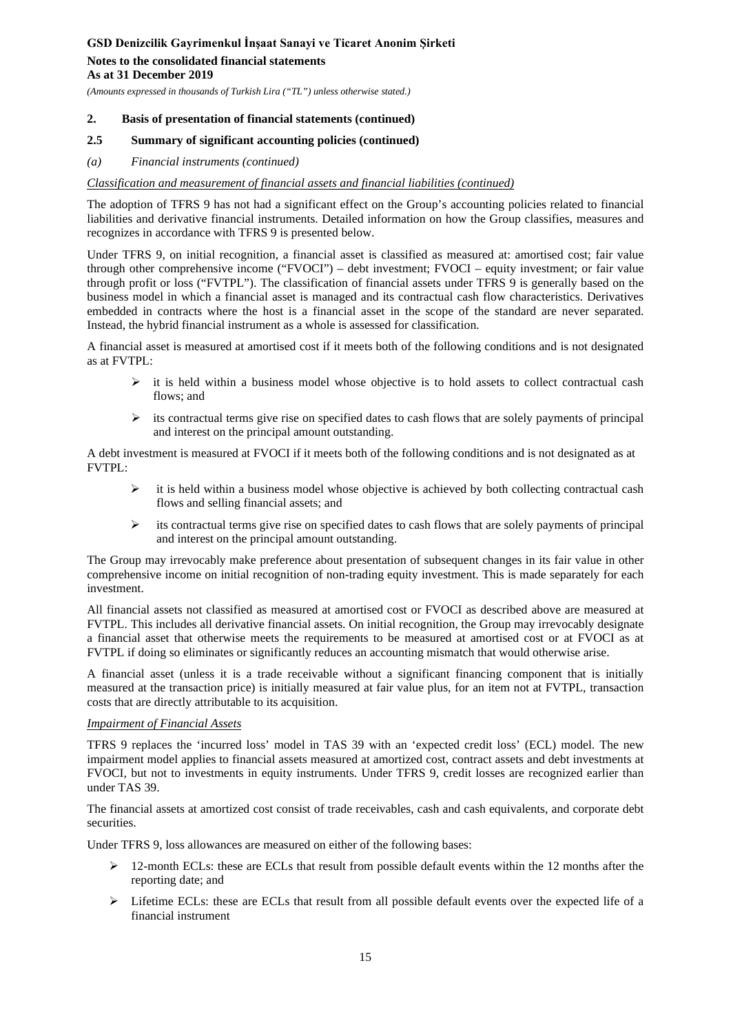## 2. Basis of presentation of financial statements (continued)

### 2.5 Summary of significant accounting policies (continued)

*(a) Financial instruments (continued)*

*Classification and measurement of financial assets and financial liabilities (continued)*

The adoption of TFRS 9 has not had a significant effect on the Group's accounting policies related to financial liabilities and derivative financial instruments. Detailed information on how the Group classifies, measures and recognizes in accordance with TFRS 9 is presented below.

Under TFRS 9, on initial recognition, a financial asset is classified as measured at: amortised cost; fair value through other comprehensive income ("FVOCI") – debt investment; FVOCI – equity investment; or fair value through profit or loss ("FVTPL"). The classification of financial assets under TFRS 9 is generally based on the business model in which a financial asset is managed and its contractual cash flow characteristics. Derivatives embedded in contracts where the host is a financial asset in the scope of the standard are never separated. Instead, the hybrid financial instrument as a whole is assessed for classification.

A financial asset is measured at amortised cost if it meets both of the following conditions and is not designated as at FVTPL:

- it is held within a business model whose objective is to hold assets to collect contractual cash flows; and
- its contractual terms give rise on specified dates to cash flows that are solely payments of principal and interest on the principal amount outstanding.

A debt investment is measured at FVOCI if it meets both of the following conditions and is not designated as at FVTPL:

- it is held within a business model whose objective is achieved by both collecting contractual cash flows and selling financial assets; and
- its contractual terms give rise on specified dates to cash flows that are solely payments of principal and interest on the principal amount outstanding.

The Group may irrevocably make preference about presentation of subsequent changes in its fair value in other comprehensive income on initial recognition of non-trading equity investment. This is made separately for each investment.

All financial assets not classified as measured at amortised cost or FVOCI as described above are measured at FVTPL. This includes all derivative financial assets. On initial recognition, the Group may irrevocably designate a financial asset that otherwise meets the requirements to be measured at amortised cost or at FVOCI as at FVTPL if doing so eliminates or significantly reduces an accounting mismatch that would otherwise arise.

A financial asset (unless it is a trade receivable without a significant financing component that is initially measured at the transaction price) is initially measured at fair value plus, for an item not at FVTPL, transaction costs that are directly attributable to its acquisition.

*Impairment of Financial Assets*

TFRS 9 replaces the 'incurred loss' model in TAS 39 with an 'expected credit loss' (ECL) model. The new impairment model applies to financial assets measured at amortized cost, contract assets and debt investments at FVOCI, but not to investments in equity instruments. Under TFRS 9, credit losses are recognized earlier than under TAS 39.

The financial assets at amortized cost consist of trade receivables, cash and cash equivalents, and corporate debt securities.

Under TFRS 9, loss allowances are measured on either of the following bases:

- 12-month ECLs: these are ECLs that result from possible default events within the 12 months after the reporting date; and
- Lifetime ECLs: these are ECLs that result from all possible default events over the expected life of a financial instrument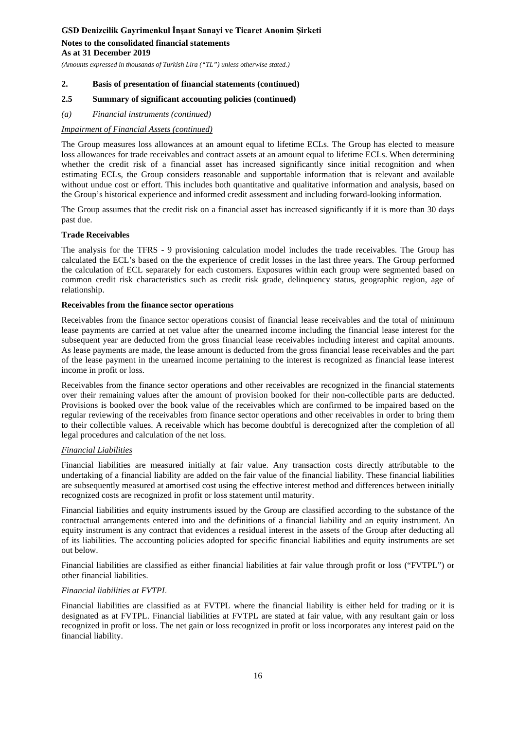## 2. Basis of presentation of financial statements (continued)

### 2.5 Summary of significant accounting policies (continued)

*(a) Financial instruments (continued)*

*Impairment of Financial Assets (continued)*

The Group measures loss allowances at an amount equal to lifetime ECLs. The Group has elected to measure loss allowances for trade receivables and contract assets at an amount equal to lifetime ECLs. When determining whether the credit risk of a financial asset has increased significantly since initial recognition and when estimating ECLs, the Group considers reasonable and supportable information that is relevant and available without undue cost or effort. This includes both quantitative and qualitative information and analysis, based on the Group's historical experience and informed credit assessment and including forward-looking information.

The Group assumes that the credit risk on a financial asset has increased significantly if it is more than 30 days past due.

**Trade Receivables**

The analysis for the TFRS - 9 provisioning calculation model includes the trade receivables. The Group has calculated the ECL's based on the the experience of credit losses in the last three years. The Group performed the calculation of ECL separately for each customers. Exposures within each group were segmented based on common credit risk characteristics such as credit risk grade, delinquency status, geographic region, age of relationship.

**Receivables from the finance sector operations**

Receivables from the finance sector operations consist of financial lease receivables and the total of minimum lease payments are carried at net value after the unearned income including the financial lease interest for the subsequent year are deducted from the gross financial lease receivables including interest and capital amounts. As lease payments are made, the lease amount is deducted from the gross financial lease receivables and the part of the lease payment in the unearned income pertaining to the interest is recognized as financial lease interest income in profit or loss.

Receivables from the finance sector operations and other receivables are recognized in the financial statements over their remaining values after the amount of provision booked for their non-collectible parts are deducted. Provisions is booked over the book value of the receivables which are confirmed to be impaired based on the regular reviewing of the receivables from finance sector operations and other receivables in order to bring them to their collectible values. A receivable which has become doubtful is derecognized after the completion of all legal procedures and calculation of the net loss.

*Financial Liabilities*

Financial liabilities are measured initially at fair value. Any transaction costs directly attributable to the undertaking of a financial liability are added on the fair value of the financial liability. These financial liabilities are subsequently measured at amortised cost using the effective interest method and differences between initially recognized costs are recognized in profit or loss statement until maturity.

Financial liabilities and equity instruments issued by the Group are classified according to the substance of the contractual arrangements entered into and the definitions of a financial liability and an equity instrument. An equity instrument is any contract that evidences a residual interest in the assets of the Group after deducting all of its liabilities. The accounting policies adopted for specific financial liabilities and equity instruments are set out below.

Financial liabilities are classified as either financial liabilities at fair value through profit or loss ("FVTPL") or other financial liabilities.

*Financial liabilities at FVTPL*

Financial liabilities are classified as at FVTPL where the financial liability is either held for trading or it is designated as at FVTPL. Financial liabilities at FVTPL are stated at fair value, with any resultant gain or loss recognized in profit or loss. The net gain or loss recognized in profit or loss incorporates any interest paid on the financial liability.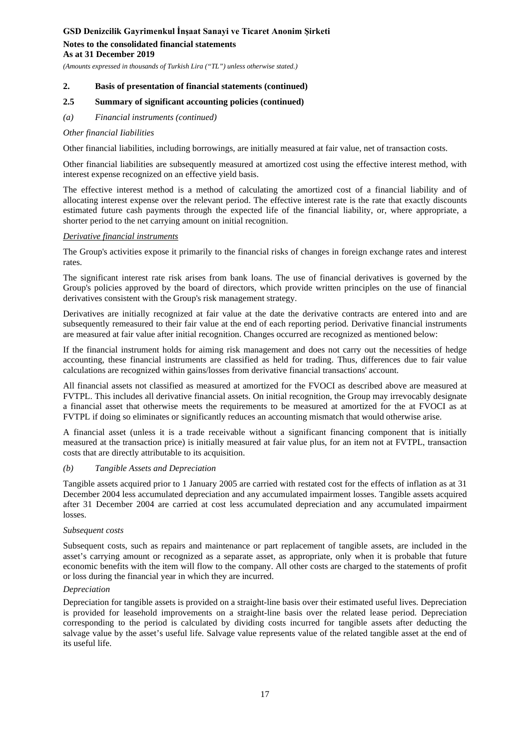## 2. Basis of presentation of financial statements (continued)

### 2.5 Summary of significant accounting policies (continued)

*(a) Financial instruments (continued)*

*Other financial Iiabilities*

Other financial liabilities, including borrowings, are initially measured at fair value, net of transaction costs.

Other financial liabilities are subsequently measured at amortized cost using the effective interest method, with interest expense recognized on an effective yield basis.

The effective interest method is a method of calculating the amortized cost of a financial liability and of allocating interest expense over the relevant period. The effective interest rate is the rate that exactly discounts estimated future cash payments through the expected life of the financial liability, or, where appropriate, a shorter period to the net carrying amount on initial recognition.

*Derivative financial instruments*

The Group's activities expose it primarily to the financial risks of changes in foreign exchange rates and interest rates.

The significant interest rate risk arises from bank loans. The use of financial derivatives is governed by the Group's policies approved by the board of directors, which provide written principles on the use of financial derivatives consistent with the Group's risk management strategy.

Derivatives are initially recognized at fair value at the date the derivative contracts are entered into and are subsequently remeasured to their fair value at the end of each reporting period. Derivative financial instruments are measured at fair value after initial recognition. Changes occurred are recognized as mentioned below:

If the financial instrument holds for aiming risk management and does not carry out the necessities of hedge accounting, these financial instruments are classified as held for trading. Thus, differences due to fair value calculations are recognized within gains/losses from derivative financial transactions' account.

All financial assets not classified as measured at amortized for the FVOCI as described above are measured at FVTPL. This includes all derivative financial assets. On initial recognition, the Group may irrevocably designate a financial asset that otherwise meets the requirements to be measured at amortized for the at FVOCI as at FVTPL if doing so eliminates or significantly reduces an accounting mismatch that would otherwise arise.

A financial asset (unless it is a trade receivable without a significant financing component that is initially measured at the transaction price) is initially measured at fair value plus, for an item not at FVTPL, transaction costs that are directly attributable to its acquisition.

*(b) Tangible Assets and Depreciation*

Tangible assets acquired prior to 1 January 2005 are carried with restated cost for the effects of inflation as at 31 December 2004 less accumulated depreciation and any accumulated impairment losses. Tangible assets acquired after 31 December 2004 are carried at cost less accumulated depreciation and any accumulated impairment losses.

*Subsequent costs*

Subsequent costs, such as repairs and maintenance or part replacement of tangible assets, are included in the asset's carrying amount or recognized as a separate asset, as appropriate, only when it is probable that future economic benefits with the item will flow to the company. All other costs are charged to the statements of profit or loss during the financial year in which they are incurred.

*Depreciation*

Depreciation for tangible assets is provided on a straight-line basis over their estimated useful lives. Depreciation is provided for leasehold improvements on a straight-line basis over the related lease period. Depreciation corresponding to the period is calculated by dividing costs incurred for tangible assets after deducting the salvage value by the asset's useful life. Salvage value represents value of the related tangible asset at the end of its useful life.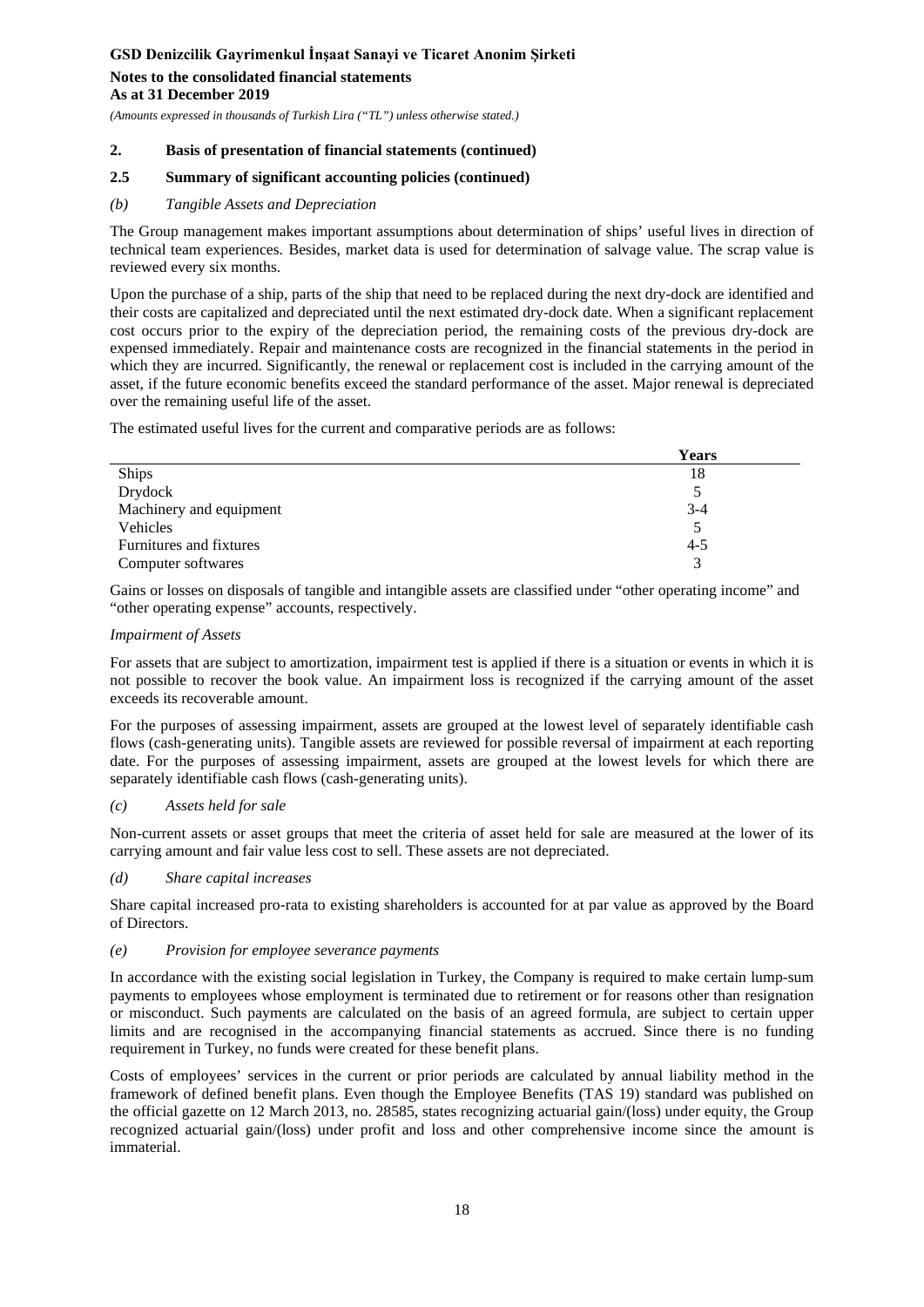## 2. Basis of presentation of financial statements (continued)

### 2.5 Summary of significant accounting policies (continued)

#### *(b) Tangible Assets and Depreciation*

The Group management makes important assumptions about determination of ships' useful lives in direction of technical team experiences. Besides, market data is used for determination of salvage value. The scrap value is reviewed every six months.

Upon the purchase of a ship, parts of the ship that need to be replaced during the next dry-dock are identified and their costs are capitalized and depreciated until the next estimated dry-dock date. When a significant replacement cost occurs prior to the expiry of the depreciation period, the remaining costs of the previous dry-dock are expensed immediately. Repair and maintenance costs are recognized in the financial statements in the period in which they are incurred. Significantly, the renewal or replacement cost is included in the carrying amount of the asset, if the future economic benefits exceed the standard performance of the asset. Major renewal is depreciated over the remaining useful life of the asset.

The estimated useful lives for the current and comparative periods are as follows:

| | Years |
|---|---|
| Ships | 18 |
| Drydock | 5 |
| Machinery and equipment | 3-4 |
| Vehicles | 5 |
| Furnitures and fixtures | 4-5 |
| Computer softwares | 3 |

Gains or losses on disposals of tangible and intangible assets are classified under "other operating income" and "other operating expense" accounts, respectively.

*Impairment of Assets*

For assets that are subject to amortization, impairment test is applied if there is a situation or events in which it is not possible to recover the book value. An impairment loss is recognized if the carrying amount of the asset exceeds its recoverable amount.

For the purposes of assessing impairment, assets are grouped at the lowest level of separately identifiable cash flows (cash-generating units). Tangible assets are reviewed for possible reversal of impairment at each reporting date. For the purposes of assessing impairment, assets are grouped at the lowest levels for which there are separately identifiable cash flows (cash-generating units).

#### *(c) Assets held for sale*

Non-current assets or asset groups that meet the criteria of asset held for sale are measured at the lower of its carrying amount and fair value less cost to sell. These assets are not depreciated.

#### *(d) Share capital increases*

Share capital increased pro-rata to existing shareholders is accounted for at par value as approved by the Board of Directors.

#### *(e) Provision for employee severance payments*

In accordance with the existing social legislation in Turkey, the Company is required to make certain lump-sum payments to employees whose employment is terminated due to retirement or for reasons other than resignation or misconduct. Such payments are calculated on the basis of an agreed formula, are subject to certain upper limits and are recognised in the accompanying financial statements as accrued. Since there is no funding requirement in Turkey, no funds were created for these benefit plans.

Costs of employees' services in the current or prior periods are calculated by annual liability method in the framework of defined benefit plans. Even though the Employee Benefits (TAS 19) standard was published on the official gazette on 12 March 2013, no. 28585, states recognizing actuarial gain/(loss) under equity, the Group recognized actuarial gain/(loss) under profit and loss and other comprehensive income since the amount is immaterial.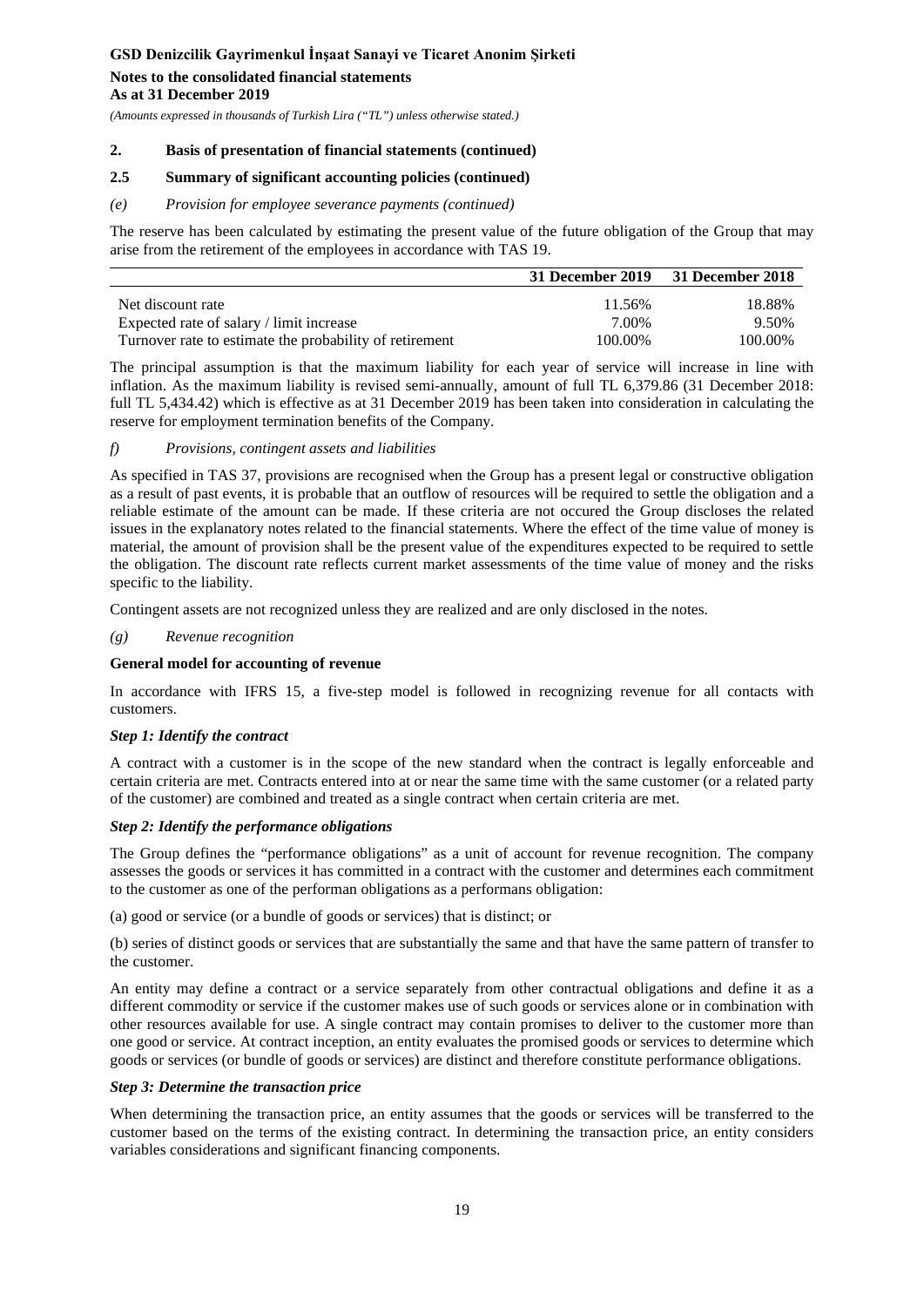## 2. Basis of presentation of financial statements (continued)

### 2.5 Summary of significant accounting policies (continued)

*(e) Provision for employee severance payments (continued)*

The reserve has been calculated by estimating the present value of the future obligation of the Group that may arise from the retirement of the employees in accordance with TAS 19.

| | 31 December 2019 | 31 December 2018 |
|---|---|---|
| Net discount rate | 11.56% | 18.88% |
| Expected rate of salary / limit increase | 7.00% | 9.50% |
| Turnover rate to estimate the probability of retirement | 100.00% | 100.00% |

The principal assumption is that the maximum liability for each year of service will increase in line with inflation. As the maximum liability is revised semi-annually, amount of full TL 6,379.86 (31 December 2018: full TL 5,434.42) which is effective as at 31 December 2019 has been taken into consideration in calculating the reserve for employment termination benefits of the Company.

*f) Provisions, contingent assets and liabilities*

As specified in TAS 37, provisions are recognised when the Group has a present legal or constructive obligation as a result of past events, it is probable that an outflow of resources will be required to settle the obligation and a reliable estimate of the amount can be made. If these criteria are not occured the Group discloses the related issues in the explanatory notes related to the financial statements. Where the effect of the time value of money is material, the amount of provision shall be the present value of the expenditures expected to be required to settle the obligation. The discount rate reflects current market assessments of the time value of money and the risks specific to the liability.

Contingent assets are not recognized unless they are realized and are only disclosed in the notes.

*(g) Revenue recognition*

**General model for accounting of revenue**

In accordance with IFRS 15, a five-step model is followed in recognizing revenue for all contacts with customers.

***Step 1: Identify the contract***

A contract with a customer is in the scope of the new standard when the contract is legally enforceable and certain criteria are met. Contracts entered into at or near the same time with the same customer (or a related party of the customer) are combined and treated as a single contract when certain criteria are met.

***Step 2: Identify the performance obligations***

The Group defines the "performance obligations" as a unit of account for revenue recognition. The company assesses the goods or services it has committed in a contract with the customer and determines each commitment to the customer as one of the performan obligations as a performans obligation:

(a) good or service (or a bundle of goods or services) that is distinct; or

(b) series of distinct goods or services that are substantially the same and that have the same pattern of transfer to the customer.

An entity may define a contract or a service separately from other contractual obligations and define it as a different commodity or service if the customer makes use of such goods or services alone or in combination with other resources available for use. A single contract may contain promises to deliver to the customer more than one good or service. At contract inception, an entity evaluates the promised goods or services to determine which goods or services (or bundle of goods or services) are distinct and therefore constitute performance obligations.

***Step 3: Determine the transaction price***

When determining the transaction price, an entity assumes that the goods or services will be transferred to the customer based on the terms of the existing contract. In determining the transaction price, an entity considers variables considerations and significant financing components.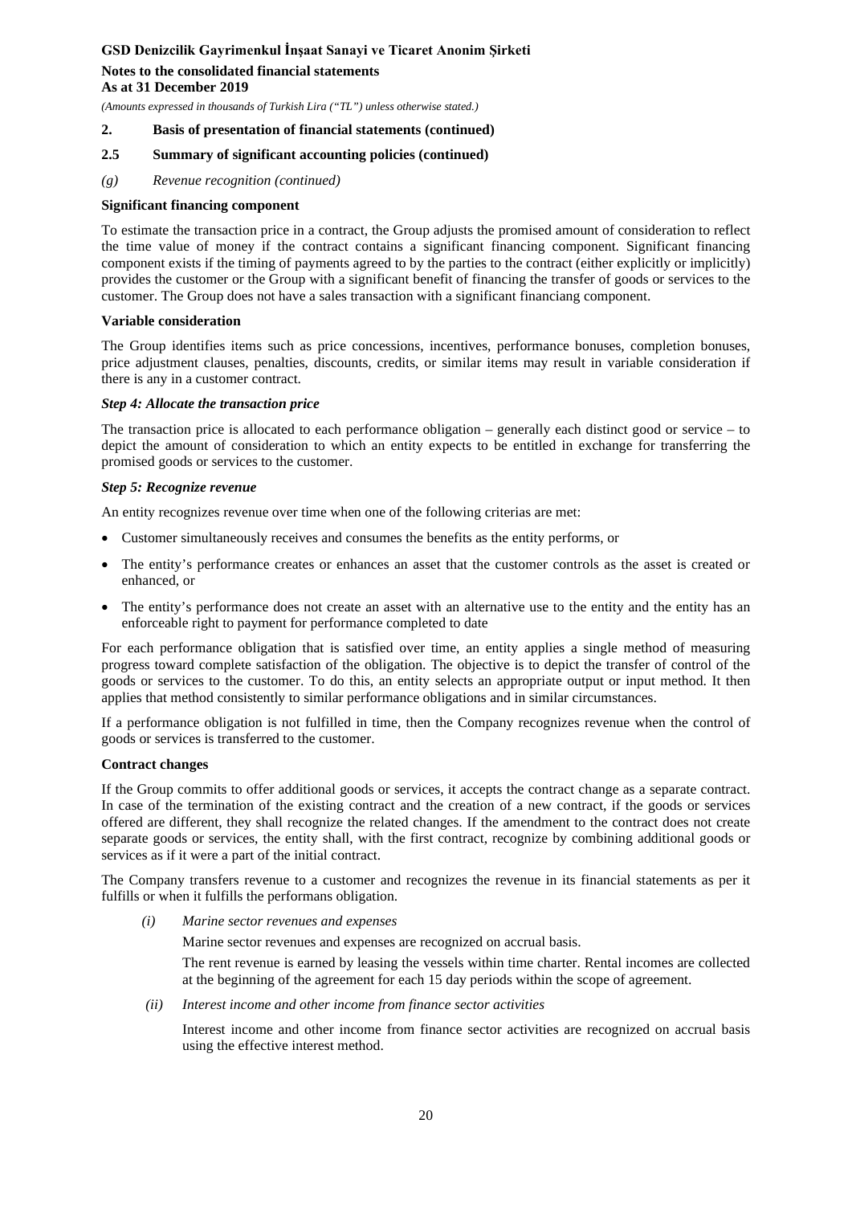**2. Basis of presentation of financial statements (continued)**

**2.5 Summary of significant accounting policies (continued)**

*(g) Revenue recognition (continued)*

**Significant financing component**

To estimate the transaction price in a contract, the Group adjusts the promised amount of consideration to reflect the time value of money if the contract contains a significant financing component. Significant financing component exists if the timing of payments agreed to by the parties to the contract (either explicitly or implicitly) provides the customer or the Group with a significant benefit of financing the transfer of goods or services to the customer. The Group does not have a sales transaction with a significant financiang component.

**Variable consideration**

The Group identifies items such as price concessions, incentives, performance bonuses, completion bonuses, price adjustment clauses, penalties, discounts, credits, or similar items may result in variable consideration if there is any in a customer contract.

***Step 4: Allocate the transaction price***

The transaction price is allocated to each performance obligation – generally each distinct good or service – to depict the amount of consideration to which an entity expects to be entitled in exchange for transferring the promised goods or services to the customer.

***Step 5: Recognize revenue***

An entity recognizes revenue over time when one of the following criterias are met:

- Customer simultaneously receives and consumes the benefits as the entity performs, or
- The entity's performance creates or enhances an asset that the customer controls as the asset is created or enhanced, or
- The entity's performance does not create an asset with an alternative use to the entity and the entity has an enforceable right to payment for performance completed to date

For each performance obligation that is satisfied over time, an entity applies a single method of measuring progress toward complete satisfaction of the obligation. The objective is to depict the transfer of control of the goods or services to the customer. To do this, an entity selects an appropriate output or input method. It then applies that method consistently to similar performance obligations and in similar circumstances.

If a performance obligation is not fulfilled in time, then the Company recognizes revenue when the control of goods or services is transferred to the customer.

**Contract changes**

If the Group commits to offer additional goods or services, it accepts the contract change as a separate contract. In case of the termination of the existing contract and the creation of a new contract, if the goods or services offered are different, they shall recognize the related changes. If the amendment to the contract does not create separate goods or services, the entity shall, with the first contract, recognize by combining additional goods or services as if it were a part of the initial contract.

The Company transfers revenue to a customer and recognizes the revenue in its financial statements as per it fulfills or when it fulfills the performans obligation.

*(i) Marine sector revenues and expenses*

Marine sector revenues and expenses are recognized on accrual basis.

The rent revenue is earned by leasing the vessels within time charter. Rental incomes are collected at the beginning of the agreement for each 15 day periods within the scope of agreement.

*(ii) Interest income and other income from finance sector activities*

Interest income and other income from finance sector activities are recognized on accrual basis using the effective interest method.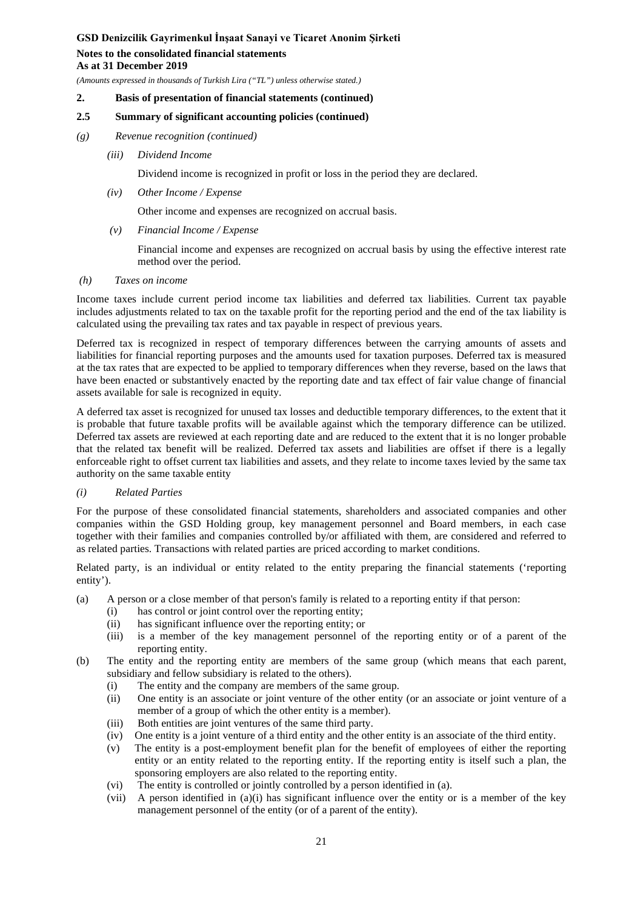## 2. Basis of presentation of financial statements (continued)

### 2.5 Summary of significant accounting policies (continued)

*(g) Revenue recognition (continued)*

*(iii) Dividend Income*

Dividend income is recognized in profit or loss in the period they are declared.

*(iv) Other Income / Expense*

Other income and expenses are recognized on accrual basis.

*(v) Financial Income / Expense*

Financial income and expenses are recognized on accrual basis by using the effective interest rate method over the period.

*(h) Taxes on income*

Income taxes include current period income tax liabilities and deferred tax liabilities. Current tax payable includes adjustments related to tax on the taxable profit for the reporting period and the end of the tax liability is calculated using the prevailing tax rates and tax payable in respect of previous years.

Deferred tax is recognized in respect of temporary differences between the carrying amounts of assets and liabilities for financial reporting purposes and the amounts used for taxation purposes. Deferred tax is measured at the tax rates that are expected to be applied to temporary differences when they reverse, based on the laws that have been enacted or substantively enacted by the reporting date and tax effect of fair value change of financial assets available for sale is recognized in equity.

A deferred tax asset is recognized for unused tax losses and deductible temporary differences, to the extent that it is probable that future taxable profits will be available against which the temporary difference can be utilized. Deferred tax assets are reviewed at each reporting date and are reduced to the extent that it is no longer probable that the related tax benefit will be realized. Deferred tax assets and liabilities are offset if there is a legally enforceable right to offset current tax liabilities and assets, and they relate to income taxes levied by the same tax authority on the same taxable entity

*(i) Related Parties*

For the purpose of these consolidated financial statements, shareholders and associated companies and other companies within the GSD Holding group, key management personnel and Board members, in each case together with their families and companies controlled by/or affiliated with them, are considered and referred to as related parties. Transactions with related parties are priced according to market conditions.

Related party, is an individual or entity related to the entity preparing the financial statements ('reporting entity').

(a) A person or a close member of that person's family is related to a reporting entity if that person:
   - (i) has control or joint control over the reporting entity;
   - (ii) has significant influence over the reporting entity; or
   - (iii) is a member of the key management personnel of the reporting entity or of a parent of the reporting entity.

(b) The entity and the reporting entity are members of the same group (which means that each parent, subsidiary and fellow subsidiary is related to the others).
   - (i) The entity and the company are members of the same group.
   - (ii) One entity is an associate or joint venture of the other entity (or an associate or joint venture of a member of a group of which the other entity is a member).
   - (iii) Both entities are joint ventures of the same third party.
   - (iv) One entity is a joint venture of a third entity and the other entity is an associate of the third entity.
   - (v) The entity is a post-employment benefit plan for the benefit of employees of either the reporting entity or an entity related to the reporting entity. If the reporting entity is itself such a plan, the sponsoring employers are also related to the reporting entity.
   - (vi) The entity is controlled or jointly controlled by a person identified in (a).
   - (vii) A person identified in (a)(i) has significant influence over the entity or is a member of the key management personnel of the entity (or of a parent of the entity).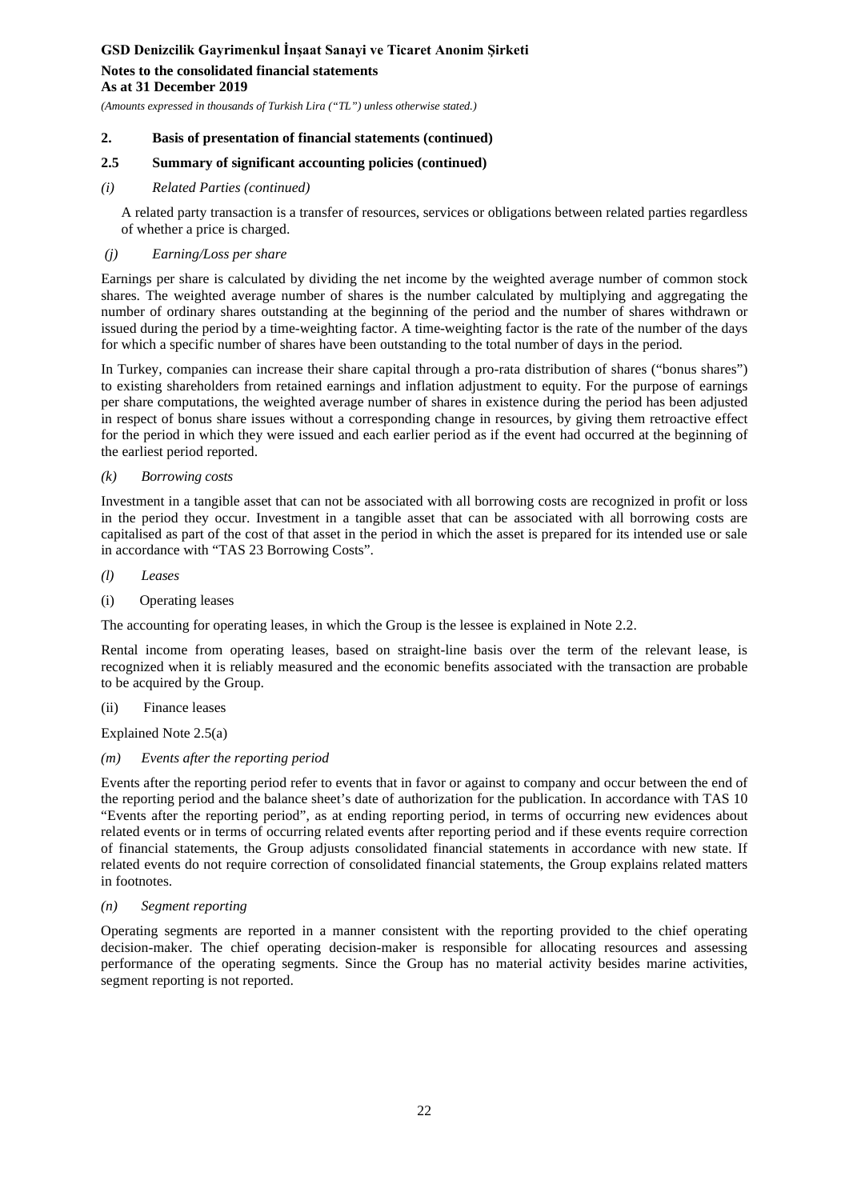## 2. Basis of presentation of financial statements (continued)

### 2.5 Summary of significant accounting policies (continued)

*(i) Related Parties (continued)*

A related party transaction is a transfer of resources, services or obligations between related parties regardless of whether a price is charged.

*(j) Earning/Loss per share*

Earnings per share is calculated by dividing the net income by the weighted average number of common stock shares. The weighted average number of shares is the number calculated by multiplying and aggregating the number of ordinary shares outstanding at the beginning of the period and the number of shares withdrawn or issued during the period by a time-weighting factor. A time-weighting factor is the rate of the number of the days for which a specific number of shares have been outstanding to the total number of days in the period.

In Turkey, companies can increase their share capital through a pro-rata distribution of shares ("bonus shares") to existing shareholders from retained earnings and inflation adjustment to equity. For the purpose of earnings per share computations, the weighted average number of shares in existence during the period has been adjusted in respect of bonus share issues without a corresponding change in resources, by giving them retroactive effect for the period in which they were issued and each earlier period as if the event had occurred at the beginning of the earliest period reported.

*(k) Borrowing costs*

Investment in a tangible asset that can not be associated with all borrowing costs are recognized in profit or loss in the period they occur. Investment in a tangible asset that can be associated with all borrowing costs are capitalised as part of the cost of that asset in the period in which the asset is prepared for its intended use or sale in accordance with "TAS 23 Borrowing Costs".

*(l) Leases*

(i) Operating leases

The accounting for operating leases, in which the Group is the lessee is explained in Note 2.2.

Rental income from operating leases, based on straight-line basis over the term of the relevant lease, is recognized when it is reliably measured and the economic benefits associated with the transaction are probable to be acquired by the Group.

(ii) Finance leases

Explained Note 2.5(a)

*(m) Events after the reporting period*

Events after the reporting period refer to events that in favor or against to company and occur between the end of the reporting period and the balance sheet's date of authorization for the publication. In accordance with TAS 10 "Events after the reporting period", as at ending reporting period, in terms of occurring new evidences about related events or in terms of occurring related events after reporting period and if these events require correction of financial statements, the Group adjusts consolidated financial statements in accordance with new state. If related events do not require correction of consolidated financial statements, the Group explains related matters in footnotes.

*(n) Segment reporting*

Operating segments are reported in a manner consistent with the reporting provided to the chief operating decision-maker. The chief operating decision-maker is responsible for allocating resources and assessing performance of the operating segments. Since the Group has no material activity besides marine activities, segment reporting is not reported.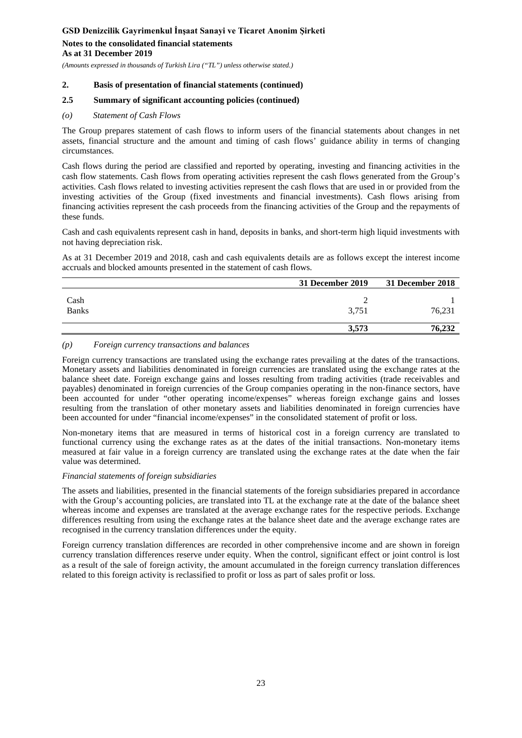**GSD Denizcilik Gayrimenkul İnşaat Sanayi ve Ticaret Anonim Şirketi**
**Notes to the consolidated financial statements**
**As at 31 December 2019**

*(Amounts expressed in thousands of Turkish Lira ("TL") unless otherwise stated.)*

## 2. Basis of presentation of financial statements (continued)

### 2.5 Summary of significant accounting policies (continued)

*(o) Statement of Cash Flows*

The Group prepares statement of cash flows to inform users of the financial statements about changes in net assets, financial structure and the amount and timing of cash flows' guidance ability in terms of changing circumstances.

Cash flows during the period are classified and reported by operating, investing and financing activities in the cash flow statements. Cash flows from operating activities represent the cash flows generated from the Group's activities. Cash flows related to investing activities represent the cash flows that are used in or provided from the investing activities of the Group (fixed investments and financial investments). Cash flows arising from financing activities represent the cash proceeds from the financing activities of the Group and the repayments of these funds.

Cash and cash equivalents represent cash in hand, deposits in banks, and short-term high liquid investments with not having depreciation risk.

As at 31 December 2019 and 2018, cash and cash equivalents details are as follows except the interest income accruals and blocked amounts presented in the statement of cash flows.

| | 31 December 2019 | 31 December 2018 |
|---|---|---|
| Cash | 2 | 1 |
| Banks | 3,751 | 76,231 |
| | **3,573** | **76,232** |

*(p) Foreign currency transactions and balances*

Foreign currency transactions are translated using the exchange rates prevailing at the dates of the transactions. Monetary assets and liabilities denominated in foreign currencies are translated using the exchange rates at the balance sheet date. Foreign exchange gains and losses resulting from trading activities (trade receivables and payables) denominated in foreign currencies of the Group companies operating in the non-finance sectors, have been accounted for under "other operating income/expenses" whereas foreign exchange gains and losses resulting from the translation of other monetary assets and liabilities denominated in foreign currencies have been accounted for under "financial income/expenses" in the consolidated statement of profit or loss.

Non-monetary items that are measured in terms of historical cost in a foreign currency are translated to functional currency using the exchange rates as at the dates of the initial transactions. Non-monetary items measured at fair value in a foreign currency are translated using the exchange rates at the date when the fair value was determined.

*Financial statements of foreign subsidiaries*

The assets and liabilities, presented in the financial statements of the foreign subsidiaries prepared in accordance with the Group's accounting policies, are translated into TL at the exchange rate at the date of the balance sheet whereas income and expenses are translated at the average exchange rates for the respective periods. Exchange differences resulting from using the exchange rates at the balance sheet date and the average exchange rates are recognised in the currency translation differences under the equity.

Foreign currency translation differences are recorded in other comprehensive income and are shown in foreign currency translation differences reserve under equity. When the control, significant effect or joint control is lost as a result of the sale of foreign activity, the amount accumulated in the foreign currency translation differences related to this foreign activity is reclassified to profit or loss as part of sales profit or loss.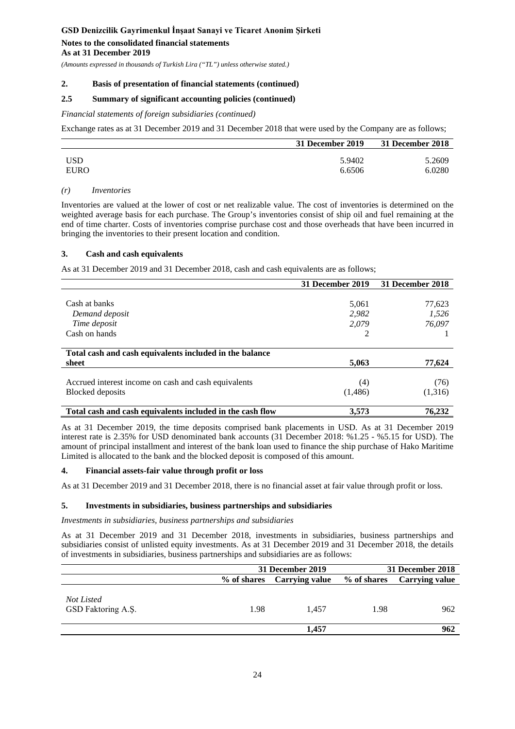**GSD Denizcilik Gayrimenkul İnşaat Sanayi ve Ticaret Anonim Şirketi**

**Notes to the consolidated financial statements**
**As at 31 December 2019**

*(Amounts expressed in thousands of Turkish Lira ("TL") unless otherwise stated.)*

## 2. Basis of presentation of financial statements (continued)

### 2.5 Summary of significant accounting policies (continued)

*Financial statements of foreign subsidiaries (continued)*

Exchange rates as at 31 December 2019 and 31 December 2018 that were used by the Company are as follows;

| | 31 December 2019 | 31 December 2018 |
|---|---|---|
| USD | 5.9402 | 5.2609 |
| EURO | 6.6506 | 6.0280 |

*(r) Inventories*

Inventories are valued at the lower of cost or net realizable value. The cost of inventories is determined on the weighted average basis for each purchase. The Group's inventories consist of ship oil and fuel remaining at the end of time charter. Costs of inventories comprise purchase cost and those overheads that have been incurred in bringing the inventories to their present location and condition.

## 3. Cash and cash equivalents

As at 31 December 2019 and 31 December 2018, cash and cash equivalents are as follows;

| | 31 December 2019 | 31 December 2018 |
|---|---|---|
| Cash at banks | 5,061 | 77,623 |
| *Demand deposit* | *2,982* | *1,526* |
| *Time deposit* | *2,079* | *76,097* |
| Cash on hands | 2 | 1 |
| **Total cash and cash equivalents included in the balance sheet** | **5,063** | **77,624** |
| Accrued interest income on cash and cash equivalents | (4) | (76) |
| Blocked deposits | (1,486) | (1,316) |
| **Total cash and cash equivalents included in the cash flow** | **3,573** | **76,232** |

As at 31 December 2019, the time deposits comprised bank placements in USD. As at 31 December 2019 interest rate is 2.35% for USD denominated bank accounts (31 December 2018: %1.25 - %5.15 for USD). The amount of principal installment and interest of the bank loan used to finance the ship purchase of Hako Maritime Limited is allocated to the bank and the blocked deposit is composed of this amount.

## 4. Financial assets-fair value through profit or loss

As at 31 December 2019 and 31 December 2018, there is no financial asset at fair value through profit or loss.

## 5. Investments in subsidiaries, business partnerships and subsidiaries

*Investments in subsidiaries, business partnerships and subsidiaries*

As at 31 December 2019 and 31 December 2018, investments in subsidiaries, business partnerships and subsidiaries consist of unlisted equity investments. As at 31 December 2019 and 31 December 2018, the details of investments in subsidiaries, business partnerships and subsidiaries are as follows:

| | 31 December 2019 | | 31 December 2018 | |
|---|---|---|---|---|
| | % of shares | Carrying value | % of shares | Carrying value |
| *Not Listed* | | | | |
| GSD Faktoring A.Ş. | 1.98 | 1,457 | 1.98 | 962 |
| | | **1,457** | | **962** |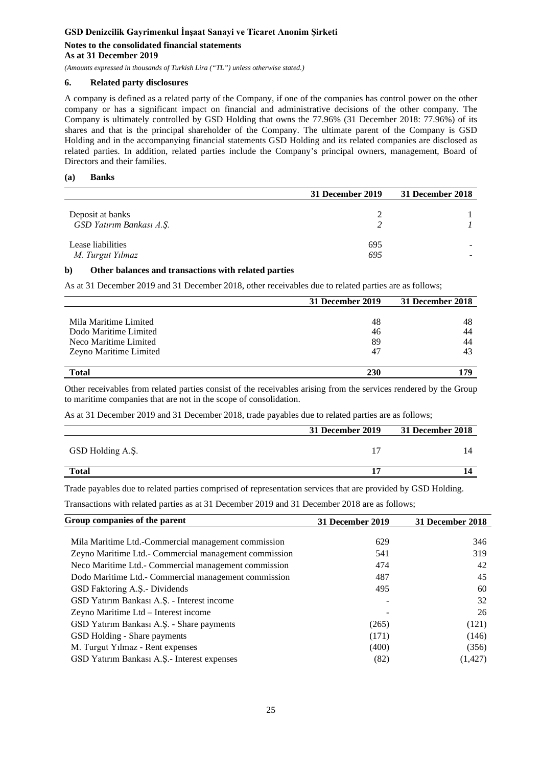## 6. Related party disclosures

A company is defined as a related party of the Company, if one of the companies has control power on the other company or has a significant impact on financial and administrative decisions of the other company. The Company is ultimately controlled by GSD Holding that owns the 77.96% (31 December 2018: 77.96%) of its shares and that is the principal shareholder of the Company. The ultimate parent of the Company is GSD Holding and in the accompanying financial statements GSD Holding and its related companies are disclosed as related parties. In addition, related parties include the Company's principal owners, management, Board of Directors and their families.

### (a) Banks

| | 31 December 2019 | 31 December 2018 |
|---|---|---|
| Deposit at banks | 2 | 1 |
| *GSD Yatırım Bankası A.Ş.* | *2* | *1* |
| Lease liabilities | 695 | - |
| *M. Turgut Yılmaz* | *695* | - |

### b) Other balances and transactions with related parties

As at 31 December 2019 and 31 December 2018, other receivables due to related parties are as follows;

| | 31 December 2019 | 31 December 2018 |
|---|---|---|
| Mila Maritime Limited | 48 | 48 |
| Dodo Maritime Limited | 46 | 44 |
| Neco Maritime Limited | 89 | 44 |
| Zeyno Maritime Limited | 47 | 43 |
| **Total** | **230** | **179** |

Other receivables from related parties consist of the receivables arising from the services rendered by the Group to maritime companies that are not in the scope of consolidation.

As at 31 December 2019 and 31 December 2018, trade payables due to related parties are as follows;

| | 31 December 2019 | 31 December 2018 |
|---|---|---|
| GSD Holding A.Ş. | 17 | 14 |
| **Total** | **17** | **14** |

Trade payables due to related parties comprised of representation services that are provided by GSD Holding.

Transactions with related parties as at 31 December 2019 and 31 December 2018 are as follows;

| Group companies of the parent | 31 December 2019 | 31 December 2018 |
|---|---|---|
| Mila Maritime Ltd.-Commercial management commission | 629 | 346 |
| Zeyno Maritime Ltd.- Commercial management commission | 541 | 319 |
| Neco Maritime Ltd.- Commercial management commission | 474 | 42 |
| Dodo Maritime Ltd.- Commercial management commission | 487 | 45 |
| GSD Faktoring A.Ş.- Dividends | 495 | 60 |
| GSD Yatırım Bankası A.Ş. - Interest income | - | 32 |
| Zeyno Maritime Ltd – Interest income | - | 26 |
| GSD Yatırım Bankası A.Ş. - Share payments | (265) | (121) |
| GSD Holding - Share payments | (171) | (146) |
| M. Turgut Yılmaz - Rent expenses | (400) | (356) |
| GSD Yatırım Bankası A.Ş.- Interest expenses | (82) | (1,427) |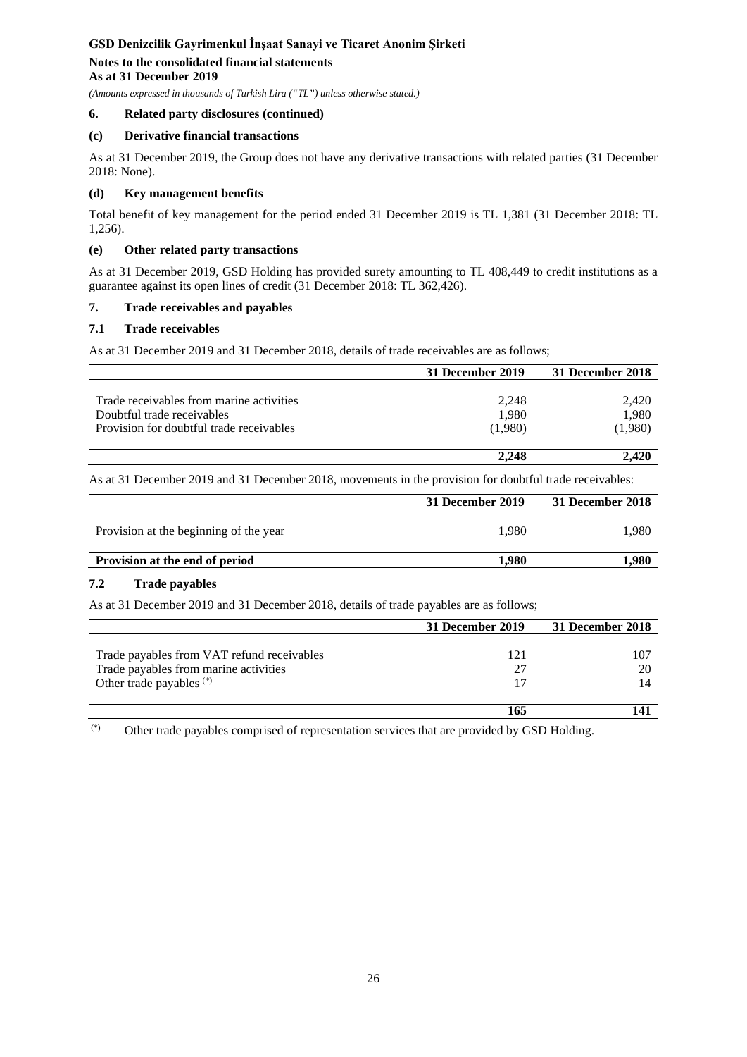### 6. Related party disclosures (continued)

### (c) Derivative financial transactions

As at 31 December 2019, the Group does not have any derivative transactions with related parties (31 December 2018: None).

### (d) Key management benefits

Total benefit of key management for the period ended 31 December 2019 is TL 1,381 (31 December 2018: TL 1,256).

### (e) Other related party transactions

As at 31 December 2019, GSD Holding has provided surety amounting to TL 408,449 to credit institutions as a guarantee against its open lines of credit (31 December 2018: TL 362,426).

## 7. Trade receivables and payables

### 7.1 Trade receivables

As at 31 December 2019 and 31 December 2018, details of trade receivables are as follows;

| | 31 December 2019 | 31 December 2018 |
|---|---|---|
| Trade receivables from marine activities | 2,248 | 2,420 |
| Doubtful trade receivables | 1,980 | 1,980 |
| Provision for doubtful trade receivables | (1,980) | (1,980) |
| | **2,248** | **2,420** |

As at 31 December 2019 and 31 December 2018, movements in the provision for doubtful trade receivables:

| | 31 December 2019 | 31 December 2018 |
|---|---|---|
| Provision at the beginning of the year | 1,980 | 1,980 |
| **Provision at the end of period** | **1,980** | **1,980** |

### 7.2 Trade payables

As at 31 December 2019 and 31 December 2018, details of trade payables are as follows;

| | 31 December 2019 | 31 December 2018 |
|---|---|---|
| Trade payables from VAT refund receivables | 121 | 107 |
| Trade payables from marine activities | 27 | 20 |
| Other trade payables (*) | 17 | 14 |
| | **165** | **141** |

(*) Other trade payables comprised of representation services that are provided by GSD Holding.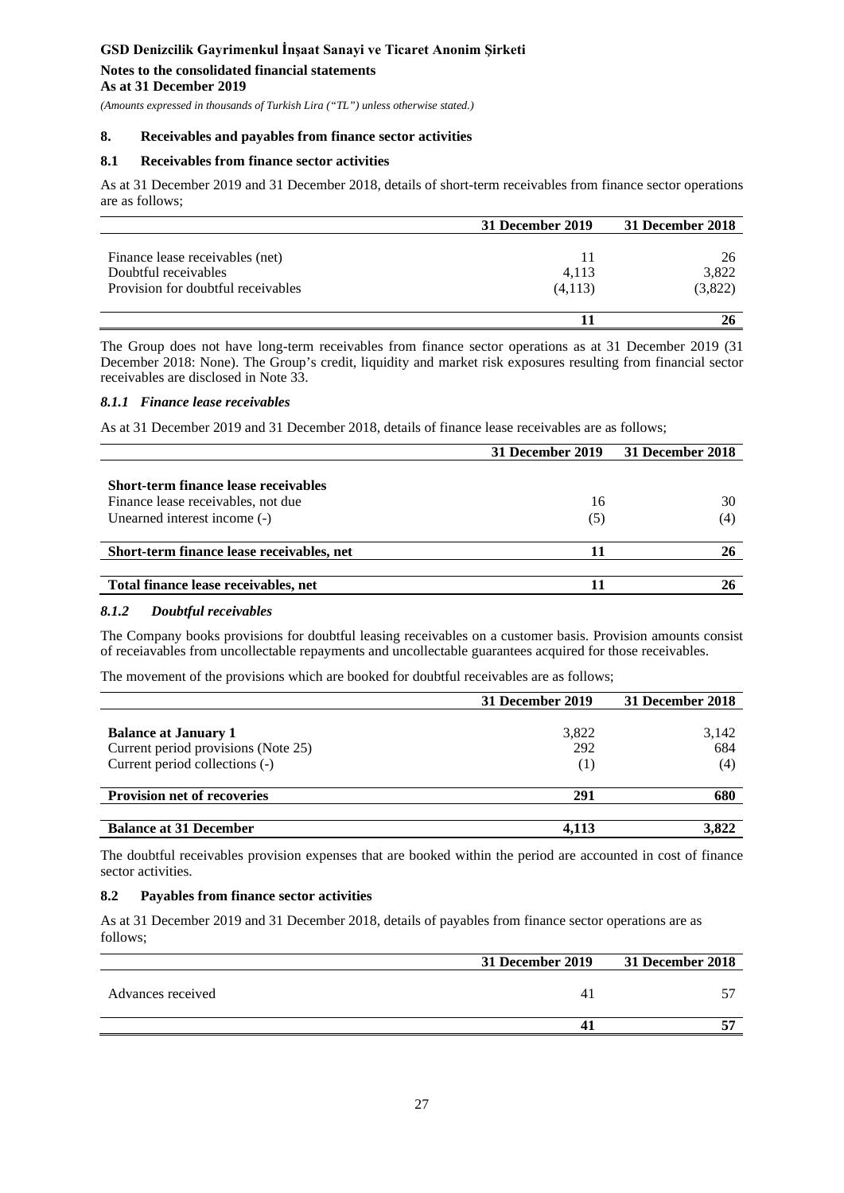## 8. Receivables and payables from finance sector activities

### 8.1 Receivables from finance sector activities

As at 31 December 2019 and 31 December 2018, details of short-term receivables from finance sector operations are as follows;

| | 31 December 2019 | 31 December 2018 |
|---|---|---|
| Finance lease receivables (net) | 11 | 26 |
| Doubtful receivables | 4,113 | 3,822 |
| Provision for doubtful receivables | (4,113) | (3,822) |
| | **11** | **26** |

The Group does not have long-term receivables from finance sector operations as at 31 December 2019 (31 December 2018: None). The Group's credit, liquidity and market risk exposures resulting from financial sector receivables are disclosed in Note 33.

#### *8.1.1 Finance lease receivables*

As at 31 December 2019 and 31 December 2018, details of finance lease receivables are as follows;

| | 31 December 2019 | 31 December 2018 |
|---|---|---|
| **Short-term finance lease receivables** | | |
| Finance lease receivables, not due | 16 | 30 |
| Unearned interest income (-) | (5) | (4) |
| **Short-term finance lease receivables, net** | **11** | **26** |
| **Total finance lease receivables, net** | **11** | **26** |

#### *8.1.2 Doubtful receivables*

The Company books provisions for doubtful leasing receivables on a customer basis. Provision amounts consist of receiavables from uncollectable repayments and uncollectable guarantees acquired for those receivables.

The movement of the provisions which are booked for doubtful receivables are as follows;

| | 31 December 2019 | 31 December 2018 |
|---|---|---|
| **Balance at January 1** | 3,822 | 3,142 |
| Current period provisions (Note 25) | 292 | 684 |
| Current period collections (-) | (1) | (4) |
| **Provision net of recoveries** | **291** | **680** |
| **Balance at 31 December** | **4,113** | **3,822** |

The doubtful receivables provision expenses that are booked within the period are accounted in cost of finance sector activities.

### 8.2 Payables from finance sector activities

As at 31 December 2019 and 31 December 2018, details of payables from finance sector operations are as follows;

| | 31 December 2019 | 31 December 2018 |
|---|---|---|
| Advances received | 41 | 57 |
| | **41** | **57** |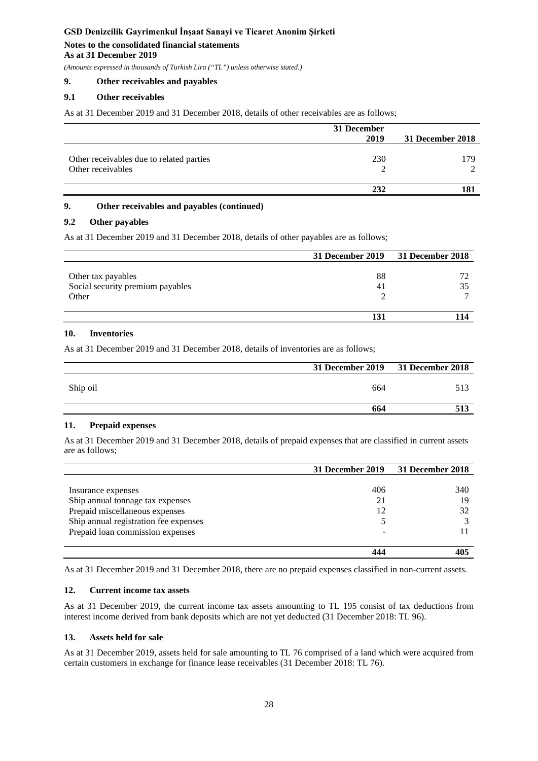## 9. Other receivables and payables

### 9.1 Other receivables

As at 31 December 2019 and 31 December 2018, details of other receivables are as follows;

| | 31 December 2019 | 31 December 2018 |
|---|---|---|
| Other receivables due to related parties | 230 | 179 |
| Other receivables | 2 | 2 |
| | **232** | **181** |

## 9. Other receivables and payables (continued)

### 9.2 Other payables

As at 31 December 2019 and 31 December 2018, details of other payables are as follows;

| | 31 December 2019 | 31 December 2018 |
|---|---|---|
| Other tax payables | 88 | 72 |
| Social security premium payables | 41 | 35 |
| Other | 2 | 7 |
| | **131** | **114** |

## 10. Inventories

As at 31 December 2019 and 31 December 2018, details of inventories are as follows;

| | 31 December 2019 | 31 December 2018 |
|---|---|---|
| Ship oil | 664 | 513 |
| | **664** | **513** |

## 11. Prepaid expenses

As at 31 December 2019 and 31 December 2018, details of prepaid expenses that are classified in current assets are as follows;

| | 31 December 2019 | 31 December 2018 |
|---|---|---|
| Insurance expenses | 406 | 340 |
| Ship annual tonnage tax expenses | 21 | 19 |
| Prepaid miscellaneous expenses | 12 | 32 |
| Ship annual registration fee expenses | 5 | 3 |
| Prepaid loan commission expenses | - | 11 |
| | **444** | **405** |

As at 31 December 2019 and 31 December 2018, there are no prepaid expenses classified in non-current assets.

## 12. Current income tax assets

As at 31 December 2019, the current income tax assets amounting to TL 195 consist of tax deductions from interest income derived from bank deposits which are not yet deducted (31 December 2018: TL 96).

## 13. Assets held for sale

As at 31 December 2019, assets held for sale amounting to TL 76 comprised of a land which were acquired from certain customers in exchange for finance lease receivables (31 December 2018: TL 76).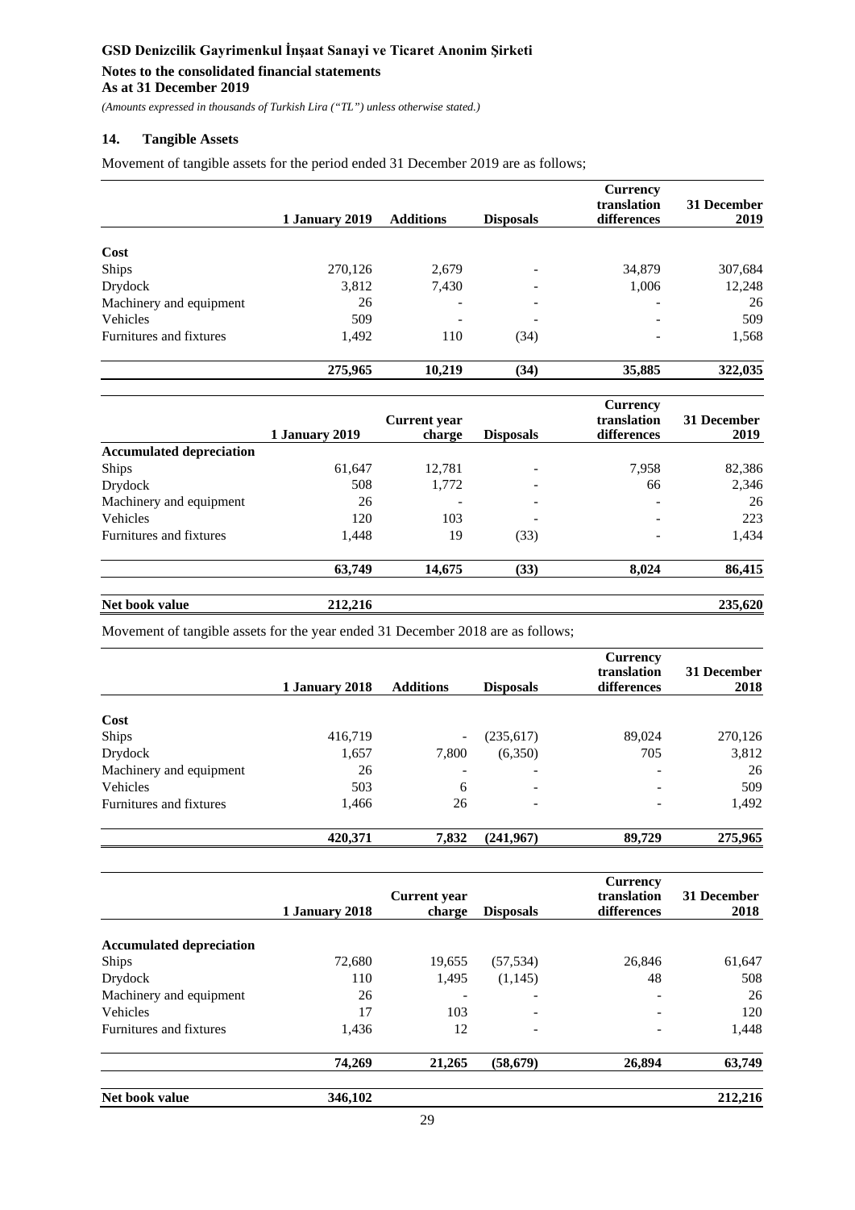**GSD Denizcilik Gayrimenkul İnşaat Sanayi ve Ticaret Anonim Şirketi**

**Notes to the consolidated financial statements**

**As at 31 December 2019**

*(Amounts expressed in thousands of Turkish Lira ("TL") unless otherwise stated.)*

## 14. Tangible Assets

Movement of tangible assets for the period ended 31 December 2019 are as follows;

| | 1 January 2019 | Additions | Disposals | Currency translation differences | 31 December 2019 |
|---|---|---|---|---|---|
| **Cost** | | | | | |
| Ships | 270,126 | 2,679 | - | 34,879 | 307,684 |
| Drydock | 3,812 | 7,430 | - | 1,006 | 12,248 |
| Machinery and equipment | 26 | - | - | - | 26 |
| Vehicles | 509 | - | - | - | 509 |
| Furnitures and fixtures | 1,492 | 110 | (34) | - | 1,568 |
| | **275,965** | **10,219** | **(34)** | **35,885** | **322,035** |

| | 1 January 2019 | Current year charge | Disposals | Currency translation differences | 31 December 2019 |
|---|---|---|---|---|---|
| **Accumulated depreciation** | | | | | |
| Ships | 61,647 | 12,781 | - | 7,958 | 82,386 |
| Drydock | 508 | 1,772 | - | 66 | 2,346 |
| Machinery and equipment | 26 | - | - | - | 26 |
| Vehicles | 120 | 103 | - | - | 223 |
| Furnitures and fixtures | 1,448 | 19 | (33) | - | 1,434 |
| | **63,749** | **14,675** | **(33)** | **8,024** | **86,415** |
| **Net book value** | **212,216** | | | | **235,620** |

Movement of tangible assets for the year ended 31 December 2018 are as follows;

| | 1 January 2018 | Additions | Disposals | Currency translation differences | 31 December 2018 |
|---|---|---|---|---|---|
| **Cost** | | | | | |
| Ships | 416,719 | - | (235,617) | 89,024 | 270,126 |
| Drydock | 1,657 | 7,800 | (6,350) | 705 | 3,812 |
| Machinery and equipment | 26 | - | - | - | 26 |
| Vehicles | 503 | 6 | - | - | 509 |
| Furnitures and fixtures | 1,466 | 26 | - | - | 1,492 |
| | **420,371** | **7,832** | **(241,967)** | **89,729** | **275,965** |

| | 1 January 2018 | Current year charge | Disposals | Currency translation differences | 31 December 2018 |
|---|---|---|---|---|---|
| **Accumulated depreciation** | | | | | |
| Ships | 72,680 | 19,655 | (57,534) | 26,846 | 61,647 |
| Drydock | 110 | 1,495 | (1,145) | 48 | 508 |
| Machinery and equipment | 26 | - | - | - | 26 |
| Vehicles | 17 | 103 | - | - | 120 |
| Furnitures and fixtures | 1,436 | 12 | - | - | 1,448 |
| | **74,269** | **21,265** | **(58,679)** | **26,894** | **63,749** |
| **Net book value** | **346,102** | | | | **212,216** |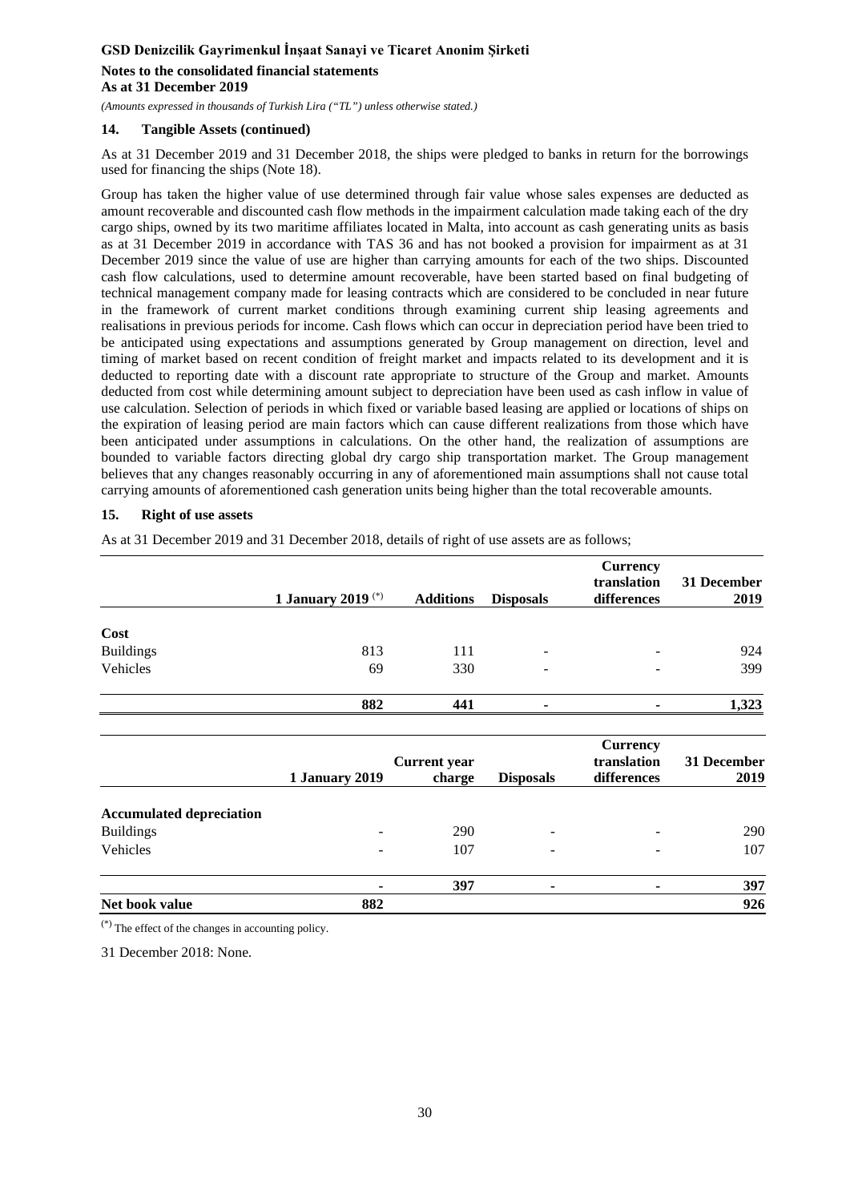## 14. Tangible Assets (continued)

As at 31 December 2019 and 31 December 2018, the ships were pledged to banks in return for the borrowings used for financing the ships (Note 18).

Group has taken the higher value of use determined through fair value whose sales expenses are deducted as amount recoverable and discounted cash flow methods in the impairment calculation made taking each of the dry cargo ships, owned by its two maritime affiliates located in Malta, into account as cash generating units as basis as at 31 December 2019 in accordance with TAS 36 and has not booked a provision for impairment as at 31 December 2019 since the value of use are higher than carrying amounts for each of the two ships. Discounted cash flow calculations, used to determine amount recoverable, have been started based on final budgeting of technical management company made for leasing contracts which are considered to be concluded in near future in the framework of current market conditions through examining current ship leasing agreements and realisations in previous periods for income. Cash flows which can occur in depreciation period have been tried to be anticipated using expectations and assumptions generated by Group management on direction, level and timing of market based on recent condition of freight market and impacts related to its development and it is deducted to reporting date with a discount rate appropriate to structure of the Group and market. Amounts deducted from cost while determining amount subject to depreciation have been used as cash inflow in value of use calculation. Selection of periods in which fixed or variable based leasing are applied or locations of ships on the expiration of leasing period are main factors which can cause different realizations from those which have been anticipated under assumptions in calculations. On the other hand, the realization of assumptions are bounded to variable factors directing global dry cargo ship transportation market. The Group management believes that any changes reasonably occurring in any of aforementioned main assumptions shall not cause total carrying amounts of aforementioned cash generation units being higher than the total recoverable amounts.

## 15. Right of use assets

As at 31 December 2019 and 31 December 2018, details of right of use assets are as follows;

| | 1 January 2019 (*) | Additions | Disposals | Currency translation differences | 31 December 2019 |
|---|---|---|---|---|---|
| **Cost** | | | | | |
| Buildings | 813 | 111 | - | - | 924 |
| Vehicles | 69 | 330 | - | - | 399 |
| | **882** | **441** | **-** | **-** | **1,323** |

| | 1 January 2019 | Current year charge | Disposals | Currency translation differences | 31 December 2019 |
|---|---|---|---|---|---|
| **Accumulated depreciation** | | | | | |
| Buildings | - | 290 | - | - | 290 |
| Vehicles | - | 107 | - | - | 107 |
| | **-** | **397** | **-** | **-** | **397** |
| **Net book value** | **882** | | | | **926** |

(*) The effect of the changes in accounting policy.

31 December 2018: None.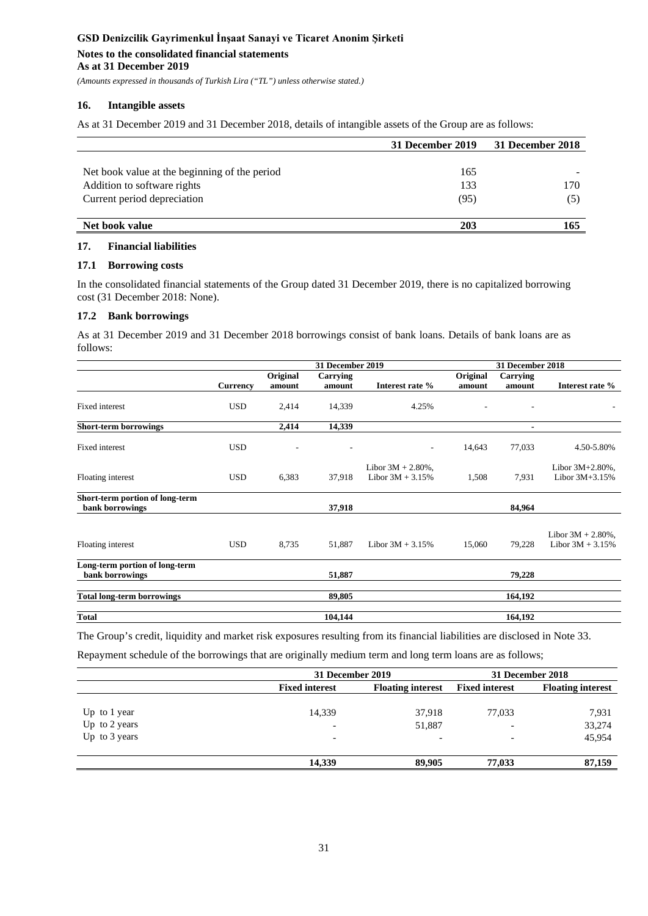# GSD Denizcilik Gayrimenkul İnşaat Sanayi ve Ticaret Anonim Şirketi

**Notes to the consolidated financial statements**
**As at 31 December 2019**

*(Amounts expressed in thousands of Turkish Lira ("TL") unless otherwise stated.)*

## 16. Intangible assets

As at 31 December 2019 and 31 December 2018, details of intangible assets of the Group are as follows:

| | 31 December 2019 | 31 December 2018 |
|---|---|---|
| Net book value at the beginning of the period | 165 | - |
| Addition to software rights | 133 | 170 |
| Current period depreciation | (95) | (5) |
| **Net book value** | **203** | **165** |

## 17. Financial liabilities

### 17.1 Borrowing costs

In the consolidated financial statements of the Group dated 31 December 2019, there is no capitalized borrowing cost (31 December 2018: None).

### 17.2 Bank borrowings

As at 31 December 2019 and 31 December 2018 borrowings consist of bank loans. Details of bank loans are as follows:

| | | 31 December 2019 | | | 31 December 2018 | | |
|---|---|---|---|---|---|---|---|
| | Currency | Original amount | Carrying amount | Interest rate % | Original amount | Carrying amount | Interest rate % |
| Fixed interest | USD | 2,414 | 14,339 | 4.25% | - | - | - |
| **Short-term borrowings** | | **2,414** | **14,339** | | | **-** | |
| Fixed interest | USD | - | - | - | 14,643 | 77,033 | 4.50-5.80% |
| Floating interest | USD | 6,383 | 37,918 | Libor 3M + 2.80%, Libor 3M + 3.15% | 1,508 | 7,931 | Libor 3M+2.80%, Libor 3M+3.15% |
| **Short-term portion of long-term bank borrowings** | | | **37,918** | | | **84,964** | |
| Floating interest | USD | 8,735 | 51,887 | Libor 3M + 3.15% | 15,060 | 79,228 | Libor 3M + 2.80%, Libor 3M + 3.15% |
| **Long-term portion of long-term bank borrowings** | | | **51,887** | | | **79,228** | |
| **Total long-term borrowings** | | | **89,805** | | | **164,192** | |
| **Total** | | | **104,144** | | | **164,192** | |

The Group's credit, liquidity and market risk exposures resulting from its financial liabilities are disclosed in Note 33.

Repayment schedule of the borrowings that are originally medium term and long term loans are as follows;

| | 31 December 2019 | | 31 December 2018 | |
|---|---|---|---|---|
| | Fixed interest | Floating interest | Fixed interest | Floating interest |
| Up to 1 year | 14,339 | 37,918 | 77,033 | 7,931 |
| Up to 2 years | - | 51,887 | - | 33,274 |
| Up to 3 years | - | - | - | 45,954 |
| | **14,339** | **89,905** | **77,033** | **87,159** |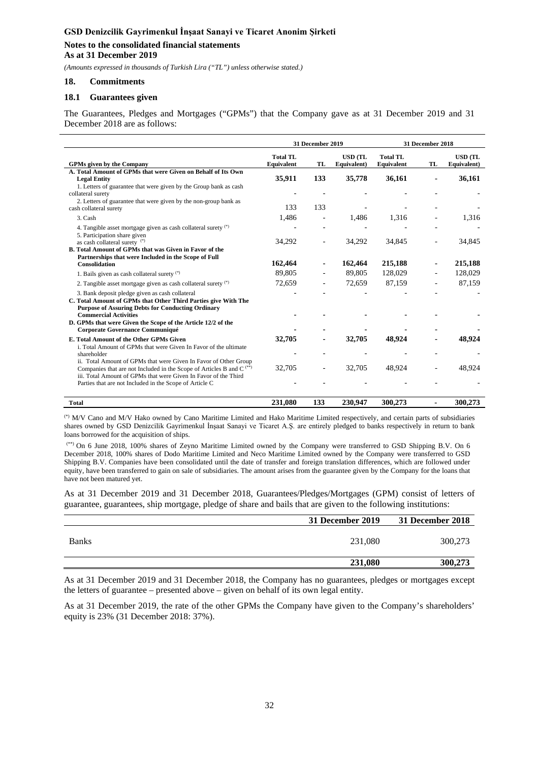GSD Denizcilik Gayrimenkul İnşaat Sanayi ve Ticaret Anonim Şirketi

**Notes to the consolidated financial statements**
**As at 31 December 2019**

*(Amounts expressed in thousands of Turkish Lira ("TL") unless otherwise stated.)*

## 18. Commitments

### 18.1 Guarantees given

The Guarantees, Pledges and Mortgages ("GPMs") that the Company gave as at 31 December 2019 and 31 December 2018 are as follows:

| | 31 December 2019 | | | 31 December 2018 | | |
|---|---|---|---|---|---|---|
| **GPMs given by the Company** | **Total TL Equivalent** | **TL** | **USD (TL Equivalent)** | **Total TL Equivalent** | **TL** | **USD (TL Equivalent)** |
| **A. Total Amount of GPMs that were Given on Behalf of Its Own Legal Entity** | **35,911** | **133** | **35,778** | **36,161** | **-** | **36,161** |
| 1. Letters of guarantee that were given by the Group bank as cash collateral surety | - | - | - | - | - | - |
| 2. Letters of guarantee that were given by the non-group bank as cash collateral surety | 133 | 133 | - | - | - | - |
| 3. Cash | 1,486 | - | 1,486 | 1,316 | - | 1,316 |
| 4. Tangible asset mortgage given as cash collateral surety (*) | - | - | - | - | - | - |
| 5. Participation share given as cash collateral surety (*) | 34,292 | - | 34,292 | 34,845 | - | 34,845 |
| **B. Total Amount of GPMs that was Given in Favor of the Partnerships that were Included in the Scope of Full Consolidation** | **162,464** | **-** | **162,464** | **215,188** | **-** | **215,188** |
| 1. Bails given as cash collateral surety (*) | 89,805 | - | 89,805 | 128,029 | - | 128,029 |
| 2. Tangible asset mortgage given as cash collateral surety (*) | 72,659 | - | 72,659 | 87,159 | - | 87,159 |
| 3. Bank deposit pledge given as cash collateral | - | - | - | - | - | - |
| **C. Total Amount of GPMs that Other Third Parties give With The Purpose of Assuring Debts for Conducting Ordinary Commercial Activities** | **-** | **-** | **-** | **-** | **-** | **-** |
| **D. GPMs that were Given the Scope of the Article 12/2 of the Corporate Governance Communiqué** | **-** | **-** | **-** | **-** | **-** | **-** |
| **E. Total Amount of the Other GPMs Given** | **32,705** | **-** | **32,705** | **48,924** | **-** | **48,924** |
| i. Total Amount of GPMs that were Given In Favor of the ultimate shareholder | - | - | - | - | - | - |
| ii. Total Amount of GPMs that were Given In Favor of Other Group Companies that are not Included in the Scope of Articles B and C (**) | 32,705 | - | 32,705 | 48,924 | - | 48,924 |
| iii. Total Amount of GPMs that were Given In Favor of the Third Parties that are not Included in the Scope of Article C | - | - | - | - | - | - |
| **Total** | **231,080** | **133** | **230,947** | **300,273** | **-** | **300,273** |

(*) M/V Cano and M/V Hako owned by Cano Maritime Limited and Hako Maritime Limited respectively, and certain parts of subsidiaries shares owned by GSD Denizcilik Gayrimenkul İnşaat Sanayi ve Ticaret A.Ş. are entirely pledged to banks respectively in return to bank loans borrowed for the acquisition of ships.

(**) On 6 June 2018, 100% shares of Zeyno Maritime Limited owned by the Company were transferred to GSD Shipping B.V. On 6 December 2018, 100% shares of Dodo Maritime Limited and Neco Maritime Limited owned by the Company were transferred to GSD Shipping B.V. Companies have been consolidated until the date of transfer and foreign translation differences, which are followed under equity, have been transferred to gain on sale of subsidiaries. The amount arises from the guarantee given by the Company for the loans that have not been matured yet.

As at 31 December 2019 and 31 December 2018, Guarantees/Pledges/Mortgages (GPM) consist of letters of guarantee, guarantees, ship mortgage, pledge of share and bails that are given to the following institutions:

| | 31 December 2019 | 31 December 2018 |
|---|---|---|
| Banks | 231,080 | 300,273 |
| | **231,080** | **300,273** |

As at 31 December 2019 and 31 December 2018, the Company has no guarantees, pledges or mortgages except the letters of guarantee – presented above – given on behalf of its own legal entity.

As at 31 December 2019, the rate of the other GPMs the Company have given to the Company's shareholders' equity is 23% (31 December 2018: 37%).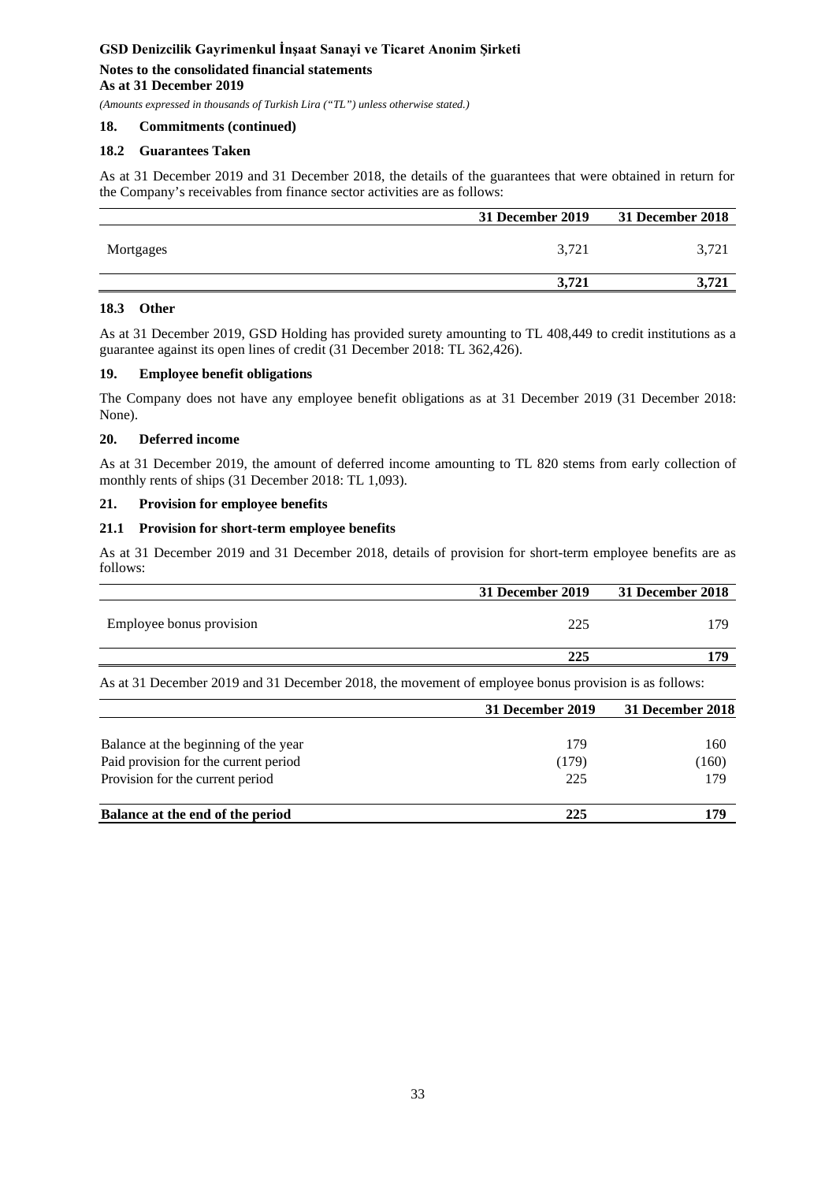**GSD Denizcilik Gayrimenkul İnşaat Sanayi ve Ticaret Anonim Şirketi**

**Notes to the consolidated financial statements**
**As at 31 December 2019**

*(Amounts expressed in thousands of Turkish Lira ("TL") unless otherwise stated.)*

## 18. Commitments (continued)

### 18.2 Guarantees Taken

As at 31 December 2019 and 31 December 2018, the details of the guarantees that were obtained in return for the Company's receivables from finance sector activities are as follows:

| | 31 December 2019 | 31 December 2018 |
|---|---|---|
| Mortgages | 3,721 | 3,721 |
| | **3,721** | **3,721** |

### 18.3 Other

As at 31 December 2019, GSD Holding has provided surety amounting to TL 408,449 to credit institutions as a guarantee against its open lines of credit (31 December 2018: TL 362,426).

## 19. Employee benefit obligations

The Company does not have any employee benefit obligations as at 31 December 2019 (31 December 2018: None).

## 20. Deferred income

As at 31 December 2019, the amount of deferred income amounting to TL 820 stems from early collection of monthly rents of ships (31 December 2018: TL 1,093).

## 21. Provision for employee benefits

### 21.1 Provision for short-term employee benefits

As at 31 December 2019 and 31 December 2018, details of provision for short-term employee benefits are as follows:

| | 31 December 2019 | 31 December 2018 |
|---|---|---|
| Employee bonus provision | 225 | 179 |
| | **225** | **179** |

As at 31 December 2019 and 31 December 2018, the movement of employee bonus provision is as follows:

| | 31 December 2019 | 31 December 2018 |
|---|---|---|
| Balance at the beginning of the year | 179 | 160 |
| Paid provision for the current period | (179) | (160) |
| Provision for the current period | 225 | 179 |
| **Balance at the end of the period** | **225** | **179** |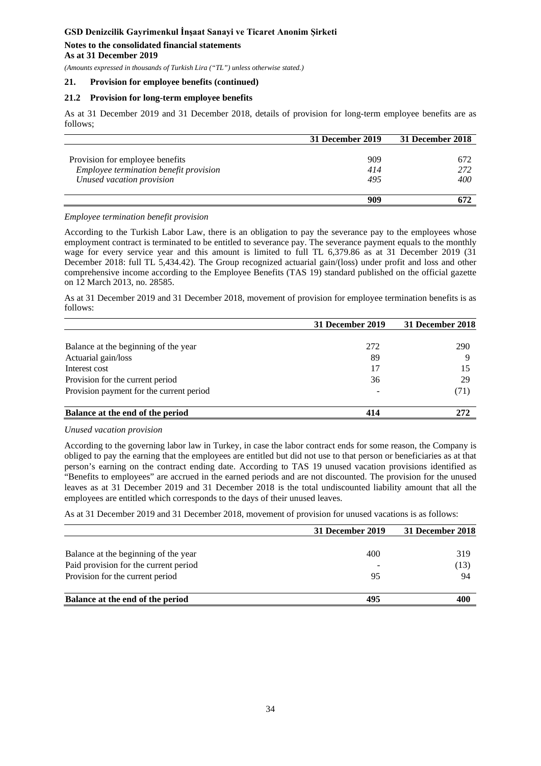## 21. Provision for employee benefits (continued)

### 21.2 Provision for long-term employee benefits

As at 31 December 2019 and 31 December 2018, details of provision for long-term employee benefits are as follows;

| | 31 December 2019 | 31 December 2018 |
|---|---|---|
| Provision for employee benefits | 909 | 672 |
| *Employee termination benefit provision* | *414* | *272* |
| *Unused vacation provision* | *495* | *400* |
| | **909** | **672** |

*Employee termination benefit provision*

According to the Turkish Labor Law, there is an obligation to pay the severance pay to the employees whose employment contract is terminated to be entitled to severance pay. The severance payment equals to the monthly wage for every service year and this amount is limited to full TL 6,379.86 as at 31 December 2019 (31 December 2018: full TL 5,434.42). The Group recognized actuarial gain/(loss) under profit and loss and other comprehensive income according to the Employee Benefits (TAS 19) standard published on the official gazette on 12 March 2013, no. 28585.

As at 31 December 2019 and 31 December 2018, movement of provision for employee termination benefits is as follows:

| | 31 December 2019 | 31 December 2018 |
|---|---|---|
| Balance at the beginning of the year | 272 | 290 |
| Actuarial gain/loss | 89 | 9 |
| Interest cost | 17 | 15 |
| Provision for the current period | 36 | 29 |
| Provision payment for the current period | - | (71) |
| **Balance at the end of the period** | **414** | **272** |

*Unused vacation provision*

According to the governing labor law in Turkey, in case the labor contract ends for some reason, the Company is obliged to pay the earning that the employees are entitled but did not use to that person or beneficiaries as at that person's earning on the contract ending date. According to TAS 19 unused vacation provisions identified as "Benefits to employees" are accrued in the earned periods and are not discounted. The provision for the unused leaves as at 31 December 2019 and 31 December 2018 is the total undiscounted liability amount that all the employees are entitled which corresponds to the days of their unused leaves.

As at 31 December 2019 and 31 December 2018, movement of provision for unused vacations is as follows:

| | 31 December 2019 | 31 December 2018 |
|---|---|---|
| Balance at the beginning of the year | 400 | 319 |
| Paid provision for the current period | - | (13) |
| Provision for the current period | 95 | 94 |
| **Balance at the end of the period** | **495** | **400** |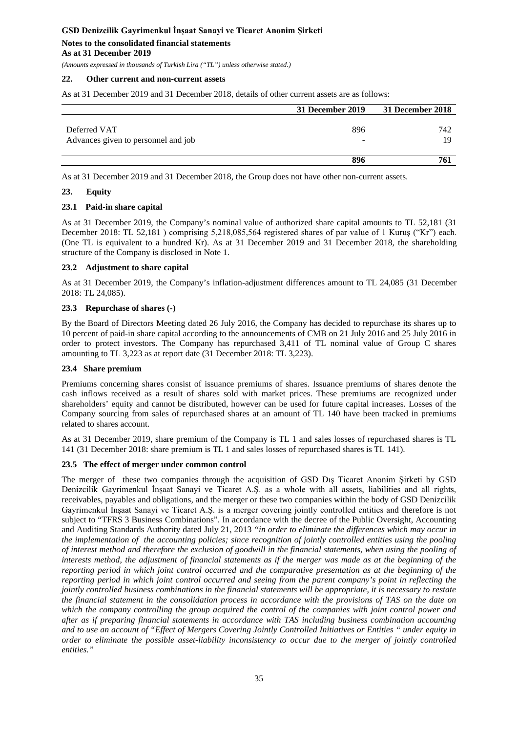**GSD Denizcilik Gayrimenkul İnşaat Sanayi ve Ticaret Anonim Şirketi**
**Notes to the consolidated financial statements**
**As at 31 December 2019**

*(Amounts expressed in thousands of Turkish Lira ("TL") unless otherwise stated.)*

## 22. Other current and non-current assets

As at 31 December 2019 and 31 December 2018, details of other current assets are as follows:

| | 31 December 2019 | 31 December 2018 |
|---|---|---|
| Deferred VAT | 896 | 742 |
| Advances given to personnel and job | - | 19 |
| | **896** | **761** |

As at 31 December 2019 and 31 December 2018, the Group does not have other non-current assets.

## 23. Equity

### 23.1 Paid-in share capital

As at 31 December 2019, the Company's nominal value of authorized share capital amounts to TL 52,181 (31 December 2018: TL 52,181 ) comprising 5,218,085,564 registered shares of par value of 1 Kuruş ("Kr") each. (One TL is equivalent to a hundred Kr). As at 31 December 2019 and 31 December 2018, the shareholding structure of the Company is disclosed in Note 1.

### 23.2 Adjustment to share capital

As at 31 December 2019, the Company's inflation-adjustment differences amount to TL 24,085 (31 December 2018: TL 24,085).

### 23.3 Repurchase of shares (-)

By the Board of Directors Meeting dated 26 July 2016, the Company has decided to repurchase its shares up to 10 percent of paid-in share capital according to the announcements of CMB on 21 July 2016 and 25 July 2016 in order to protect investors. The Company has repurchased 3,411 of TL nominal value of Group C shares amounting to TL 3,223 as at report date (31 December 2018: TL 3,223).

### 23.4 Share premium

Premiums concerning shares consist of issuance premiums of shares. Issuance premiums of shares denote the cash inflows received as a result of shares sold with market prices. These premiums are recognized under shareholders' equity and cannot be distributed, however can be used for future capital increases. Losses of the Company sourcing from sales of repurchased shares at an amount of TL 140 have been tracked in premiums related to shares account.

As at 31 December 2019, share premium of the Company is TL 1 and sales losses of repurchased shares is TL 141 (31 December 2018: share premium is TL 1 and sales losses of repurchased shares is TL 141).

### 23.5 The effect of merger under common control

The merger of these two companies through the acquisition of GSD Dış Ticaret Anonim Şirketi by GSD Denizcilik Gayrimenkul İnşaat Sanayi ve Ticaret A.Ş. as a whole with all assets, liabilities and all rights, receivables, payables and obligations, and the merger or these two companies within the body of GSD Denizcilik Gayrimenkul İnşaat Sanayi ve Ticaret A.Ş. is a merger covering jointly controlled entities and therefore is not subject to "TFRS 3 Business Combinations". In accordance with the decree of the Public Oversight, Accounting and Auditing Standards Authority dated July 21, 2013 *"in order to eliminate the differences which may occur in the implementation of the accounting policies; since recognition of jointly controlled entities using the pooling of interest method and therefore the exclusion of goodwill in the financial statements, when using the pooling of interests method, the adjustment of financial statements as if the merger was made as at the beginning of the reporting period in which joint control occurred and the comparative presentation as at the beginning of the reporting period in which joint control occurred and seeing from the parent company's point in reflecting the jointly controlled business combinations in the financial statements will be appropriate, it is necessary to restate the financial statement in the consolidation process in accordance with the provisions of TAS on the date on which the company controlling the group acquired the control of the companies with joint control power and after as if preparing financial statements in accordance with TAS including business combination accounting and to use an account of "Effect of Mergers Covering Jointly Controlled Initiatives or Entities " under equity in order to eliminate the possible asset-liability inconsistency to occur due to the merger of jointly controlled entities."*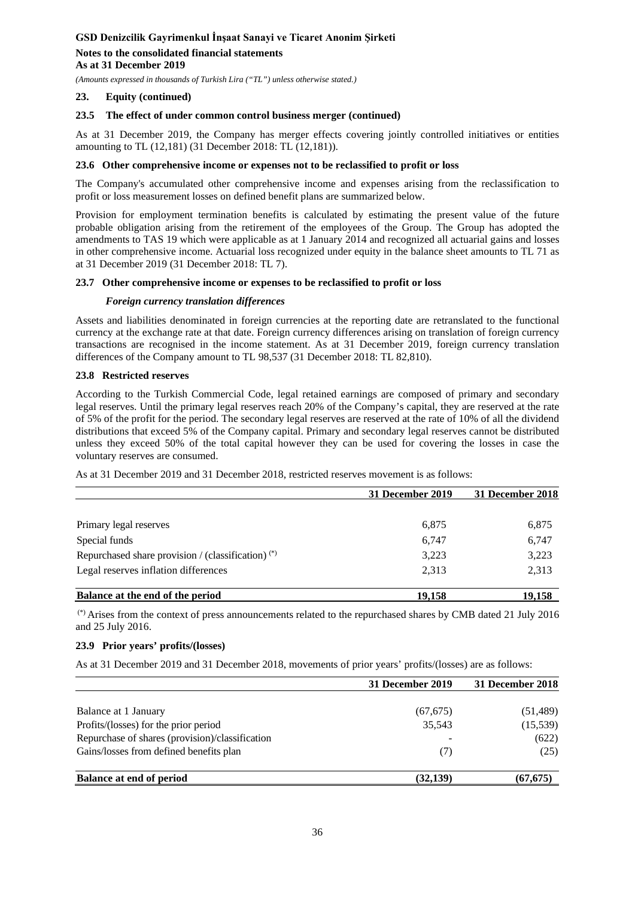## 23. Equity (continued)

### 23.5 The effect of under common control business merger (continued)

As at 31 December 2019, the Company has merger effects covering jointly controlled initiatives or entities amounting to TL (12,181) (31 December 2018: TL (12,181)).

### 23.6 Other comprehensive income or expenses not to be reclassified to profit or loss

The Company's accumulated other comprehensive income and expenses arising from the reclassification to profit or loss measurement losses on defined benefit plans are summarized below.

Provision for employment termination benefits is calculated by estimating the present value of the future probable obligation arising from the retirement of the employees of the Group. The Group has adopted the amendments to TAS 19 which were applicable as at 1 January 2014 and recognized all actuarial gains and losses in other comprehensive income. Actuarial loss recognized under equity in the balance sheet amounts to TL 71 as at 31 December 2019 (31 December 2018: TL 7).

### 23.7 Other comprehensive income or expenses to be reclassified to profit or loss

***Foreign currency translation differences***

Assets and liabilities denominated in foreign currencies at the reporting date are retranslated to the functional currency at the exchange rate at that date. Foreign currency differences arising on translation of foreign currency transactions are recognised in the income statement. As at 31 December 2019, foreign currency translation differences of the Company amount to TL 98,537 (31 December 2018: TL 82,810).

### 23.8 Restricted reserves

According to the Turkish Commercial Code, legal retained earnings are composed of primary and secondary legal reserves. Until the primary legal reserves reach 20% of the Company's capital, they are reserved at the rate of 5% of the profit for the period. The secondary legal reserves are reserved at the rate of 10% of all the dividend distributions that exceed 5% of the Company capital. Primary and secondary legal reserves cannot be distributed unless they exceed 50% of the total capital however they can be used for covering the losses in case the voluntary reserves are consumed.

As at 31 December 2019 and 31 December 2018, restricted reserves movement is as follows:

| | 31 December 2019 | 31 December 2018 |
|---|---|---|
| Primary legal reserves | 6,875 | 6,875 |
| Special funds | 6,747 | 6,747 |
| Repurchased share provision / (classification) (*) | 3,223 | 3,223 |
| Legal reserves inflation differences | 2,313 | 2,313 |
| **Balance at the end of the period** | **19,158** | **19,158** |

(*) Arises from the context of press announcements related to the repurchased shares by CMB dated 21 July 2016 and 25 July 2016.

### 23.9 Prior years' profits/(losses)

As at 31 December 2019 and 31 December 2018, movements of prior years' profits/(losses) are as follows:

| | 31 December 2019 | 31 December 2018 |
|---|---|---|
| Balance at 1 January | (67,675) | (51,489) |
| Profits/(losses) for the prior period | 35,543 | (15,539) |
| Repurchase of shares (provision)/classification | - | (622) |
| Gains/losses from defined benefits plan | (7) | (25) |
| **Balance at end of period** | **(32,139)** | **(67,675)** |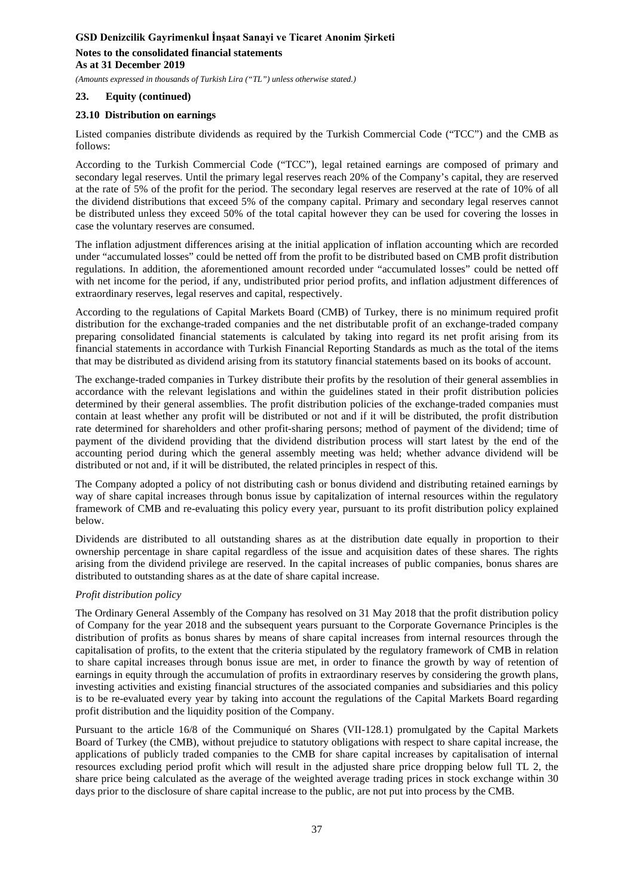## 23. Equity (continued)

### 23.10 Distribution on earnings

Listed companies distribute dividends as required by the Turkish Commercial Code ("TCC") and the CMB as follows:

According to the Turkish Commercial Code ("TCC"), legal retained earnings are composed of primary and secondary legal reserves. Until the primary legal reserves reach 20% of the Company's capital, they are reserved at the rate of 5% of the profit for the period. The secondary legal reserves are reserved at the rate of 10% of all the dividend distributions that exceed 5% of the company capital. Primary and secondary legal reserves cannot be distributed unless they exceed 50% of the total capital however they can be used for covering the losses in case the voluntary reserves are consumed.

The inflation adjustment differences arising at the initial application of inflation accounting which are recorded under "accumulated losses" could be netted off from the profit to be distributed based on CMB profit distribution regulations. In addition, the aforementioned amount recorded under "accumulated losses" could be netted off with net income for the period, if any, undistributed prior period profits, and inflation adjustment differences of extraordinary reserves, legal reserves and capital, respectively.

According to the regulations of Capital Markets Board (CMB) of Turkey, there is no minimum required profit distribution for the exchange-traded companies and the net distributable profit of an exchange-traded company preparing consolidated financial statements is calculated by taking into regard its net profit arising from its financial statements in accordance with Turkish Financial Reporting Standards as much as the total of the items that may be distributed as dividend arising from its statutory financial statements based on its books of account.

The exchange-traded companies in Turkey distribute their profits by the resolution of their general assemblies in accordance with the relevant legislations and within the guidelines stated in their profit distribution policies determined by their general assemblies. The profit distribution policies of the exchange-traded companies must contain at least whether any profit will be distributed or not and if it will be distributed, the profit distribution rate determined for shareholders and other profit-sharing persons; method of payment of the dividend; time of payment of the dividend providing that the dividend distribution process will start latest by the end of the accounting period during which the general assembly meeting was held; whether advance dividend will be distributed or not and, if it will be distributed, the related principles in respect of this.

The Company adopted a policy of not distributing cash or bonus dividend and distributing retained earnings by way of share capital increases through bonus issue by capitalization of internal resources within the regulatory framework of CMB and re-evaluating this policy every year, pursuant to its profit distribution policy explained below.

Dividends are distributed to all outstanding shares as at the distribution date equally in proportion to their ownership percentage in share capital regardless of the issue and acquisition dates of these shares. The rights arising from the dividend privilege are reserved. In the capital increases of public companies, bonus shares are distributed to outstanding shares as at the date of share capital increase.

*Profit distribution policy*

The Ordinary General Assembly of the Company has resolved on 31 May 2018 that the profit distribution policy of Company for the year 2018 and the subsequent years pursuant to the Corporate Governance Principles is the distribution of profits as bonus shares by means of share capital increases from internal resources through the capitalisation of profits, to the extent that the criteria stipulated by the regulatory framework of CMB in relation to share capital increases through bonus issue are met, in order to finance the growth by way of retention of earnings in equity through the accumulation of profits in extraordinary reserves by considering the growth plans, investing activities and existing financial structures of the associated companies and subsidiaries and this policy is to be re-evaluated every year by taking into account the regulations of the Capital Markets Board regarding profit distribution and the liquidity position of the Company.

Pursuant to the article 16/8 of the Communiqué on Shares (VII-128.1) promulgated by the Capital Markets Board of Turkey (the CMB), without prejudice to statutory obligations with respect to share capital increase, the applications of publicly traded companies to the CMB for share capital increases by capitalisation of internal resources excluding period profit which will result in the adjusted share price dropping below full TL 2, the share price being calculated as the average of the weighted average trading prices in stock exchange within 30 days prior to the disclosure of share capital increase to the public, are not put into process by the CMB.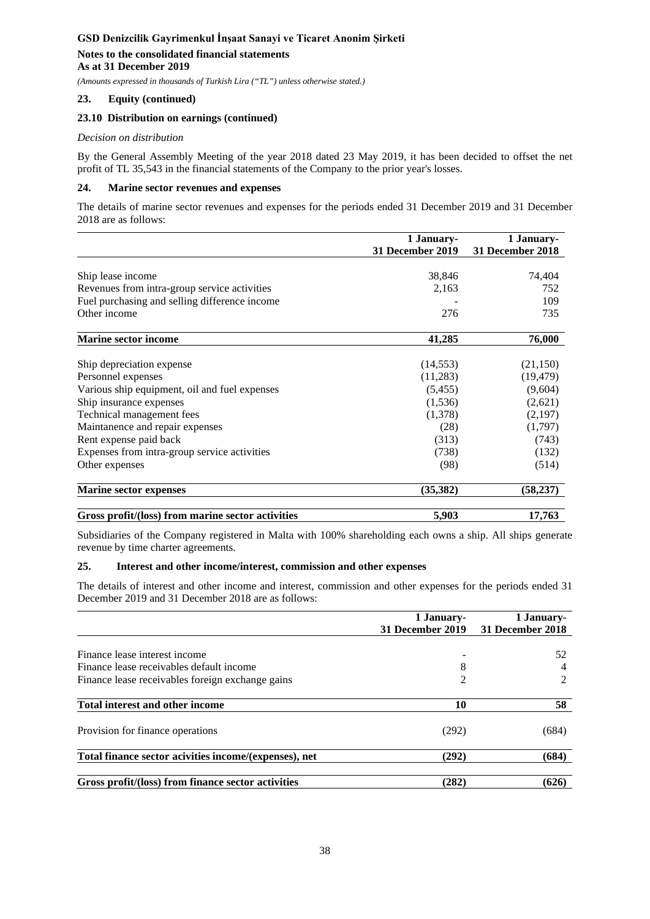## 23. Equity (continued)

### 23.10 Distribution on earnings (continued)

*Decision on distribution*

By the General Assembly Meeting of the year 2018 dated 23 May 2019, it has been decided to offset the net profit of TL 35,543 in the financial statements of the Company to the prior year's losses.

## 24. Marine sector revenues and expenses

The details of marine sector revenues and expenses for the periods ended 31 December 2019 and 31 December 2018 are as follows:

| | 1 January-<br>31 December 2019 | 1 January-<br>31 December 2018 |
|---|---|---|
| Ship lease income | 38,846 | 74,404 |
| Revenues from intra-group service activities | 2,163 | 752 |
| Fuel purchasing and selling difference income | - | 109 |
| Other income | 276 | 735 |
| **Marine sector income** | **41,285** | **76,000** |
| Ship depreciation expense | (14,553) | (21,150) |
| Personnel expenses | (11,283) | (19,479) |
| Various ship equipment, oil and fuel expenses | (5,455) | (9,604) |
| Ship insurance expenses | (1,536) | (2,621) |
| Technical management fees | (1,378) | (2,197) |
| Maintanence and repair expenses | (28) | (1,797) |
| Rent expense paid back | (313) | (743) |
| Expenses from intra-group service activities | (738) | (132) |
| Other expenses | (98) | (514) |
| **Marine sector expenses** | **(35,382)** | **(58,237)** |
| **Gross profit/(loss) from marine sector activities** | **5,903** | **17,763** |

Subsidiaries of the Company registered in Malta with 100% shareholding each owns a ship. All ships generate revenue by time charter agreements.

## 25. Interest and other income/interest, commission and other expenses

The details of interest and other income and interest, commission and other expenses for the periods ended 31 December 2019 and 31 December 2018 are as follows:

| | 1 January-<br>31 December 2019 | 1 January-<br>31 December 2018 |
|---|---|---|
| Finance lease interest income | - | 52 |
| Finance lease receivables default income | 8 | 4 |
| Finance lease receivables foreign exchange gains | 2 | 2 |
| **Total interest and other income** | **10** | **58** |
| Provision for finance operations | (292) | (684) |
| **Total finance sector acivities income/(expenses), net** | **(292)** | **(684)** |
| **Gross profit/(loss) from finance sector activities** | **(282)** | **(626)** |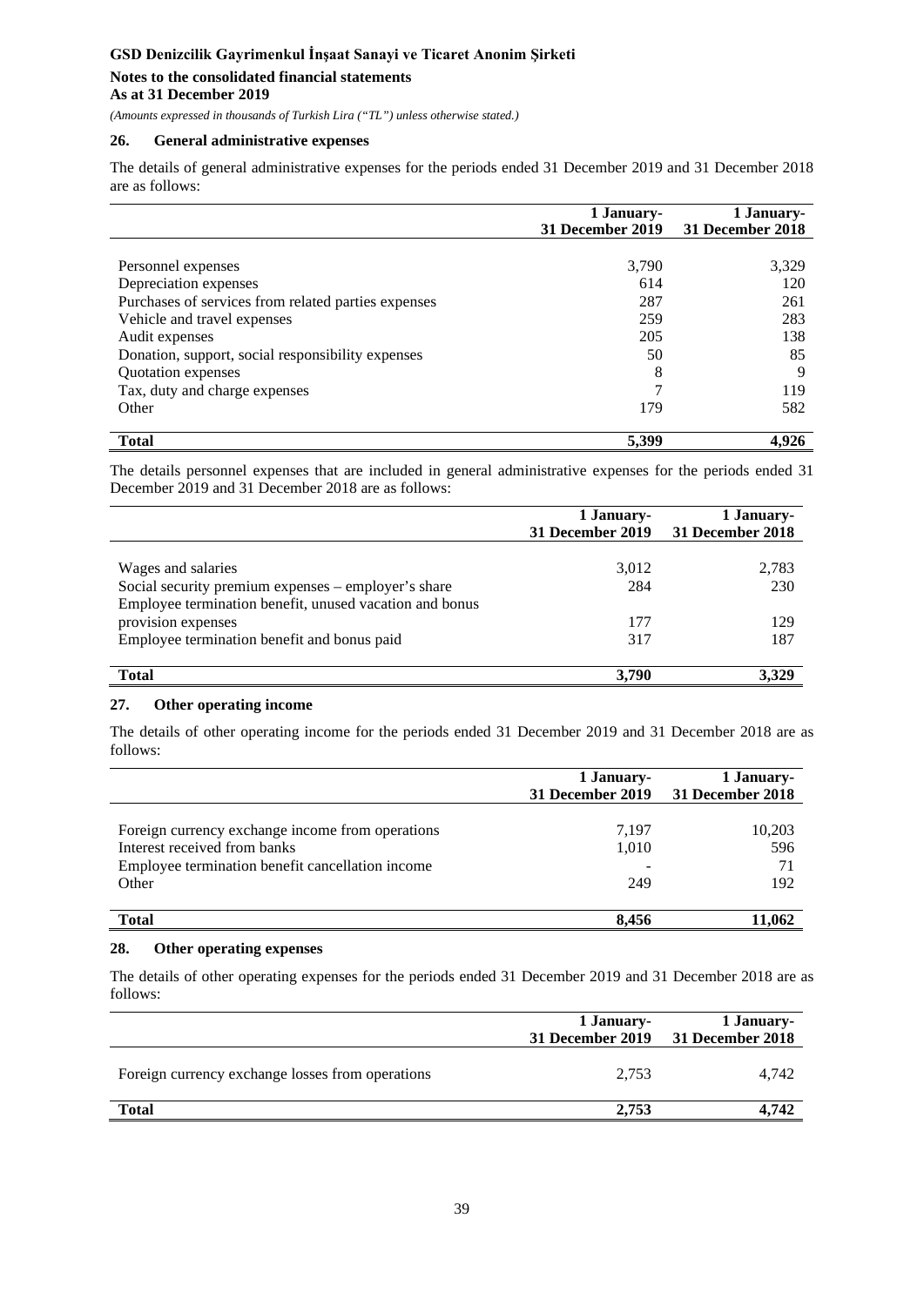GSD Denizcilik Gayrimenkul İnşaat Sanayi ve Ticaret Anonim Şirketi

**Notes to the consolidated financial statements**
**As at 31 December 2019**

*(Amounts expressed in thousands of Turkish Lira ("TL") unless otherwise stated.)*

## 26. General administrative expenses

The details of general administrative expenses for the periods ended 31 December 2019 and 31 December 2018 are as follows:

| | 1 January-31 December 2019 | 1 January-31 December 2018 |
|---|---|---|
| Personnel expenses | 3,790 | 3,329 |
| Depreciation expenses | 614 | 120 |
| Purchases of services from related parties expenses | 287 | 261 |
| Vehicle and travel expenses | 259 | 283 |
| Audit expenses | 205 | 138 |
| Donation, support, social responsibility expenses | 50 | 85 |
| Quotation expenses | 8 | 9 |
| Tax, duty and charge expenses | 7 | 119 |
| Other | 179 | 582 |
| **Total** | **5,399** | **4,926** |

The details personnel expenses that are included in general administrative expenses for the periods ended 31 December 2019 and 31 December 2018 are as follows:

| | 1 January-31 December 2019 | 1 January-31 December 2018 |
|---|---|---|
| Wages and salaries | 3,012 | 2,783 |
| Social security premium expenses – employer's share | 284 | 230 |
| Employee termination benefit, unused vacation and bonus provision expenses | 177 | 129 |
| Employee termination benefit and bonus paid | 317 | 187 |
| **Total** | **3,790** | **3,329** |

## 27. Other operating income

The details of other operating income for the periods ended 31 December 2019 and 31 December 2018 are as follows:

| | 1 January-31 December 2019 | 1 January-31 December 2018 |
|---|---|---|
| Foreign currency exchange income from operations | 7,197 | 10,203 |
| Interest received from banks | 1,010 | 596 |
| Employee termination benefit cancellation income | - | 71 |
| Other | 249 | 192 |
| **Total** | **8,456** | **11,062** |

## 28. Other operating expenses

The details of other operating expenses for the periods ended 31 December 2019 and 31 December 2018 are as follows:

| | 1 January-31 December 2019 | 1 January-31 December 2018 |
|---|---|---|
| Foreign currency exchange losses from operations | 2,753 | 4,742 |
| **Total** | **2,753** | **4,742** |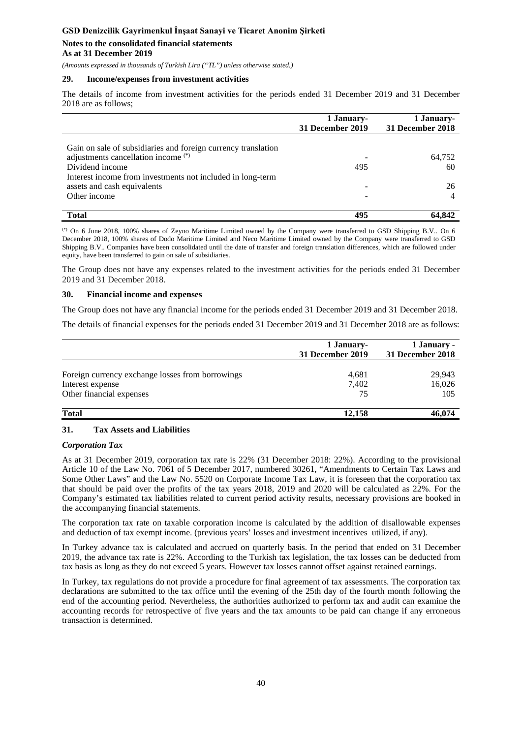## 29. Income/expenses from investment activities

The details of income from investment activities for the periods ended 31 December 2019 and 31 December 2018 are as follows;

| | 1 January-<br>31 December 2019 | 1 January-<br>31 December 2018 |
|---|---|---|
| Gain on sale of subsidiaries and foreign currency translation adjustments cancellation income (*) | - | 64,752 |
| Dividend income | 495 | 60 |
| Interest income from investments not included in long-term assets and cash equivalents | - | 26 |
| Other income | - | 4 |
| **Total** | **495** | **64,842** |

(*) On 6 June 2018, 100% shares of Zeyno Maritime Limited owned by the Company were transferred to GSD Shipping B.V.. On 6 December 2018, 100% shares of Dodo Maritime Limited and Neco Maritime Limited owned by the Company were transferred to GSD Shipping B.V.. Companies have been consolidated until the date of transfer and foreign translation differences, which are followed under equity, have been transferred to gain on sale of subsidiaries.

The Group does not have any expenses related to the investment activities for the periods ended 31 December 2019 and 31 December 2018.

## 30. Financial income and expenses

The Group does not have any financial income for the periods ended 31 December 2019 and 31 December 2018.

The details of financial expenses for the periods ended 31 December 2019 and 31 December 2018 are as follows:

| | 1 January-<br>31 December 2019 | 1 January -<br>31 December 2018 |
|---|---|---|
| Foreign currency exchange losses from borrowings | 4,681 | 29,943 |
| Interest expense | 7,402 | 16,026 |
| Other financial expenses | 75 | 105 |
| **Total** | **12,158** | **46,074** |

## 31. Tax Assets and Liabilities

### *Corporation Tax*

As at 31 December 2019, corporation tax rate is 22% (31 December 2018: 22%). According to the provisional Article 10 of the Law No. 7061 of 5 December 2017, numbered 30261, "Amendments to Certain Tax Laws and Some Other Laws" and the Law No. 5520 on Corporate Income Tax Law, it is foreseen that the corporation tax that should be paid over the profits of the tax years 2018, 2019 and 2020 will be calculated as 22%. For the Company's estimated tax liabilities related to current period activity results, necessary provisions are booked in the accompanying financial statements.

The corporation tax rate on taxable corporation income is calculated by the addition of disallowable expenses and deduction of tax exempt income. (previous years' losses and investment incentives utilized, if any).

In Turkey advance tax is calculated and accrued on quarterly basis. In the period that ended on 31 December 2019, the advance tax rate is 22%. According to the Turkish tax legislation, the tax losses can be deducted from tax basis as long as they do not exceed 5 years. However tax losses cannot offset against retained earnings.

In Turkey, tax regulations do not provide a procedure for final agreement of tax assessments. The corporation tax declarations are submitted to the tax office until the evening of the 25th day of the fourth month following the end of the accounting period. Nevertheless, the authorities authorized to perform tax and audit can examine the accounting records for retrospective of five years and the tax amounts to be paid can change if any erroneous transaction is determined.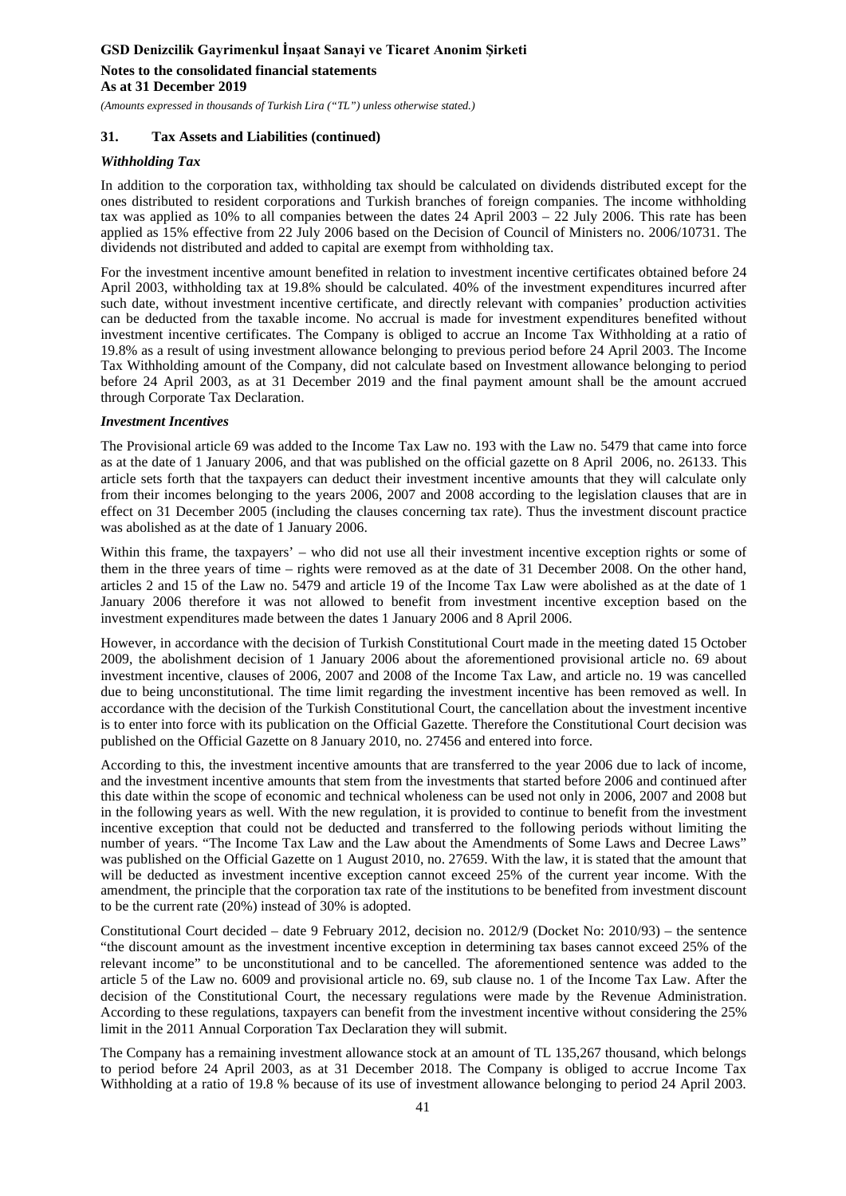## 31. Tax Assets and Liabilities (continued)

### *Withholding Tax*

In addition to the corporation tax, withholding tax should be calculated on dividends distributed except for the ones distributed to resident corporations and Turkish branches of foreign companies. The income withholding tax was applied as 10% to all companies between the dates 24 April 2003 – 22 July 2006. This rate has been applied as 15% effective from 22 July 2006 based on the Decision of Council of Ministers no. 2006/10731. The dividends not distributed and added to capital are exempt from withholding tax.

For the investment incentive amount benefited in relation to investment incentive certificates obtained before 24 April 2003, withholding tax at 19.8% should be calculated. 40% of the investment expenditures incurred after such date, without investment incentive certificate, and directly relevant with companies' production activities can be deducted from the taxable income. No accrual is made for investment expenditures benefited without investment incentive certificates. The Company is obliged to accrue an Income Tax Withholding at a ratio of 19.8% as a result of using investment allowance belonging to previous period before 24 April 2003. The Income Tax Withholding amount of the Company, did not calculate based on Investment allowance belonging to period before 24 April 2003, as at 31 December 2019 and the final payment amount shall be the amount accrued through Corporate Tax Declaration.

### *Investment Incentives*

The Provisional article 69 was added to the Income Tax Law no. 193 with the Law no. 5479 that came into force as at the date of 1 January 2006, and that was published on the official gazette on 8 April 2006, no. 26133. This article sets forth that the taxpayers can deduct their investment incentive amounts that they will calculate only from their incomes belonging to the years 2006, 2007 and 2008 according to the legislation clauses that are in effect on 31 December 2005 (including the clauses concerning tax rate). Thus the investment discount practice was abolished as at the date of 1 January 2006.

Within this frame, the taxpayers' – who did not use all their investment incentive exception rights or some of them in the three years of time – rights were removed as at the date of 31 December 2008. On the other hand, articles 2 and 15 of the Law no. 5479 and article 19 of the Income Tax Law were abolished as at the date of 1 January 2006 therefore it was not allowed to benefit from investment incentive exception based on the investment expenditures made between the dates 1 January 2006 and 8 April 2006.

However, in accordance with the decision of Turkish Constitutional Court made in the meeting dated 15 October 2009, the abolishment decision of 1 January 2006 about the aforementioned provisional article no. 69 about investment incentive, clauses of 2006, 2007 and 2008 of the Income Tax Law, and article no. 19 was cancelled due to being unconstitutional. The time limit regarding the investment incentive has been removed as well. In accordance with the decision of the Turkish Constitutional Court, the cancellation about the investment incentive is to enter into force with its publication on the Official Gazette. Therefore the Constitutional Court decision was published on the Official Gazette on 8 January 2010, no. 27456 and entered into force.

According to this, the investment incentive amounts that are transferred to the year 2006 due to lack of income, and the investment incentive amounts that stem from the investments that started before 2006 and continued after this date within the scope of economic and technical wholeness can be used not only in 2006, 2007 and 2008 but in the following years as well. With the new regulation, it is provided to continue to benefit from the investment incentive exception that could not be deducted and transferred to the following periods without limiting the number of years. "The Income Tax Law and the Law about the Amendments of Some Laws and Decree Laws" was published on the Official Gazette on 1 August 2010, no. 27659. With the law, it is stated that the amount that will be deducted as investment incentive exception cannot exceed 25% of the current year income. With the amendment, the principle that the corporation tax rate of the institutions to be benefited from investment discount to be the current rate (20%) instead of 30% is adopted.

Constitutional Court decided – date 9 February 2012, decision no. 2012/9 (Docket No: 2010/93) – the sentence "the discount amount as the investment incentive exception in determining tax bases cannot exceed 25% of the relevant income" to be unconstitutional and to be cancelled. The aforementioned sentence was added to the article 5 of the Law no. 6009 and provisional article no. 69, sub clause no. 1 of the Income Tax Law. After the decision of the Constitutional Court, the necessary regulations were made by the Revenue Administration. According to these regulations, taxpayers can benefit from the investment incentive without considering the 25% limit in the 2011 Annual Corporation Tax Declaration they will submit.

The Company has a remaining investment allowance stock at an amount of TL 135,267 thousand, which belongs to period before 24 April 2003, as at 31 December 2018. The Company is obliged to accrue Income Tax Withholding at a ratio of 19.8 % because of its use of investment allowance belonging to period 24 April 2003.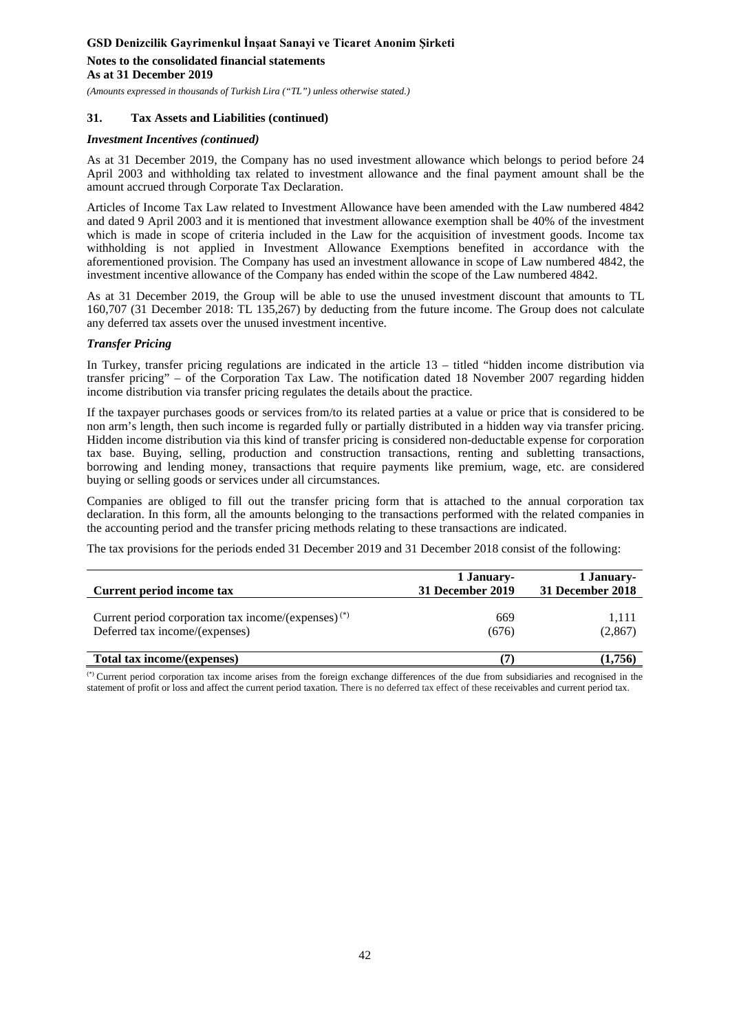## 31. Tax Assets and Liabilities (continued)

### *Investment Incentives (continued)*

As at 31 December 2019, the Company has no used investment allowance which belongs to period before 24 April 2003 and withholding tax related to investment allowance and the final payment amount shall be the amount accrued through Corporate Tax Declaration.

Articles of Income Tax Law related to Investment Allowance have been amended with the Law numbered 4842 and dated 9 April 2003 and it is mentioned that investment allowance exemption shall be 40% of the investment which is made in scope of criteria included in the Law for the acquisition of investment goods. Income tax withholding is not applied in Investment Allowance Exemptions benefited in accordance with the aforementioned provision. The Company has used an investment allowance in scope of Law numbered 4842, the investment incentive allowance of the Company has ended within the scope of the Law numbered 4842.

As at 31 December 2019, the Group will be able to use the unused investment discount that amounts to TL 160,707 (31 December 2018: TL 135,267) by deducting from the future income. The Group does not calculate any deferred tax assets over the unused investment incentive.

### *Transfer Pricing*

In Turkey, transfer pricing regulations are indicated in the article 13 – titled "hidden income distribution via transfer pricing" – of the Corporation Tax Law. The notification dated 18 November 2007 regarding hidden income distribution via transfer pricing regulates the details about the practice.

If the taxpayer purchases goods or services from/to its related parties at a value or price that is considered to be non arm's length, then such income is regarded fully or partially distributed in a hidden way via transfer pricing. Hidden income distribution via this kind of transfer pricing is considered non-deductable expense for corporation tax base. Buying, selling, production and construction transactions, renting and subletting transactions, borrowing and lending money, transactions that require payments like premium, wage, etc. are considered buying or selling goods or services under all circumstances.

Companies are obliged to fill out the transfer pricing form that is attached to the annual corporation tax declaration. In this form, all the amounts belonging to the transactions performed with the related companies in the accounting period and the transfer pricing methods relating to these transactions are indicated.

The tax provisions for the periods ended 31 December 2019 and 31 December 2018 consist of the following:

| Current period income tax | 1 January-<br>31 December 2019 | 1 January-<br>31 December 2018 |
|---|---|---|
| Current period corporation tax income/(expenses) (*) | 669 | 1,111 |
| Deferred tax income/(expenses) | (676) | (2,867) |
| **Total tax income/(expenses)** | **(7)** | **(1,756)** |

(*) Current period corporation tax income arises from the foreign exchange differences of the due from subsidiaries and recognised in the statement of profit or loss and affect the current period taxation. There is no deferred tax effect of these receivables and current period tax.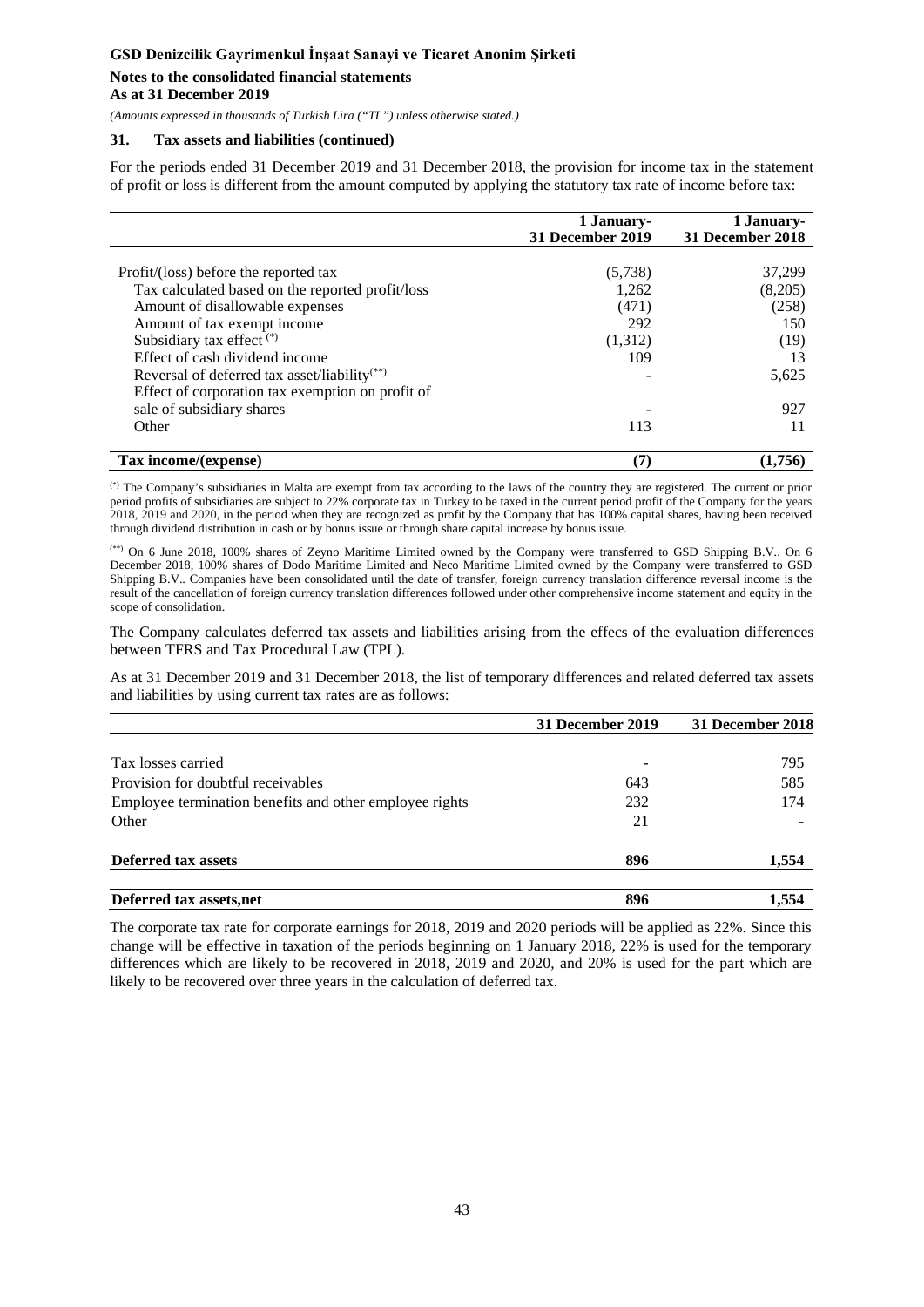### 31. Tax assets and liabilities (continued)

For the periods ended 31 December 2019 and 31 December 2018, the provision for income tax in the statement of profit or loss is different from the amount computed by applying the statutory tax rate of income before tax:

| | 1 January-<br>31 December 2019 | 1 January-<br>31 December 2018 |
|---|---|---|
| Profit/(loss) before the reported tax | (5,738) | 37,299 |
| Tax calculated based on the reported profit/loss | 1,262 | (8,205) |
| Amount of disallowable expenses | (471) | (258) |
| Amount of tax exempt income | 292 | 150 |
| Subsidiary tax effect [(*)] | (1,312) | (19) |
| Effect of cash dividend income | 109 | 13 |
| Reversal of deferred tax asset/liability[(**)] | - | 5,625 |
| Effect of corporation tax exemption on profit of sale of subsidiary shares | - | 927 |
| Other | 113 | 11 |
| **Tax income/(expense)** | **(7)** | **(1,756)** |

[(*)] The Company's subsidiaries in Malta are exempt from tax according to the laws of the country they are registered. The current or prior period profits of subsidiaries are subject to 22% corporate tax in Turkey to be taxed in the current period profit of the Company for the years 2018, 2019 and 2020, in the period when they are recognized as profit by the Company that has 100% capital shares, having been received through dividend distribution in cash or by bonus issue or through share capital increase by bonus issue.

[(**)] On 6 June 2018, 100% shares of Zeyno Maritime Limited owned by the Company were transferred to GSD Shipping B.V.. On 6 December 2018, 100% shares of Dodo Maritime Limited and Neco Maritime Limited owned by the Company were transferred to GSD Shipping B.V.. Companies have been consolidated until the date of transfer, foreign currency translation difference reversal income is the result of the cancellation of foreign currency translation differences followed under other comprehensive income statement and equity in the scope of consolidation.

The Company calculates deferred tax assets and liabilities arising from the effecs of the evaluation differences between TFRS and Tax Procedural Law (TPL).

As at 31 December 2019 and 31 December 2018, the list of temporary differences and related deferred tax assets and liabilities by using current tax rates are as follows:

| | 31 December 2019 | 31 December 2018 |
|---|---|---|
| Tax losses carried | - | 795 |
| Provision for doubtful receivables | 643 | 585 |
| Employee termination benefits and other employee rights | 232 | 174 |
| Other | 21 | - |
| **Deferred tax assets** | **896** | **1,554** |
| **Deferred tax assets,net** | **896** | **1,554** |

The corporate tax rate for corporate earnings for 2018, 2019 and 2020 periods will be applied as 22%. Since this change will be effective in taxation of the periods beginning on 1 January 2018, 22% is used for the temporary differences which are likely to be recovered in 2018, 2019 and 2020, and 20% is used for the part which are likely to be recovered over three years in the calculation of deferred tax.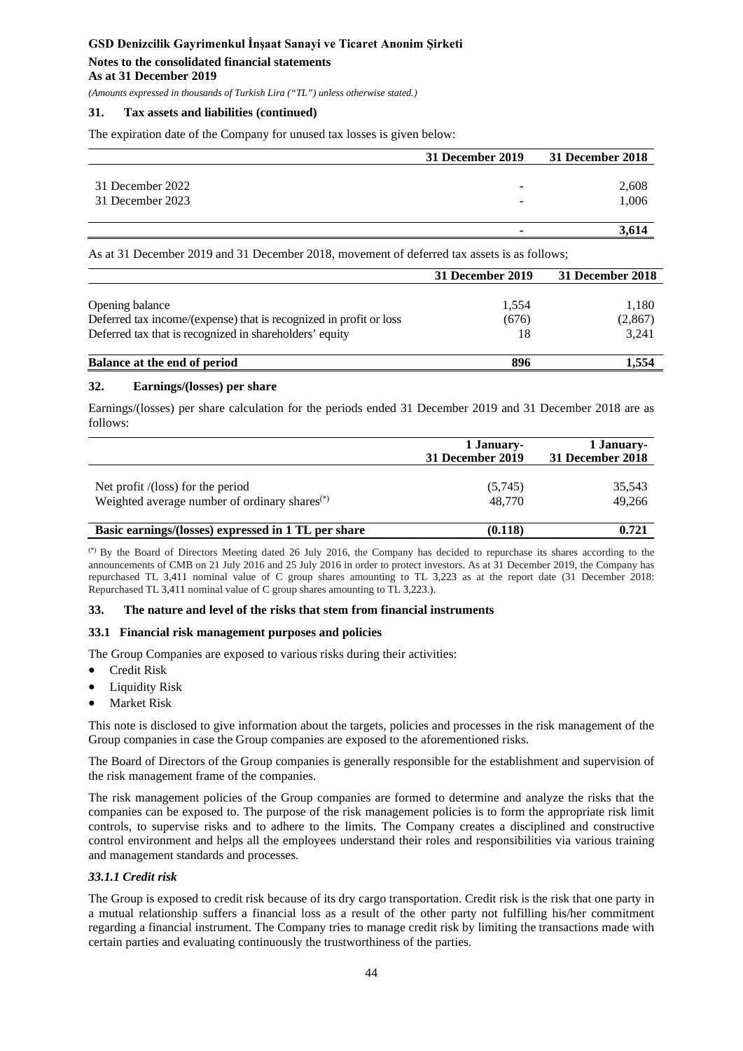### 31. Tax assets and liabilities (continued)

The expiration date of the Company for unused tax losses is given below:

| | 31 December 2019 | 31 December 2018 |
|---|---|---|
| 31 December 2022 | - | 2,608 |
| 31 December 2023 | - | 1,006 |
| | **-** | **3,614** |

As at 31 December 2019 and 31 December 2018, movement of deferred tax assets is as follows;

| | 31 December 2019 | 31 December 2018 |
|---|---|---|
| Opening balance | 1,554 | 1,180 |
| Deferred tax income/(expense) that is recognized in profit or loss | (676) | (2,867) |
| Deferred tax that is recognized in shareholders' equity | 18 | 3,241 |
| **Balance at the end of period** | **896** | **1,554** |

### 32. Earnings/(losses) per share

Earnings/(losses) per share calculation for the periods ended 31 December 2019 and 31 December 2018 are as follows:

| | 1 January-31 December 2019 | 1 January-31 December 2018 |
|---|---|---|
| Net profit /(loss) for the period | (5,745) | 35,543 |
| Weighted average number of ordinary shares(*) | 48,770 | 49,266 |
| **Basic earnings/(losses) expressed in 1 TL per share** | **(0.118)** | **0.721** |

(*) By the Board of Directors Meeting dated 26 July 2016, the Company has decided to repurchase its shares according to the announcements of CMB on 21 July 2016 and 25 July 2016 in order to protect investors. As at 31 December 2019, the Company has repurchased TL 3,411 nominal value of C group shares amounting to TL 3,223 as at the report date (31 December 2018: Repurchased TL 3,411 nominal value of C group shares amounting to TL 3,223.).

### 33. The nature and level of the risks that stem from financial instruments

#### 33.1 Financial risk management purposes and policies

The Group Companies are exposed to various risks during their activities:

- Credit Risk
- Liquidity Risk
- Market Risk

This note is disclosed to give information about the targets, policies and processes in the risk management of the Group companies in case the Group companies are exposed to the aforementioned risks.

The Board of Directors of the Group companies is generally responsible for the establishment and supervision of the risk management frame of the companies.

The risk management policies of the Group companies are formed to determine and analyze the risks that the companies can be exposed to. The purpose of the risk management policies is to form the appropriate risk limit controls, to supervise risks and to adhere to the limits. The Company creates a disciplined and constructive control environment and helps all the employees understand their roles and responsibilities via various training and management standards and processes.

#### *33.1.1 Credit risk*

The Group is exposed to credit risk because of its dry cargo transportation. Credit risk is the risk that one party in a mutual relationship suffers a financial loss as a result of the other party not fulfilling his/her commitment regarding a financial instrument. The Company tries to manage credit risk by limiting the transactions made with certain parties and evaluating continuously the trustworthiness of the parties.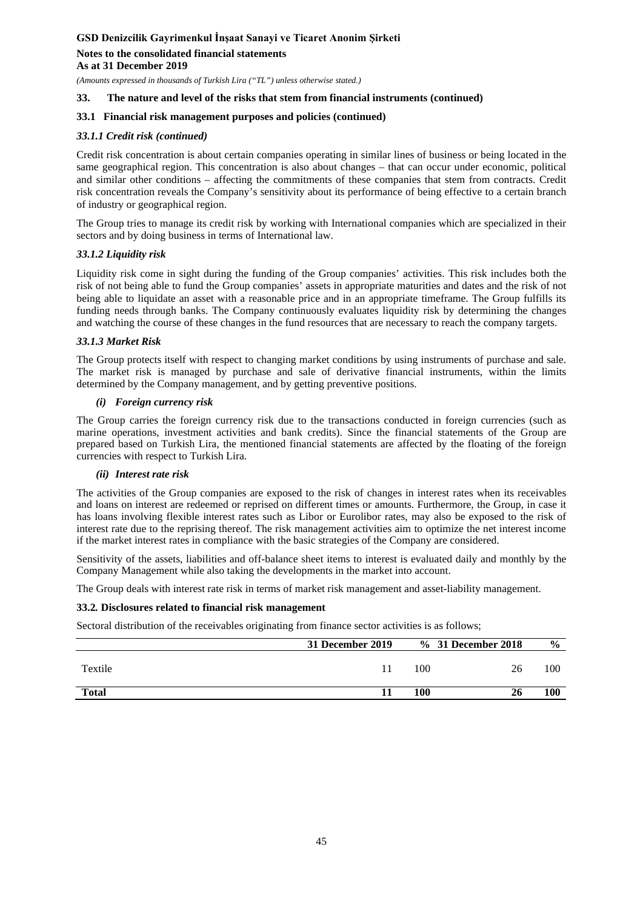**GSD Denizcilik Gayrimenkul İnşaat Sanayi ve Ticaret Anonim Şirketi**

**Notes to the consolidated financial statements**
**As at 31 December 2019**

*(Amounts expressed in thousands of Turkish Lira ("TL") unless otherwise stated.)*

### 33. The nature and level of the risks that stem from financial instruments (continued)

#### 33.1 Financial risk management purposes and policies (continued)

##### *33.1.1 Credit risk (continued)*

Credit risk concentration is about certain companies operating in similar lines of business or being located in the same geographical region. This concentration is also about changes – that can occur under economic, political and similar other conditions – affecting the commitments of these companies that stem from contracts. Credit risk concentration reveals the Company's sensitivity about its performance of being effective to a certain branch of industry or geographical region.

The Group tries to manage its credit risk by working with International companies which are specialized in their sectors and by doing business in terms of International law.

##### *33.1.2 Liquidity risk*

Liquidity risk come in sight during the funding of the Group companies' activities. This risk includes both the risk of not being able to fund the Group companies' assets in appropriate maturities and dates and the risk of not being able to liquidate an asset with a reasonable price and in an appropriate timeframe. The Group fulfills its funding needs through banks. The Company continuously evaluates liquidity risk by determining the changes and watching the course of these changes in the fund resources that are necessary to reach the company targets.

##### *33.1.3 Market Risk*

The Group protects itself with respect to changing market conditions by using instruments of purchase and sale. The market risk is managed by purchase and sale of derivative financial instruments, within the limits determined by the Company management, and by getting preventive positions.

***(i) Foreign currency risk***

The Group carries the foreign currency risk due to the transactions conducted in foreign currencies (such as marine operations, investment activities and bank credits). Since the financial statements of the Group are prepared based on Turkish Lira, the mentioned financial statements are affected by the floating of the foreign currencies with respect to Turkish Lira.

***(ii) Interest rate risk***

The activities of the Group companies are exposed to the risk of changes in interest rates when its receivables and loans on interest are redeemed or reprised on different times or amounts. Furthermore, the Group, in case it has loans involving flexible interest rates such as Libor or Eurolibor rates, may also be exposed to the risk of interest rate due to the reprising thereof. The risk management activities aim to optimize the net interest income if the market interest rates in compliance with the basic strategies of the Company are considered.

Sensitivity of the assets, liabilities and off-balance sheet items to interest is evaluated daily and monthly by the Company Management while also taking the developments in the market into account.

The Group deals with interest rate risk in terms of market risk management and asset-liability management.

#### 33.2. Disclosures related to financial risk management

Sectoral distribution of the receivables originating from finance sector activities is as follows;

| | 31 December 2019 | % | 31 December 2018 | % |
|---|---|---|---|---|
| Textile | 11 | 100 | 26 | 100 |
| **Total** | **11** | **100** | **26** | **100** |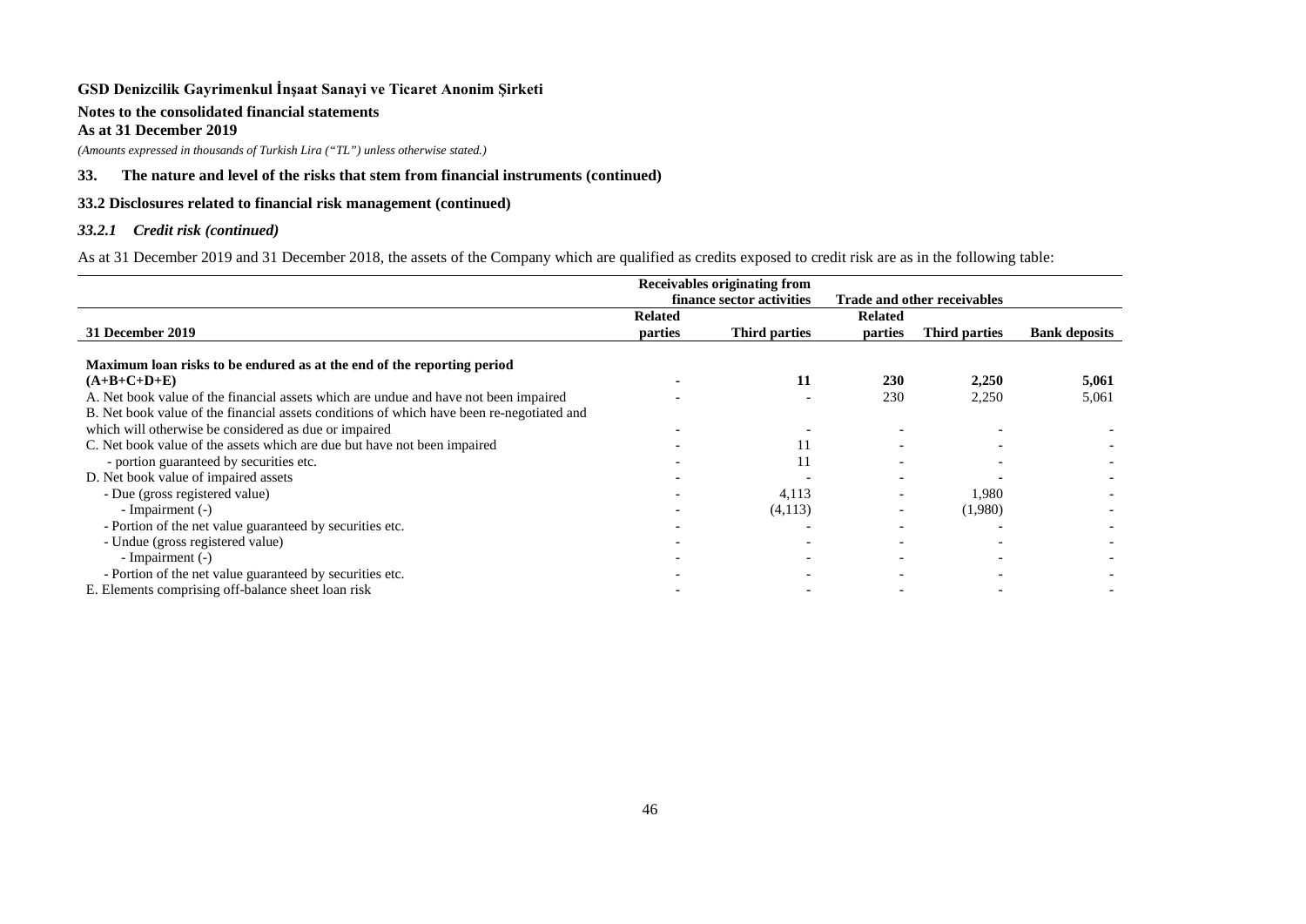**GSD Denizcilik Gayrimenkul İnşaat Sanayi ve Ticaret Anonim Şirketi**

**Notes to the consolidated financial statements**

**As at 31 December 2019**

*(Amounts expressed in thousands of Turkish Lira ("TL") unless otherwise stated.)*

## 33. The nature and level of the risks that stem from financial instruments (continued)

### 33.2 Disclosures related to financial risk management (continued)

#### *33.2.1 Credit risk (continued)*

As at 31 December 2019 and 31 December 2018, the assets of the Company which are qualified as credits exposed to credit risk are as in the following table:

| | Receivables originating from finance sector activities | | Trade and other receivables | | |
|---|---|---|---|---|---|
| **31 December 2019** | **Related parties** | **Third parties** | **Related parties** | **Third parties** | **Bank deposits** |
| **Maximum loan risks to be endured as at the end of the reporting period (A+B+C+D+E)** | **-** | **11** | **230** | **2,250** | **5,061** |
| A. Net book value of the financial assets which are undue and have not been impaired | - | - | 230 | 2,250 | 5,061 |
| B. Net book value of the financial assets conditions of which have been re-negotiated and which will otherwise be considered as due or impaired | - | - | - | - | - |
| C. Net book value of the assets which are due but have not been impaired | - | 11 | - | - | - |
| - portion guaranteed by securities etc. | - | 11 | - | - | - |
| D. Net book value of impaired assets | - | - | - | - | - |
| - Due (gross registered value) | - | 4,113 | - | 1,980 | - |
| - Impairment (-) | - | (4,113) | - | (1,980) | - |
| - Portion of the net value guaranteed by securities etc. | - | - | - | - | - |
| - Undue (gross registered value) | - | - | - | - | - |
| - Impairment (-) | - | - | - | - | - |
| - Portion of the net value guaranteed by securities etc. | - | - | - | - | - |
| E. Elements comprising off-balance sheet loan risk | - | - | - | - | - |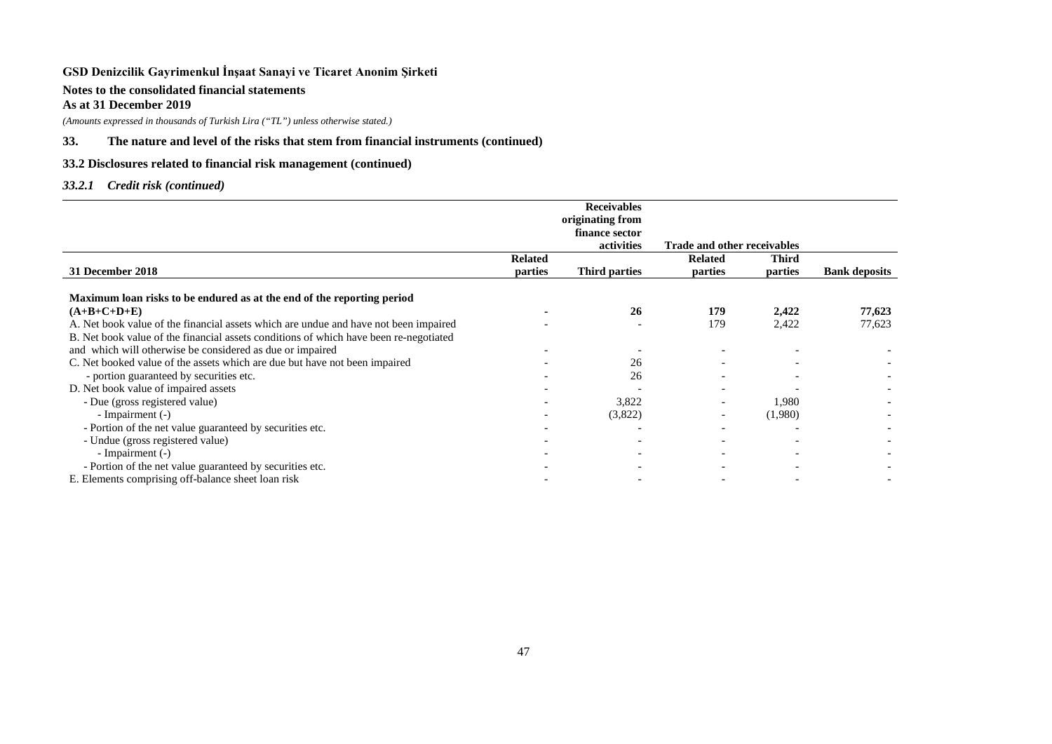**GSD Denizcilik Gayrimenkul İnşaat Sanayi ve Ticaret Anonim Şirketi**

**Notes to the consolidated financial statements**

**As at 31 December 2019**

*(Amounts expressed in thousands of Turkish Lira ("TL") unless otherwise stated.)*

## 33. The nature and level of the risks that stem from financial instruments (continued)

### 33.2 Disclosures related to financial risk management (continued)

#### *33.2.1 Credit risk (continued)*

| | **Receivables originating from finance sector activities** | | **Trade and other receivables** | | |
|---|---|---|---|---|---|
| **31 December 2018** | **Related parties** | **Third parties** | **Related parties** | **Third parties** | **Bank deposits** |
| **Maximum loan risks to be endured as at the end of the reporting period (A+B+C+D+E)** | **-** | **26** | **179** | **2,422** | **77,623** |
| A. Net book value of the financial assets which are undue and have not been impaired | - | - | 179 | 2,422 | 77,623 |
| B. Net book value of the financial assets conditions of which have been re-negotiated and which will otherwise be considered as due or impaired | - | - | - | - | - |
| C. Net booked value of the assets which are due but have not been impaired | - | 26 | - | - | - |
| - portion guaranteed by securities etc. | - | 26 | - | - | - |
| D. Net book value of impaired assets | - | - | - | - | - |
| - Due (gross registered value) | - | 3,822 | - | 1,980 | - |
| - Impairment (-) | - | (3,822) | - | (1,980) | - |
| - Portion of the net value guaranteed by securities etc. | - | - | - | - | - |
| - Undue (gross registered value) | - | - | - | - | - |
| - Impairment (-) | - | - | - | - | - |
| - Portion of the net value guaranteed by securities etc. | - | - | - | - | - |
| E. Elements comprising off-balance sheet loan risk | - | - | - | - | - |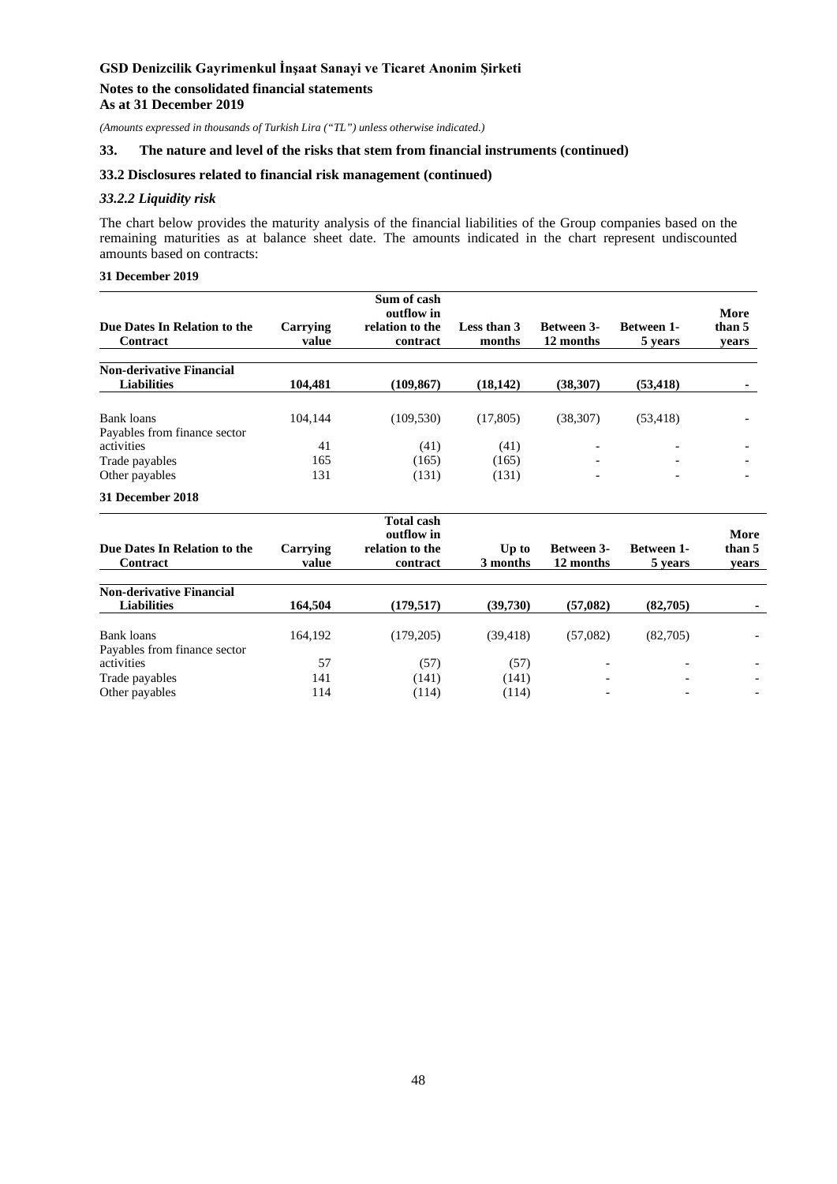GSD Denizcilik Gayrimenkul İnşaat Sanayi ve Ticaret Anonim Şirketi

**Notes to the consolidated financial statements**
**As at 31 December 2019**

*(Amounts expressed in thousands of Turkish Lira ("TL") unless otherwise indicated.)*

## 33. The nature and level of the risks that stem from financial instruments (continued)

### 33.2 Disclosures related to financial risk management (continued)

#### *33.2.2 Liquidity risk*

The chart below provides the maturity analysis of the financial liabilities of the Group companies based on the remaining maturities as at balance sheet date. The amounts indicated in the chart represent undiscounted amounts based on contracts:

**31 December 2019**

| Due Dates In Relation to the Contract | Carrying value | Sum of cash outflow in relation to the contract | Less than 3 months | Between 3-12 months | Between 1-5 years | More than 5 years |
|---|---|---|---|---|---|---|
| **Non-derivative Financial Liabilities** | **104,481** | **(109,867)** | **(18,142)** | **(38,307)** | **(53,418)** | **-** |
| Bank loans | 104,144 | (109,530) | (17,805) | (38,307) | (53,418) | - |
| Payables from finance sector activities | 41 | (41) | (41) | - | - | - |
| Trade payables | 165 | (165) | (165) | - | - | - |
| Other payables | 131 | (131) | (131) | - | - | - |

**31 December 2018**

| Due Dates In Relation to the Contract | Carrying value | Total cash outflow in relation to the contract | Up to 3 months | Between 3-12 months | Between 1-5 years | More than 5 years |
|---|---|---|---|---|---|---|
| **Non-derivative Financial Liabilities** | **164,504** | **(179,517)** | **(39,730)** | **(57,082)** | **(82,705)** | **-** |
| Bank loans | 164,192 | (179,205) | (39,418) | (57,082) | (82,705) | - |
| Payables from finance sector activities | 57 | (57) | (57) | - | - | - |
| Trade payables | 141 | (141) | (141) | - | - | - |
| Other payables | 114 | (114) | (114) | - | - | - |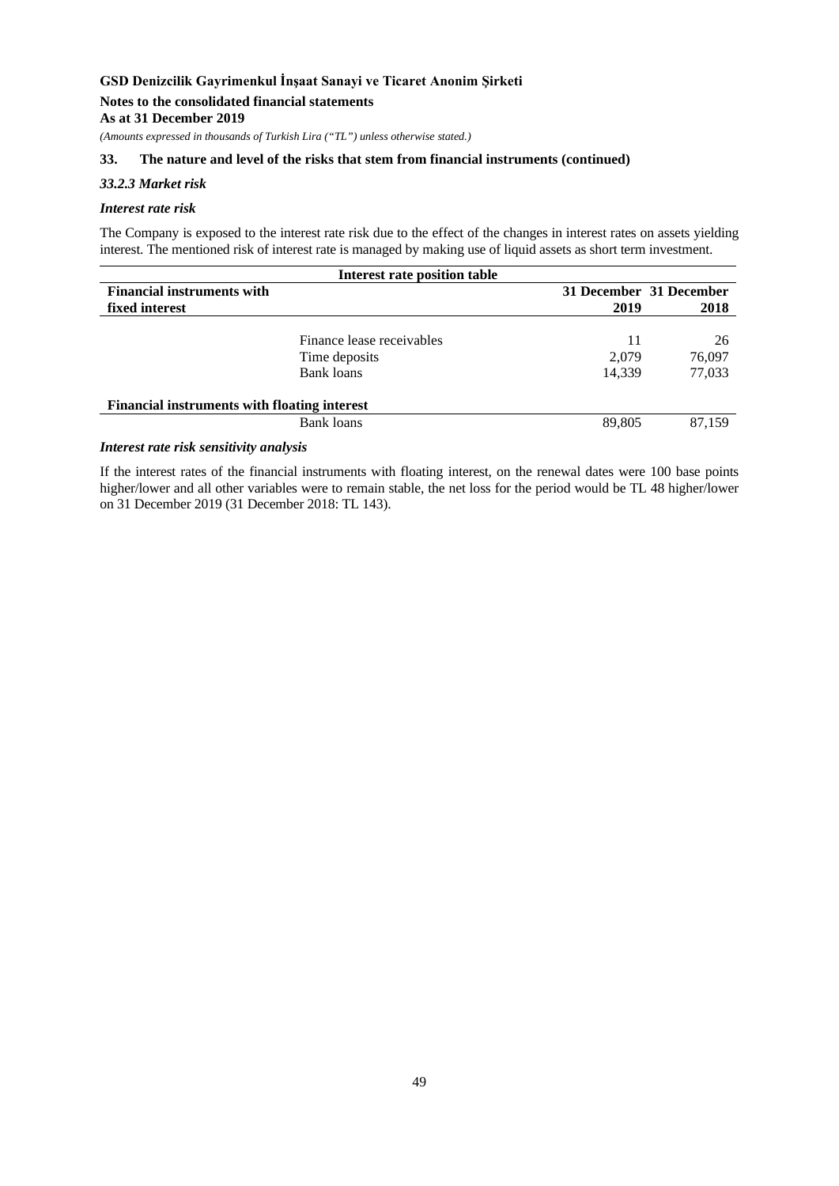**GSD Denizcilik Gayrimenkul İnşaat Sanayi ve Ticaret Anonim Şirketi**

**Notes to the consolidated financial statements**
**As at 31 December 2019**

*(Amounts expressed in thousands of Turkish Lira ("TL") unless otherwise stated.)*

## 33. The nature and level of the risks that stem from financial instruments (continued)

### *33.2.3 Market risk*

***Interest rate risk***

The Company is exposed to the interest rate risk due to the effect of the changes in interest rates on assets yielding interest. The mentioned risk of interest rate is managed by making use of liquid assets as short term investment.

| **Interest rate position table** | | | |
|---|---|---|---|
| **Financial instruments with fixed interest** | | **31 December 2019** | **31 December 2018** |
| | Finance lease receivables | 11 | 26 |
| | Time deposits | 2,079 | 76,097 |
| | Bank loans | 14,339 | 77,033 |
| **Financial instruments with floating interest** | | | |
| | Bank loans | 89,805 | 87,159 |

***Interest rate risk sensitivity analysis***

If the interest rates of the financial instruments with floating interest, on the renewal dates were 100 base points higher/lower and all other variables were to remain stable, the net loss for the period would be TL 48 higher/lower on 31 December 2019 (31 December 2018: TL 143).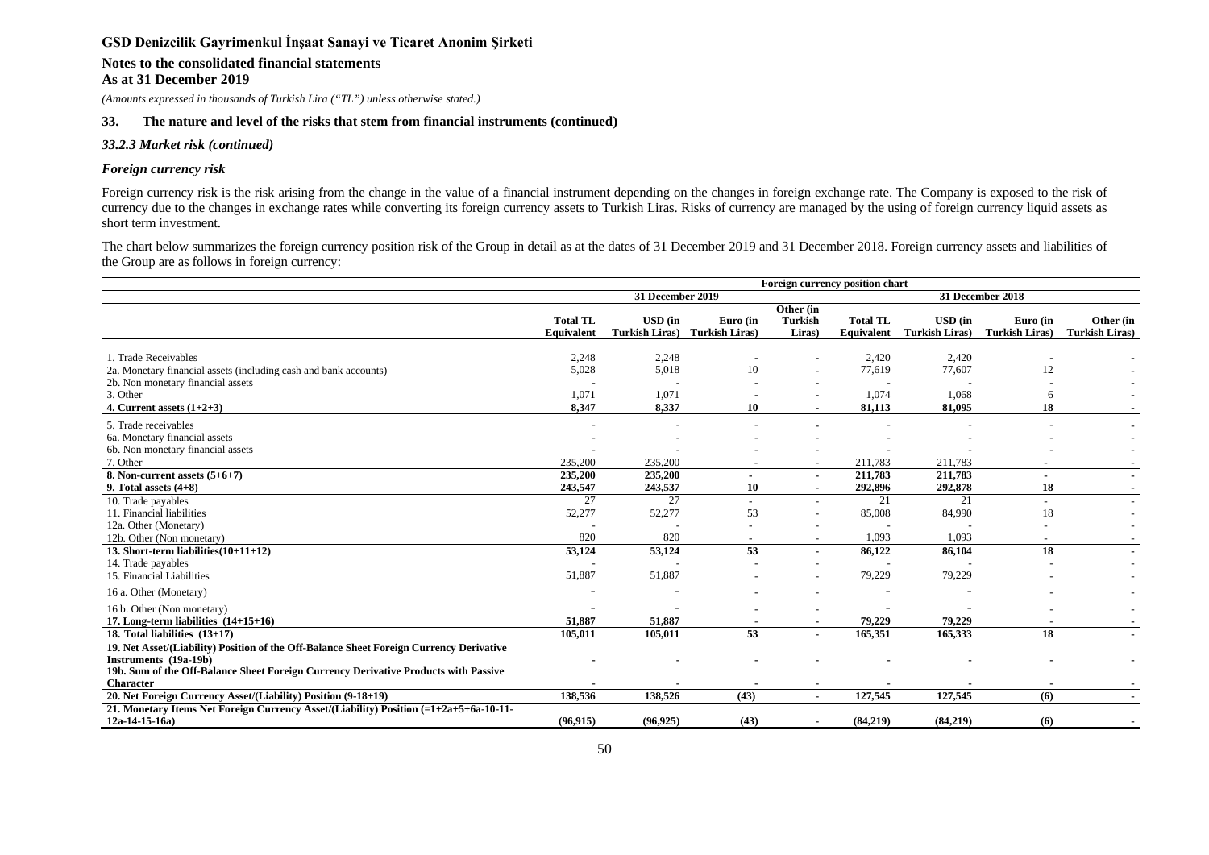**GSD Denizcilik Gayrimenkul İnşaat Sanayi ve Ticaret Anonim Şirketi**

**Notes to the consolidated financial statements**
**As at 31 December 2019**

*(Amounts expressed in thousands of Turkish Lira ("TL") unless otherwise stated.)*

### 33. The nature and level of the risks that stem from financial instruments (continued)

#### *33.2.3 Market risk (continued)*

#### *Foreign currency risk*

Foreign currency risk is the risk arising from the change in the value of a financial instrument depending on the changes in foreign exchange rate. The Company is exposed to the risk of currency due to the changes in exchange rates while converting its foreign currency assets to Turkish Liras. Risks of currency are managed by the using of foreign currency liquid assets as short term investment.

The chart below summarizes the foreign currency position risk of the Group in detail as at the dates of 31 December 2019 and 31 December 2018. Foreign currency assets and liabilities of the Group are as follows in foreign currency:

| | **Foreign currency position chart** | | | | | | | |
|---|---|---|---|---|---|---|---|---|
| | **31 December 2019** | | | | **31 December 2018** | | | |
| | **Total TL Equivalent** | **USD (in Turkish Liras)** | **Euro (in Turkish Liras)** | **Other (in Turkish Liras)** | **Total TL Equivalent** | **USD (in Turkish Liras)** | **Euro (in Turkish Liras)** | **Other (in Turkish Liras)** |
| 1. Trade Receivables | 2,248 | 2,248 | - | - | 2,420 | 2,420 | - | - |
| 2a. Monetary financial assets (including cash and bank accounts) | 5,028 | 5,018 | 10 | - | 77,619 | 77,607 | 12 | - |
| 2b. Non monetary financial assets | - | - | - | - | - | - | - | - |
| 3. Other | 1,071 | 1,071 | - | - | 1,074 | 1,068 | 6 | - |
| **4. Current assets (1+2+3)** | **8,347** | **8,337** | **10** | **-** | **81,113** | **81,095** | **18** | **-** |
| 5. Trade receivables | - | - | - | - | - | - | - | - |
| 6a. Monetary financial assets | - | - | - | - | - | - | - | - |
| 6b. Non monetary financial assets | - | - | - | - | - | - | - | - |
| 7. Other | 235,200 | 235,200 | - | - | 211,783 | 211,783 | - | - |
| **8. Non-current assets (5+6+7)** | **235,200** | **235,200** | **-** | **-** | **211,783** | **211,783** | **-** | **-** |
| **9. Total assets (4+8)** | **243,547** | **243,537** | **10** | **-** | **292,896** | **292,878** | **18** | **-** |
| 10. Trade payables | 27 | 27 | - | - | 21 | 21 | - | - |
| 11. Financial liabilities | 52,277 | 52,277 | 53 | - | 85,008 | 84,990 | 18 | - |
| 12a. Other (Monetary) | - | - | - | - | - | - | - | - |
| 12b. Other (Non monetary) | 820 | 820 | - | - | 1,093 | 1,093 | - | - |
| **13. Short-term liabilities(10+11+12)** | **53,124** | **53,124** | **53** | **-** | **86,122** | **86,104** | **18** | **-** |
| 14. Trade payables | - | - | - | - | - | - | - | - |
| 15. Financial Liabilities | 51,887 | 51,887 | - | - | 79,229 | 79,229 | - | - |
| 16 a. Other (Monetary) | - | - | - | - | - | - | - | - |
| 16 b. Other (Non monetary) | - | - | - | - | - | - | - | - |
| **17. Long-term liabilities (14+15+16)** | **51,887** | **51,887** | **-** | **-** | **79,229** | **79,229** | **-** | **-** |
| **18. Total liabilities (13+17)** | **105,011** | **105,011** | **53** | **-** | **165,351** | **165,333** | **18** | **-** |
| **19. Net Asset/(Liability) Position of the Off-Balance Sheet Foreign Currency Derivative Instruments (19a-19b)** | **-** | **-** | **-** | **-** | **-** | **-** | **-** | **-** |
| **19b. Sum of the Off-Balance Sheet Foreign Currency Derivative Products with Passive Character** | **-** | **-** | **-** | **-** | **-** | **-** | **-** | **-** |
| **20. Net Foreign Currency Asset/(Liability) Position (9-18+19)** | **138,536** | **138,526** | **(43)** | **-** | **127,545** | **127,545** | **(6)** | **-** |
| **21. Monetary Items Net Foreign Currency Asset/(Liability) Position (=1+2a+5+6a-10-11-12a-14-15-16a)** | **(96,915)** | **(96,925)** | **(43)** | **-** | **(84,219)** | **(84,219)** | **(6)** | **-** |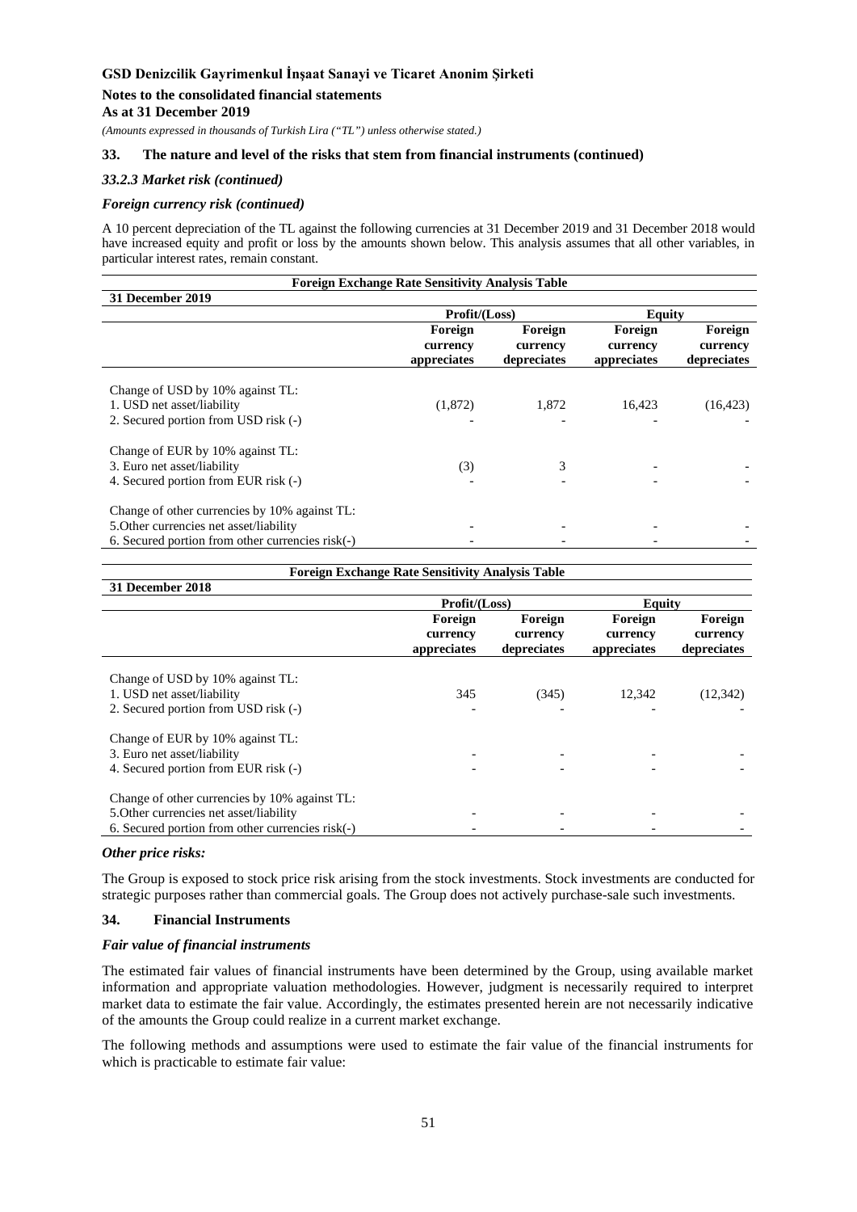## 33. The nature and level of the risks that stem from financial instruments (continued)

### *33.2.3 Market risk (continued)*

#### *Foreign currency risk (continued)*

A 10 percent depreciation of the TL against the following currencies at 31 December 2019 and 31 December 2018 would have increased equity and profit or loss by the amounts shown below. This analysis assumes that all other variables, in particular interest rates, remain constant.

**Foreign Exchange Rate Sensitivity Analysis Table**

| **31 December 2019** | **Profit/(Loss)** | | **Equity** | |
|---|---|---|---|---|
| | **Foreign currency appreciates** | **Foreign currency depreciates** | **Foreign currency appreciates** | **Foreign currency depreciates** |
| Change of USD by 10% against TL: | | | | |
| 1. USD net asset/liability | (1,872) | 1,872 | 16,423 | (16,423) |
| 2. Secured portion from USD risk (-) | - | - | - | - |
| Change of EUR by 10% against TL: | | | | |
| 3. Euro net asset/liability | (3) | 3 | - | - |
| 4. Secured portion from EUR risk (-) | - | - | - | - |
| Change of other currencies by 10% against TL: | | | | |
| 5.Other currencies net asset/liability | - | - | - | - |
| 6. Secured portion from other currencies risk(-) | - | - | - | - |

**Foreign Exchange Rate Sensitivity Analysis Table**

| **31 December 2018** | **Profit/(Loss)** | | **Equity** | |
|---|---|---|---|---|
| | **Foreign currency appreciates** | **Foreign currency depreciates** | **Foreign currency appreciates** | **Foreign currency depreciates** |
| Change of USD by 10% against TL: | | | | |
| 1. USD net asset/liability | 345 | (345) | 12,342 | (12,342) |
| 2. Secured portion from USD risk (-) | - | - | - | - |
| Change of EUR by 10% against TL: | | | | |
| 3. Euro net asset/liability | - | - | - | - |
| 4. Secured portion from EUR risk (-) | - | - | - | - |
| Change of other currencies by 10% against TL: | | | | |
| 5.Other currencies net asset/liability | - | - | - | - |
| 6. Secured portion from other currencies risk(-) | - | - | - | - |

#### *Other price risks:*

The Group is exposed to stock price risk arising from the stock investments. Stock investments are conducted for strategic purposes rather than commercial goals. The Group does not actively purchase-sale such investments.

## 34. Financial Instruments

#### *Fair value of financial instruments*

The estimated fair values of financial instruments have been determined by the Group, using available market information and appropriate valuation methodologies. However, judgment is necessarily required to interpret market data to estimate the fair value. Accordingly, the estimates presented herein are not necessarily indicative of the amounts the Group could realize in a current market exchange.

The following methods and assumptions were used to estimate the fair value of the financial instruments for which is practicable to estimate fair value: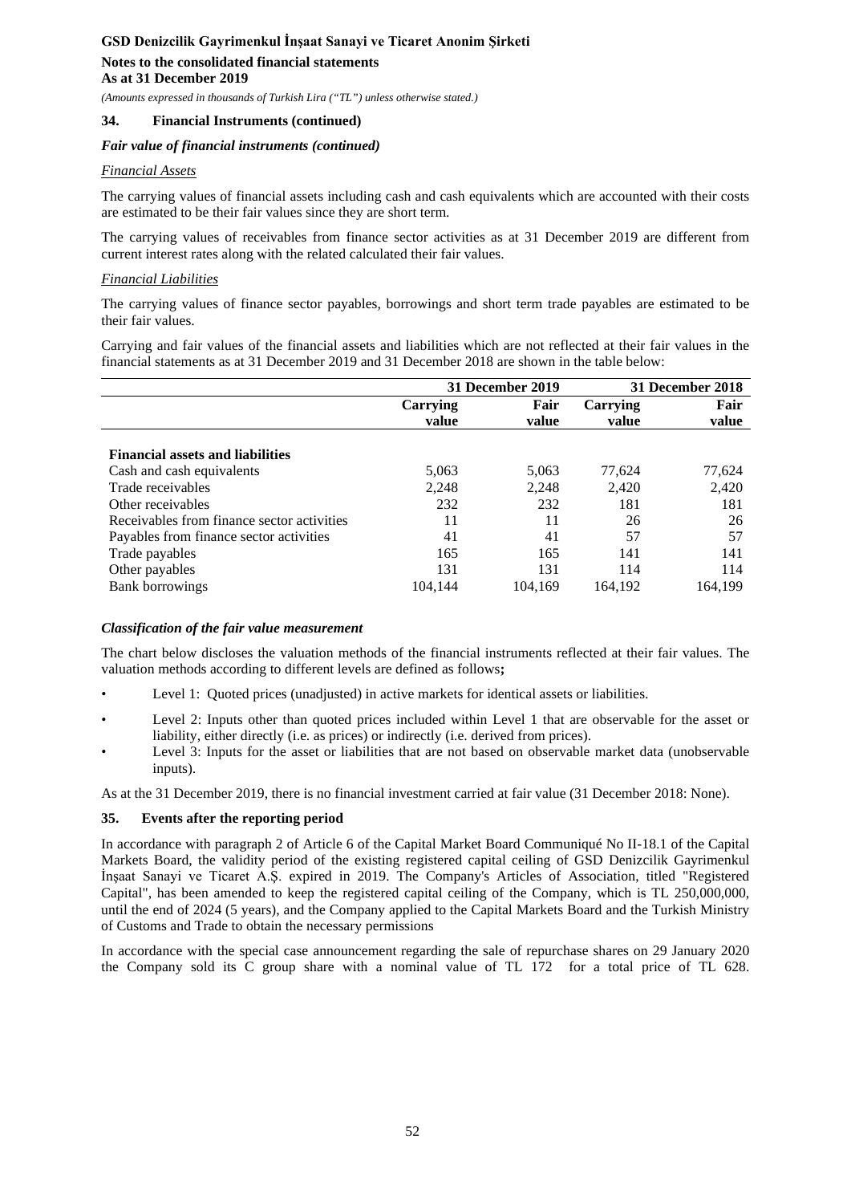### 34. Financial Instruments (continued)

***Fair value of financial instruments (continued)***

*Financial Assets*

The carrying values of financial assets including cash and cash equivalents which are accounted with their costs are estimated to be their fair values since they are short term.

The carrying values of receivables from finance sector activities as at 31 December 2019 are different from current interest rates along with the related calculated their fair values.

*Financial Liabilities*

The carrying values of finance sector payables, borrowings and short term trade payables are estimated to be their fair values.

Carrying and fair values of the financial assets and liabilities which are not reflected at their fair values in the financial statements as at 31 December 2019 and 31 December 2018 are shown in the table below:

| | 31 December 2019 | | 31 December 2018 | |
|---|---|---|---|---|
| | **Carrying value** | **Fair value** | **Carrying value** | **Fair value** |
| **Financial assets and liabilities** | | | | |
| Cash and cash equivalents | 5,063 | 5,063 | 77,624 | 77,624 |
| Trade receivables | 2,248 | 2,248 | 2,420 | 2,420 |
| Other receivables | 232 | 232 | 181 | 181 |
| Receivables from finance sector activities | 11 | 11 | 26 | 26 |
| Payables from finance sector activities | 41 | 41 | 57 | 57 |
| Trade payables | 165 | 165 | 141 | 141 |
| Other payables | 131 | 131 | 114 | 114 |
| Bank borrowings | 104,144 | 104,169 | 164,192 | 164,199 |

***Classification of the fair value measurement***

The chart below discloses the valuation methods of the financial instruments reflected at their fair values. The valuation methods according to different levels are defined as follows**;**

- Level 1: Quoted prices (unadjusted) in active markets for identical assets or liabilities.
- Level 2: Inputs other than quoted prices included within Level 1 that are observable for the asset or liability, either directly (i.e. as prices) or indirectly (i.e. derived from prices).
- Level 3: Inputs for the asset or liabilities that are not based on observable market data (unobservable inputs).

As at the 31 December 2019, there is no financial investment carried at fair value (31 December 2018: None).

### 35. Events after the reporting period

In accordance with paragraph 2 of Article 6 of the Capital Market Board Communiqué No II-18.1 of the Capital Markets Board, the validity period of the existing registered capital ceiling of GSD Denizcilik Gayrimenkul İnşaat Sanayi ve Ticaret A.Ş. expired in 2019. The Company's Articles of Association, titled "Registered Capital", has been amended to keep the registered capital ceiling of the Company, which is TL 250,000,000, until the end of 2024 (5 years), and the Company applied to the Capital Markets Board and the Turkish Ministry of Customs and Trade to obtain the necessary permissions

In accordance with the special case announcement regarding the sale of repurchase shares on 29 January 2020 the Company sold its C group share with a nominal value of TL 172 for a total price of TL 628.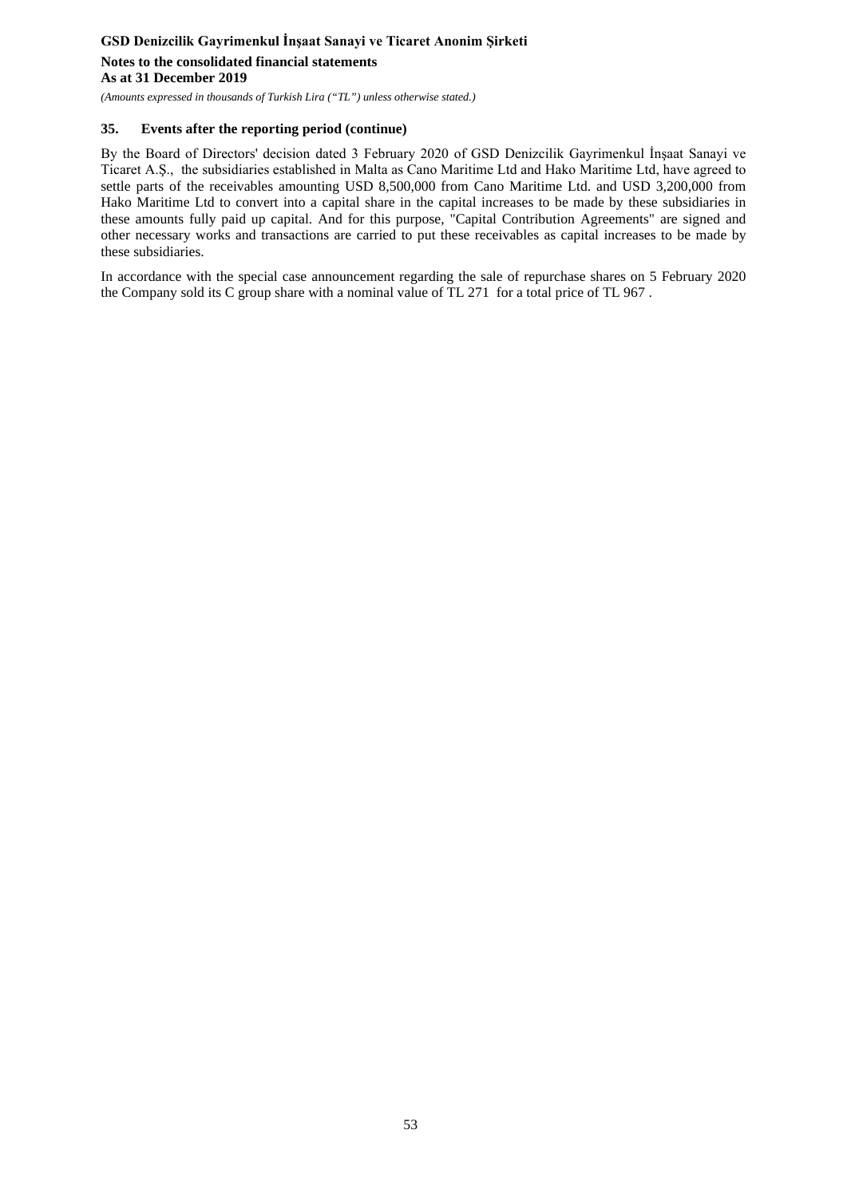### 35. Events after the reporting period (continue)

By the Board of Directors' decision dated 3 February 2020 of GSD Denizcilik Gayrimenkul İnşaat Sanayi ve Ticaret A.Ş., the subsidiaries established in Malta as Cano Maritime Ltd and Hako Maritime Ltd, have agreed to settle parts of the receivables amounting USD 8,500,000 from Cano Maritime Ltd. and USD 3,200,000 from Hako Maritime Ltd to convert into a capital share in the capital increases to be made by these subsidiaries in these amounts fully paid up capital. And for this purpose, "Capital Contribution Agreements" are signed and other necessary works and transactions are carried to put these receivables as capital increases to be made by these subsidiaries.

In accordance with the special case announcement regarding the sale of repurchase shares on 5 February 2020 the Company sold its C group share with a nominal value of TL 271 for a total price of TL 967 .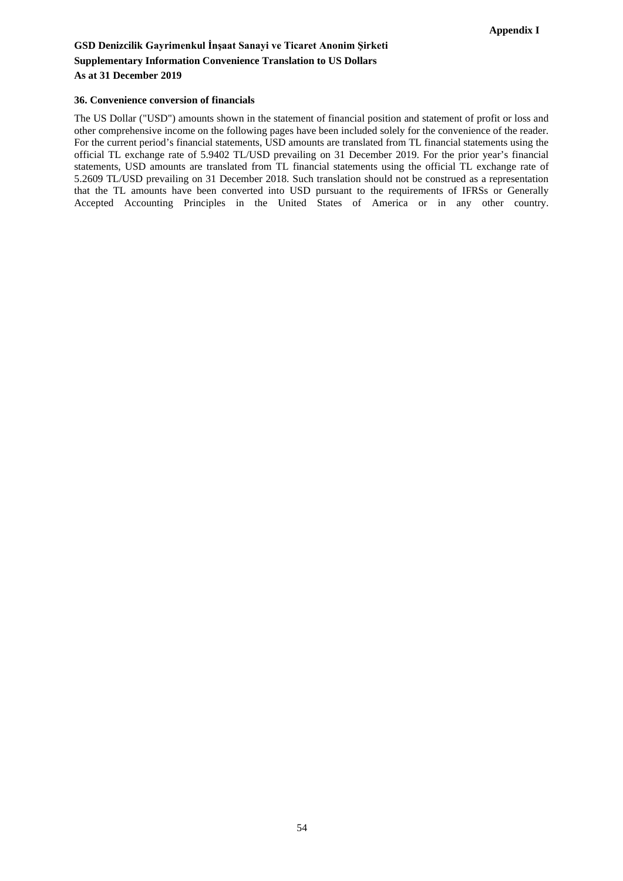**Appendix I**

**GSD Denizcilik Gayrimenkul İnşaat Sanayi ve Ticaret Anonim Şirketi**
**Supplementary Information Convenience Translation to US Dollars**
**As at 31 December 2019**

**36. Convenience conversion of financials**

The US Dollar ("USD") amounts shown in the statement of financial position and statement of profit or loss and other comprehensive income on the following pages have been included solely for the convenience of the reader. For the current period's financial statements, USD amounts are translated from TL financial statements using the official TL exchange rate of 5.9402 TL/USD prevailing on 31 December 2019. For the prior year's financial statements, USD amounts are translated from TL financial statements using the official TL exchange rate of 5.2609 TL/USD prevailing on 31 December 2018. Such translation should not be construed as a representation that the TL amounts have been converted into USD pursuant to the requirements of IFRSs or Generally Accepted Accounting Principles in the United States of America or in any other country.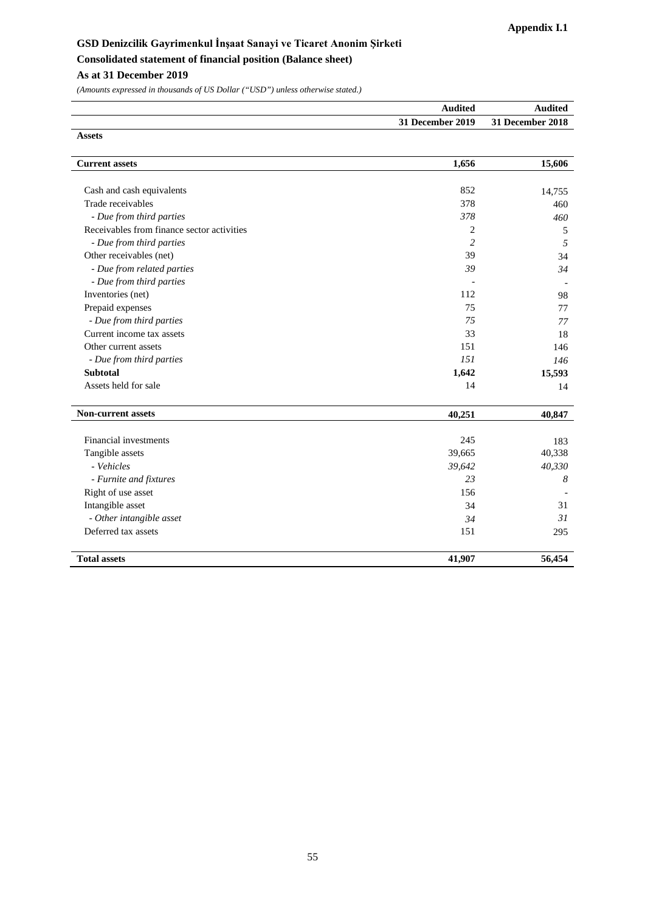**Appendix I.1**

**GSD Denizcilik Gayrimenkul İnşaat Sanayi ve Ticaret Anonim Şirketi**

**Consolidated statement of financial position (Balance sheet)**

**As at 31 December 2019**

*(Amounts expressed in thousands of US Dollar ("USD") unless otherwise stated.)*

| | **Audited** | **Audited** |
|---|---|---|
| | **31 December 2019** | **31 December 2018** |
| **Assets** | | |
| **Current assets** | **1,656** | **15,606** |
| Cash and cash equivalents | 852 | 14,755 |
| Trade receivables | 378 | 460 |
| *- Due from third parties* | *378* | *460* |
| Receivables from finance sector activities | 2 | 5 |
| *- Due from third parties* | *2* | *5* |
| Other receivables (net) | 39 | 34 |
| *- Due from related parties* | *39* | *34* |
| *- Due from third parties* | - | - |
| Inventories (net) | 112 | 98 |
| Prepaid expenses | 75 | 77 |
| *- Due from third parties* | *75* | *77* |
| Current income tax assets | 33 | 18 |
| Other current assets | 151 | 146 |
| *- Due from third parties* | *151* | *146* |
| **Subtotal** | **1,642** | **15,593** |
| Assets held for sale | 14 | 14 |
| **Non-current assets** | **40,251** | **40,847** |
| Financial investments | 245 | 183 |
| Tangible assets | 39,665 | 40,338 |
| *- Vehicles* | *39,642* | *40,330* |
| *- Furnite and fixtures* | *23* | *8* |
| Right of use asset | 156 | - |
| Intangible asset | 34 | 31 |
| *- Other intangible asset* | *34* | *31* |
| Deferred tax assets | 151 | 295 |
| **Total assets** | **41,907** | **56,454** |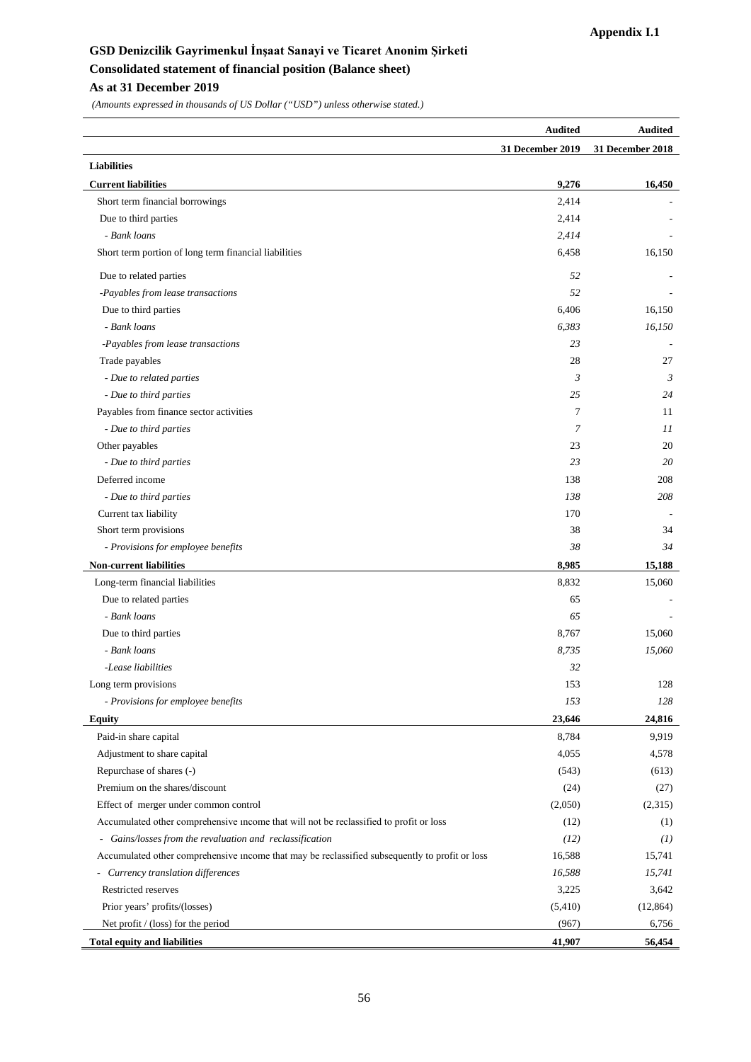**Appendix I.1**

**GSD Denizcilik Gayrimenkul İnşaat Sanayi ve Ticaret Anonim Şirketi**

**Consolidated statement of financial position (Balance sheet)**

**As at 31 December 2019**

*(Amounts expressed in thousands of US Dollar ("USD") unless otherwise stated.)*

| | **Audited** | **Audited** |
|---|---|---|
| | **31 December 2019** | **31 December 2018** |
| **Liabilities** | | |
| **Current liabilities** | **9,276** | **16,450** |
| Short term financial borrowings | 2,414 | - |
| Due to third parties | 2,414 | - |
| *- Bank loans* | *2,414* | - |
| Short term portion of long term financial liabilities | 6,458 | 16,150 |
| Due to related parties | 52 | - |
| *-Payables from lease transactions* | *52* | - |
| Due to third parties | 6,406 | 16,150 |
| *- Bank loans* | *6,383* | *16,150* |
| *-Payables from lease transactions* | *23* | - |
| Trade payables | 28 | 27 |
| *- Due to related parties* | *3* | *3* |
| *- Due to third parties* | *25* | *24* |
| Payables from finance sector activities | 7 | 11 |
| *- Due to third parties* | *7* | *11* |
| Other payables | 23 | 20 |
| *- Due to third parties* | *23* | *20* |
| Deferred income | 138 | 208 |
| *- Due to third parties* | *138* | *208* |
| Current tax liability | 170 | - |
| Short term provisions | 38 | 34 |
| *- Provisions for employee benefits* | *38* | *34* |
| **Non-current liabilities** | **8,985** | **15,188** |
| Long-term financial liabilities | 8,832 | 15,060 |
| Due to related parties | 65 | - |
| *- Bank loans* | *65* | - |
| Due to third parties | 8,767 | 15,060 |
| *- Bank loans* | *8,735* | *15,060* |
| *-Lease liabilities* | *32* | |
| Long term provisions | 153 | 128 |
| *- Provisions for employee benefits* | *153* | *128* |
| **Equity** | **23,646** | **24,816** |
| Paid-in share capital | 8,784 | 9,919 |
| Adjustment to share capital | 4,055 | 4,578 |
| Repurchase of shares (-) | (543) | (613) |
| Premium on the shares/discount | (24) | (27) |
| Effect of merger under common control | (2,050) | (2,315) |
| Accumulated other comprehensive ıncome that will not be reclassified to profit or loss | (12) | (1) |
| *- Gains/losses from the revaluation and reclassification* | *(12)* | *(1)* |
| Accumulated other comprehensive ıncome that may be reclassified subsequently to profit or loss | 16,588 | 15,741 |
| *- Currency translation differences* | *16,588* | *15,741* |
| Restricted reserves | 3,225 | 3,642 |
| Prior years' profits/(losses) | (5,410) | (12,864) |
| Net profit / (loss) for the period | (967) | 6,756 |
| **Total equity and liabilities** | **41,907** | **56,454** |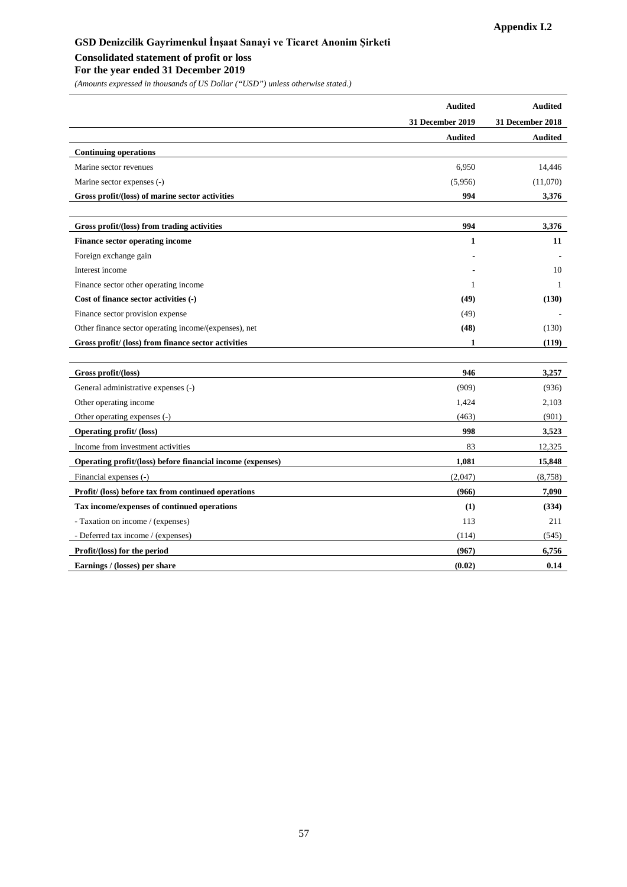**Appendix I.2**

# GSD Denizcilik Gayrimenkul İnşaat Sanayi ve Ticaret Anonim Şirketi

## Consolidated statement of profit or loss

### For the year ended 31 December 2019

*(Amounts expressed in thousands of US Dollar ("USD") unless otherwise stated.)*

| | Audited | Audited |
|---|---|---|
| | 31 December 2019 | 31 December 2018 |
| | Audited | Audited |
| **Continuing operations** | | |
| Marine sector revenues | 6,950 | 14,446 |
| Marine sector expenses (-) | (5,956) | (11,070) |
| **Gross profit/(loss) of marine sector activities** | **994** | **3,376** |
| | | |
| **Gross profit/(loss) from trading activities** | **994** | **3,376** |
| **Finance sector operating income** | **1** | **11** |
| Foreign exchange gain | - | - |
| Interest income | - | 10 |
| Finance sector other operating income | 1 | 1 |
| **Cost of finance sector activities (-)** | **(49)** | **(130)** |
| Finance sector provision expense | (49) | - |
| Other finance sector operating income/(expenses), net | **(48)** | (130) |
| **Gross profit/ (loss) from finance sector activities** | **1** | **(119)** |
| | | |
| **Gross profit/(loss)** | **946** | **3,257** |
| General administrative expenses (-) | (909) | (936) |
| Other operating income | 1,424 | 2,103 |
| Other operating expenses (-) | (463) | (901) |
| **Operating profit/ (loss)** | **998** | **3,523** |
| Income from investment activities | 83 | 12,325 |
| **Operating profit/(loss) before financial income (expenses)** | **1,081** | **15,848** |
| Financial expenses (-) | (2,047) | (8,758) |
| **Profit/ (loss) before tax from continued operations** | **(966)** | **7,090** |
| **Tax income/expenses of continued operations** | **(1)** | **(334)** |
| - Taxation on income / (expenses) | 113 | 211 |
| - Deferred tax income / (expenses) | (114) | (545) |
| **Profit/(loss) for the period** | **(967)** | **6,756** |
| **Earnings / (losses) per share** | **(0.02)** | **0.14** |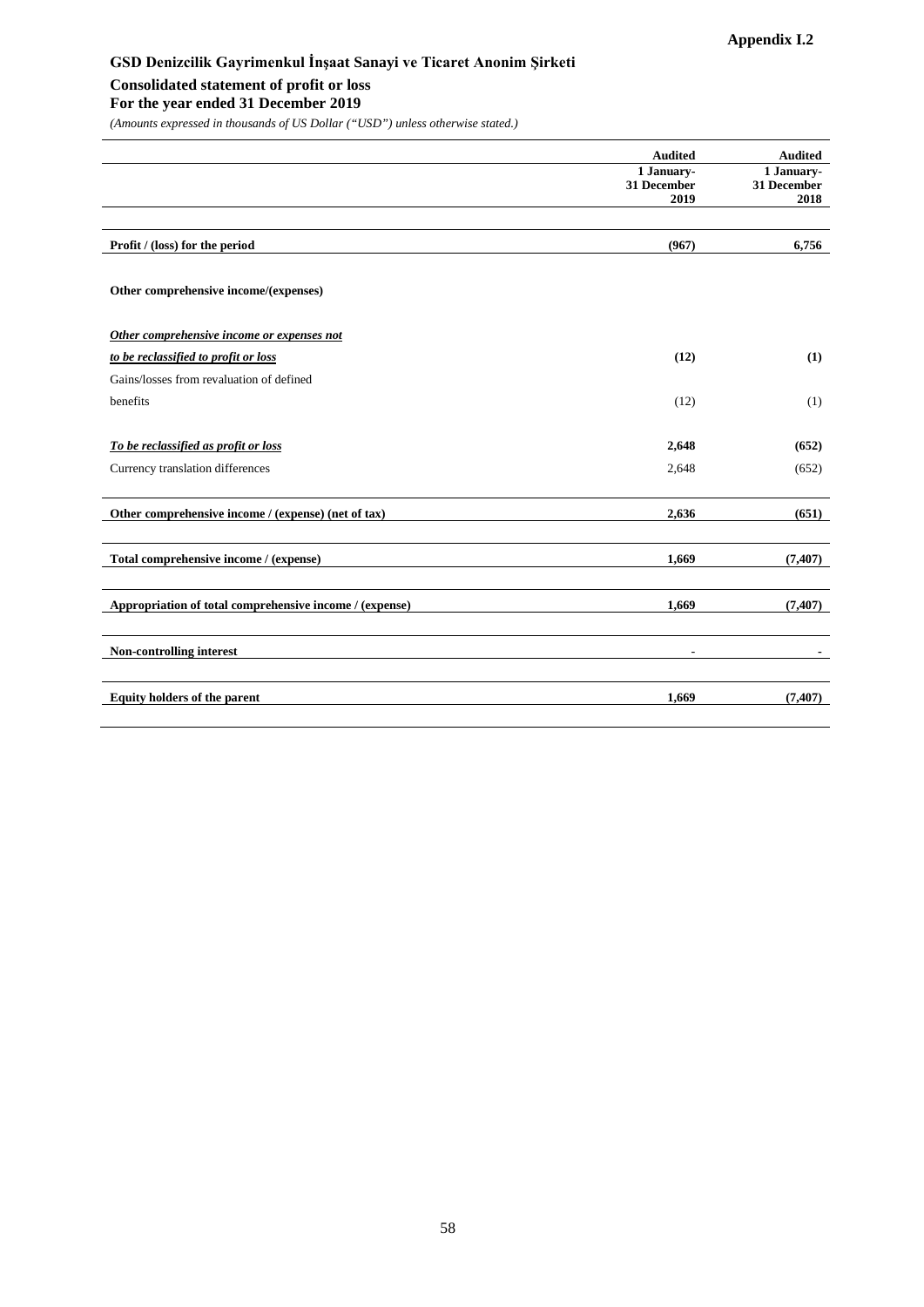**Appendix I.2**

# GSD Denizcilik Gayrimenkul İnşaat Sanayi ve Ticaret Anonim Şirketi

## Consolidated statement of profit or loss

## For the year ended 31 December 2019

*(Amounts expressed in thousands of US Dollar ("USD") unless otherwise stated.)*

| | Audited 1 January- 31 December 2019 | Audited 1 January- 31 December 2018 |
|---|---|---|
| **Profit / (loss) for the period** | **(967)** | **6,756** |
| **Other comprehensive income/(expenses)** | | |
| ***Other comprehensive income or expenses not to be reclassified to profit or loss*** | **(12)** | **(1)** |
| Gains/losses from revaluation of defined benefits | (12) | (1) |
| ***To be reclassified as profit or loss*** | **2,648** | **(652)** |
| Currency translation differences | 2,648 | (652) |
| **Other comprehensive income / (expense) (net of tax)** | **2,636** | **(651)** |
| **Total comprehensive income / (expense)** | **1,669** | **(7,407)** |
| **Appropriation of total comprehensive income / (expense)** | **1,669** | **(7,407)** |
| **Non-controlling interest** | - | - |
| **Equity holders of the parent** | **1,669** | **(7,407)** |